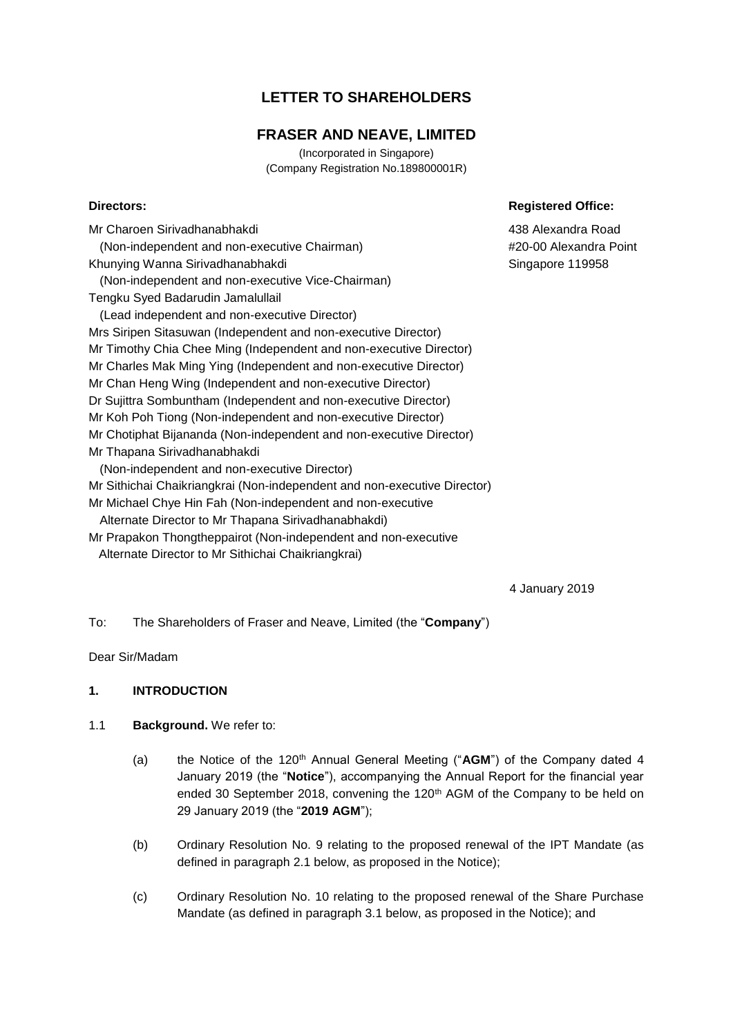# LETTER TO SHAREHOLDERS

## FRASER AND NEAVE, LIMITED

(Incorporated in Singapore)
(Company Registration No.189800001R)

**Directors:**

Mr Charoen Sirivadhanabhakdi
(Non-independent and non-executive Chairman)
Khunying Wanna Sirivadhanabhakdi
(Non-independent and non-executive Vice-Chairman)
Tengku Syed Badarudin Jamalullail
(Lead independent and non-executive Director)
Mrs Siripen Sitasuwan (Independent and non-executive Director)
Mr Timothy Chia Chee Ming (Independent and non-executive Director)
Mr Charles Mak Ming Ying (Independent and non-executive Director)
Mr Chan Heng Wing (Independent and non-executive Director)
Dr Sujittra Sombuntham (Independent and non-executive Director)
Mr Koh Poh Tiong (Non-independent and non-executive Director)
Mr Chotiphat Bijananda (Non-independent and non-executive Director)
Mr Thapana Sirivadhanabhakdi
(Non-independent and non-executive Director)
Mr Sithichai Chaikriangkrai (Non-independent and non-executive Director)
Mr Michael Chye Hin Fah (Non-independent and non-executive Alternate Director to Mr Thapana Sirivadhanabhakdi)
Mr Prapakon Thongtheppairot (Non-independent and non-executive Alternate Director to Mr Sithichai Chaikriangkrai)

**Registered Office:**

438 Alexandra Road
#20-00 Alexandra Point
Singapore 119958

4 January 2019

To: The Shareholders of Fraser and Neave, Limited (the "**Company**")

Dear Sir/Madam

**1. INTRODUCTION**

1.1 **Background.** We refer to:

(a) the Notice of the 120th Annual General Meeting ("**AGM**") of the Company dated 4 January 2019 (the "**Notice**"), accompanying the Annual Report for the financial year ended 30 September 2018, convening the 120th AGM of the Company to be held on 29 January 2019 (the "**2019 AGM**");

(b) Ordinary Resolution No. 9 relating to the proposed renewal of the IPT Mandate (as defined in paragraph 2.1 below, as proposed in the Notice);

(c) Ordinary Resolution No. 10 relating to the proposed renewal of the Share Purchase Mandate (as defined in paragraph 3.1 below, as proposed in the Notice); and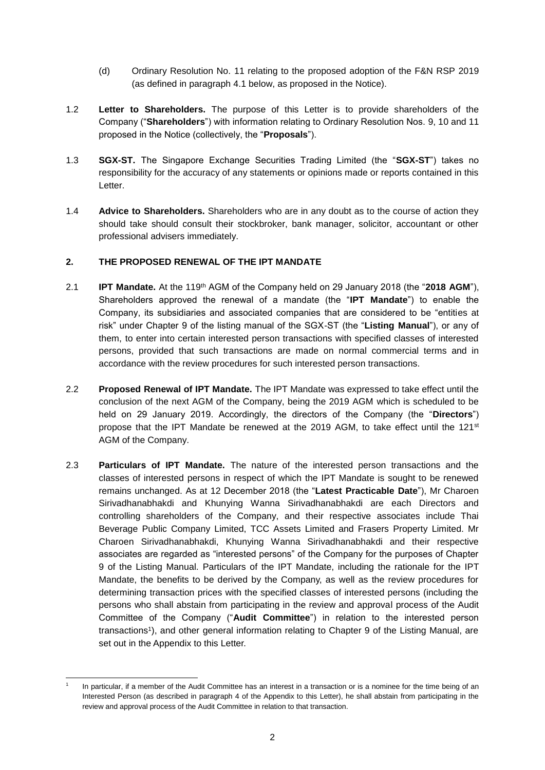(d) Ordinary Resolution No. 11 relating to the proposed adoption of the F&N RSP 2019 (as defined in paragraph 4.1 below, as proposed in the Notice).

1.2 **Letter to Shareholders.** The purpose of this Letter is to provide shareholders of the Company ("**Shareholders**") with information relating to Ordinary Resolution Nos. 9, 10 and 11 proposed in the Notice (collectively, the "**Proposals**").

1.3 **SGX-ST.** The Singapore Exchange Securities Trading Limited (the "**SGX-ST**") takes no responsibility for the accuracy of any statements or opinions made or reports contained in this Letter.

1.4 **Advice to Shareholders.** Shareholders who are in any doubt as to the course of action they should take should consult their stockbroker, bank manager, solicitor, accountant or other professional advisers immediately.

## 2. THE PROPOSED RENEWAL OF THE IPT MANDATE

2.1 **IPT Mandate.** At the 119th AGM of the Company held on 29 January 2018 (the "**2018 AGM**"), Shareholders approved the renewal of a mandate (the "**IPT Mandate**") to enable the Company, its subsidiaries and associated companies that are considered to be "entities at risk" under Chapter 9 of the listing manual of the SGX-ST (the "**Listing Manual**"), or any of them, to enter into certain interested person transactions with specified classes of interested persons, provided that such transactions are made on normal commercial terms and in accordance with the review procedures for such interested person transactions.

2.2 **Proposed Renewal of IPT Mandate.** The IPT Mandate was expressed to take effect until the conclusion of the next AGM of the Company, being the 2019 AGM which is scheduled to be held on 29 January 2019. Accordingly, the directors of the Company (the "**Directors**") propose that the IPT Mandate be renewed at the 2019 AGM, to take effect until the 121st AGM of the Company.

2.3 **Particulars of IPT Mandate.** The nature of the interested person transactions and the classes of interested persons in respect of which the IPT Mandate is sought to be renewed remains unchanged. As at 12 December 2018 (the "**Latest Practicable Date**"), Mr Charoen Sirivadhanabhakdi and Khunying Wanna Sirivadhanabhakdi are each Directors and controlling shareholders of the Company, and their respective associates include Thai Beverage Public Company Limited, TCC Assets Limited and Frasers Property Limited. Mr Charoen Sirivadhanabhakdi, Khunying Wanna Sirivadhanabhakdi and their respective associates are regarded as "interested persons" of the Company for the purposes of Chapter 9 of the Listing Manual. Particulars of the IPT Mandate, including the rationale for the IPT Mandate, the benefits to be derived by the Company, as well as the review procedures for determining transaction prices with the specified classes of interested persons (including the persons who shall abstain from participating in the review and approval process of the Audit Committee of the Company ("**Audit Committee**") in relation to the interested person transactions[1]), and other general information relating to Chapter 9 of the Listing Manual, are set out in the Appendix to this Letter.

---

[1] In particular, if a member of the Audit Committee has an interest in a transaction or is a nominee for the time being of an Interested Person (as described in paragraph 4 of the Appendix to this Letter), he shall abstain from participating in the review and approval process of the Audit Committee in relation to that transaction.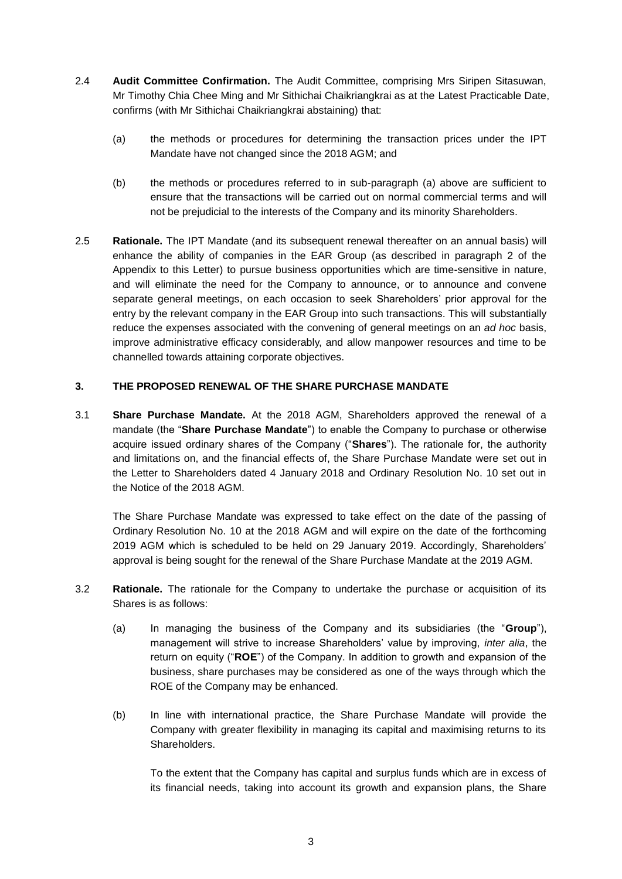2.4 **Audit Committee Confirmation.** The Audit Committee, comprising Mrs Siripen Sitasuwan, Mr Timothy Chia Chee Ming and Mr Sithichai Chaikriangkrai as at the Latest Practicable Date, confirms (with Mr Sithichai Chaikriangkrai abstaining) that:

(a) the methods or procedures for determining the transaction prices under the IPT Mandate have not changed since the 2018 AGM; and

(b) the methods or procedures referred to in sub-paragraph (a) above are sufficient to ensure that the transactions will be carried out on normal commercial terms and will not be prejudicial to the interests of the Company and its minority Shareholders.

2.5 **Rationale.** The IPT Mandate (and its subsequent renewal thereafter on an annual basis) will enhance the ability of companies in the EAR Group (as described in paragraph 2 of the Appendix to this Letter) to pursue business opportunities which are time-sensitive in nature, and will eliminate the need for the Company to announce, or to announce and convene separate general meetings, on each occasion to seek Shareholders' prior approval for the entry by the relevant company in the EAR Group into such transactions. This will substantially reduce the expenses associated with the convening of general meetings on an *ad hoc* basis, improve administrative efficacy considerably, and allow manpower resources and time to be channelled towards attaining corporate objectives.

## 3. THE PROPOSED RENEWAL OF THE SHARE PURCHASE MANDATE

3.1 **Share Purchase Mandate.** At the 2018 AGM, Shareholders approved the renewal of a mandate (the "**Share Purchase Mandate**") to enable the Company to purchase or otherwise acquire issued ordinary shares of the Company ("**Shares**"). The rationale for, the authority and limitations on, and the financial effects of, the Share Purchase Mandate were set out in the Letter to Shareholders dated 4 January 2018 and Ordinary Resolution No. 10 set out in the Notice of the 2018 AGM.

The Share Purchase Mandate was expressed to take effect on the date of the passing of Ordinary Resolution No. 10 at the 2018 AGM and will expire on the date of the forthcoming 2019 AGM which is scheduled to be held on 29 January 2019. Accordingly, Shareholders' approval is being sought for the renewal of the Share Purchase Mandate at the 2019 AGM.

3.2 **Rationale.** The rationale for the Company to undertake the purchase or acquisition of its Shares is as follows:

(a) In managing the business of the Company and its subsidiaries (the "**Group**"), management will strive to increase Shareholders' value by improving, *inter alia*, the return on equity ("**ROE**") of the Company. In addition to growth and expansion of the business, share purchases may be considered as one of the ways through which the ROE of the Company may be enhanced.

(b) In line with international practice, the Share Purchase Mandate will provide the Company with greater flexibility in managing its capital and maximising returns to its Shareholders.

To the extent that the Company has capital and surplus funds which are in excess of its financial needs, taking into account its growth and expansion plans, the Share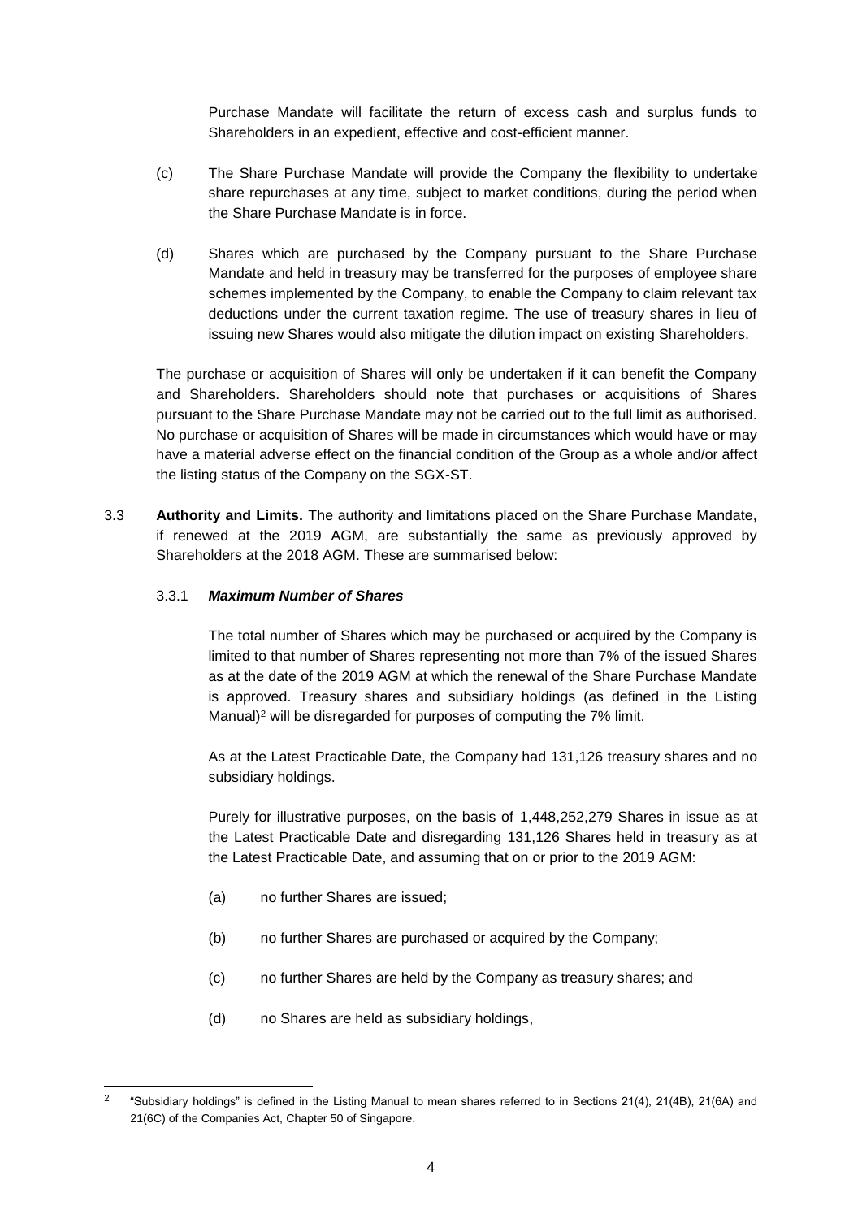Purchase Mandate will facilitate the return of excess cash and surplus funds to Shareholders in an expedient, effective and cost-efficient manner.

(c) The Share Purchase Mandate will provide the Company the flexibility to undertake share repurchases at any time, subject to market conditions, during the period when the Share Purchase Mandate is in force.

(d) Shares which are purchased by the Company pursuant to the Share Purchase Mandate and held in treasury may be transferred for the purposes of employee share schemes implemented by the Company, to enable the Company to claim relevant tax deductions under the current taxation regime. The use of treasury shares in lieu of issuing new Shares would also mitigate the dilution impact on existing Shareholders.

The purchase or acquisition of Shares will only be undertaken if it can benefit the Company and Shareholders. Shareholders should note that purchases or acquisitions of Shares pursuant to the Share Purchase Mandate may not be carried out to the full limit as authorised. No purchase or acquisition of Shares will be made in circumstances which would have or may have a material adverse effect on the financial condition of the Group as a whole and/or affect the listing status of the Company on the SGX-ST.

3.3 **Authority and Limits.** The authority and limitations placed on the Share Purchase Mandate, if renewed at the 2019 AGM, are substantially the same as previously approved by Shareholders at the 2018 AGM. These are summarised below:

3.3.1 ***Maximum Number of Shares***

The total number of Shares which may be purchased or acquired by the Company is limited to that number of Shares representing not more than 7% of the issued Shares as at the date of the 2019 AGM at which the renewal of the Share Purchase Mandate is approved. Treasury shares and subsidiary holdings (as defined in the Listing Manual)[2] will be disregarded for purposes of computing the 7% limit.

As at the Latest Practicable Date, the Company had 131,126 treasury shares and no subsidiary holdings.

Purely for illustrative purposes, on the basis of 1,448,252,279 Shares in issue as at the Latest Practicable Date and disregarding 131,126 Shares held in treasury as at the Latest Practicable Date, and assuming that on or prior to the 2019 AGM:

(a) no further Shares are issued;

(b) no further Shares are purchased or acquired by the Company;

(c) no further Shares are held by the Company as treasury shares; and

(d) no Shares are held as subsidiary holdings,

---

[2] "Subsidiary holdings" is defined in the Listing Manual to mean shares referred to in Sections 21(4), 21(4B), 21(6A) and 21(6C) of the Companies Act, Chapter 50 of Singapore.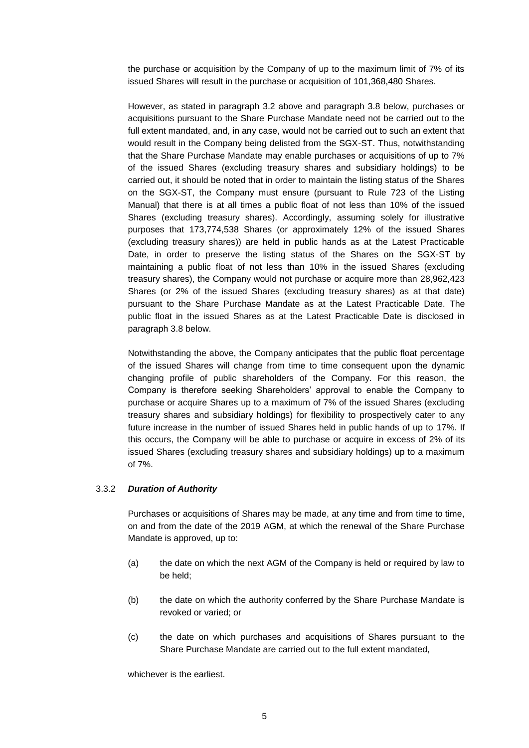the purchase or acquisition by the Company of up to the maximum limit of 7% of its issued Shares will result in the purchase or acquisition of 101,368,480 Shares.

However, as stated in paragraph 3.2 above and paragraph 3.8 below, purchases or acquisitions pursuant to the Share Purchase Mandate need not be carried out to the full extent mandated, and, in any case, would not be carried out to such an extent that would result in the Company being delisted from the SGX-ST. Thus, notwithstanding that the Share Purchase Mandate may enable purchases or acquisitions of up to 7% of the issued Shares (excluding treasury shares and subsidiary holdings) to be carried out, it should be noted that in order to maintain the listing status of the Shares on the SGX-ST, the Company must ensure (pursuant to Rule 723 of the Listing Manual) that there is at all times a public float of not less than 10% of the issued Shares (excluding treasury shares). Accordingly, assuming solely for illustrative purposes that 173,774,538 Shares (or approximately 12% of the issued Shares (excluding treasury shares)) are held in public hands as at the Latest Practicable Date, in order to preserve the listing status of the Shares on the SGX-ST by maintaining a public float of not less than 10% in the issued Shares (excluding treasury shares), the Company would not purchase or acquire more than 28,962,423 Shares (or 2% of the issued Shares (excluding treasury shares) as at that date) pursuant to the Share Purchase Mandate as at the Latest Practicable Date. The public float in the issued Shares as at the Latest Practicable Date is disclosed in paragraph 3.8 below.

Notwithstanding the above, the Company anticipates that the public float percentage of the issued Shares will change from time to time consequent upon the dynamic changing profile of public shareholders of the Company. For this reason, the Company is therefore seeking Shareholders' approval to enable the Company to purchase or acquire Shares up to a maximum of 7% of the issued Shares (excluding treasury shares and subsidiary holdings) for flexibility to prospectively cater to any future increase in the number of issued Shares held in public hands of up to 17%. If this occurs, the Company will be able to purchase or acquire in excess of 2% of its issued Shares (excluding treasury shares and subsidiary holdings) up to a maximum of 7%.

#### 3.3.2 ***Duration of Authority***

Purchases or acquisitions of Shares may be made, at any time and from time to time, on and from the date of the 2019 AGM, at which the renewal of the Share Purchase Mandate is approved, up to:

(a) the date on which the next AGM of the Company is held or required by law to be held;

(b) the date on which the authority conferred by the Share Purchase Mandate is revoked or varied; or

(c) the date on which purchases and acquisitions of Shares pursuant to the Share Purchase Mandate are carried out to the full extent mandated,

whichever is the earliest.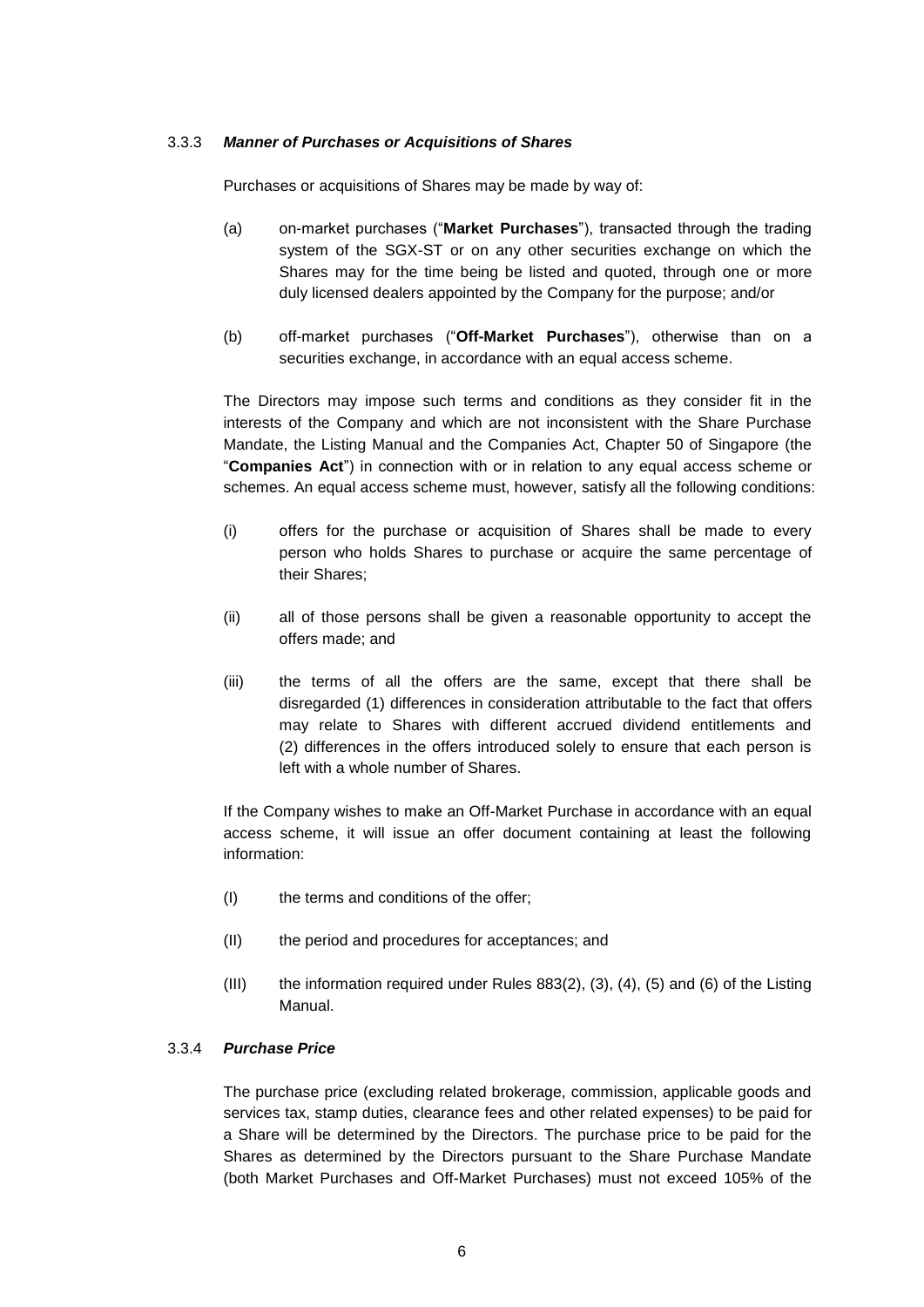#### 3.3.3 *Manner of Purchases or Acquisitions of Shares*

Purchases or acquisitions of Shares may be made by way of:

(a) on-market purchases ("**Market Purchases**"), transacted through the trading system of the SGX-ST or on any other securities exchange on which the Shares may for the time being be listed and quoted, through one or more duly licensed dealers appointed by the Company for the purpose; and/or

(b) off-market purchases ("**Off-Market Purchases**"), otherwise than on a securities exchange, in accordance with an equal access scheme.

The Directors may impose such terms and conditions as they consider fit in the interests of the Company and which are not inconsistent with the Share Purchase Mandate, the Listing Manual and the Companies Act, Chapter 50 of Singapore (the "**Companies Act**") in connection with or in relation to any equal access scheme or schemes. An equal access scheme must, however, satisfy all the following conditions:

(i) offers for the purchase or acquisition of Shares shall be made to every person who holds Shares to purchase or acquire the same percentage of their Shares;

(ii) all of those persons shall be given a reasonable opportunity to accept the offers made; and

(iii) the terms of all the offers are the same, except that there shall be disregarded (1) differences in consideration attributable to the fact that offers may relate to Shares with different accrued dividend entitlements and (2) differences in the offers introduced solely to ensure that each person is left with a whole number of Shares.

If the Company wishes to make an Off-Market Purchase in accordance with an equal access scheme, it will issue an offer document containing at least the following information:

(I) the terms and conditions of the offer;

(II) the period and procedures for acceptances; and

(III) the information required under Rules 883(2), (3), (4), (5) and (6) of the Listing Manual.

#### 3.3.4 *Purchase Price*

The purchase price (excluding related brokerage, commission, applicable goods and services tax, stamp duties, clearance fees and other related expenses) to be paid for a Share will be determined by the Directors. The purchase price to be paid for the Shares as determined by the Directors pursuant to the Share Purchase Mandate (both Market Purchases and Off-Market Purchases) must not exceed 105% of the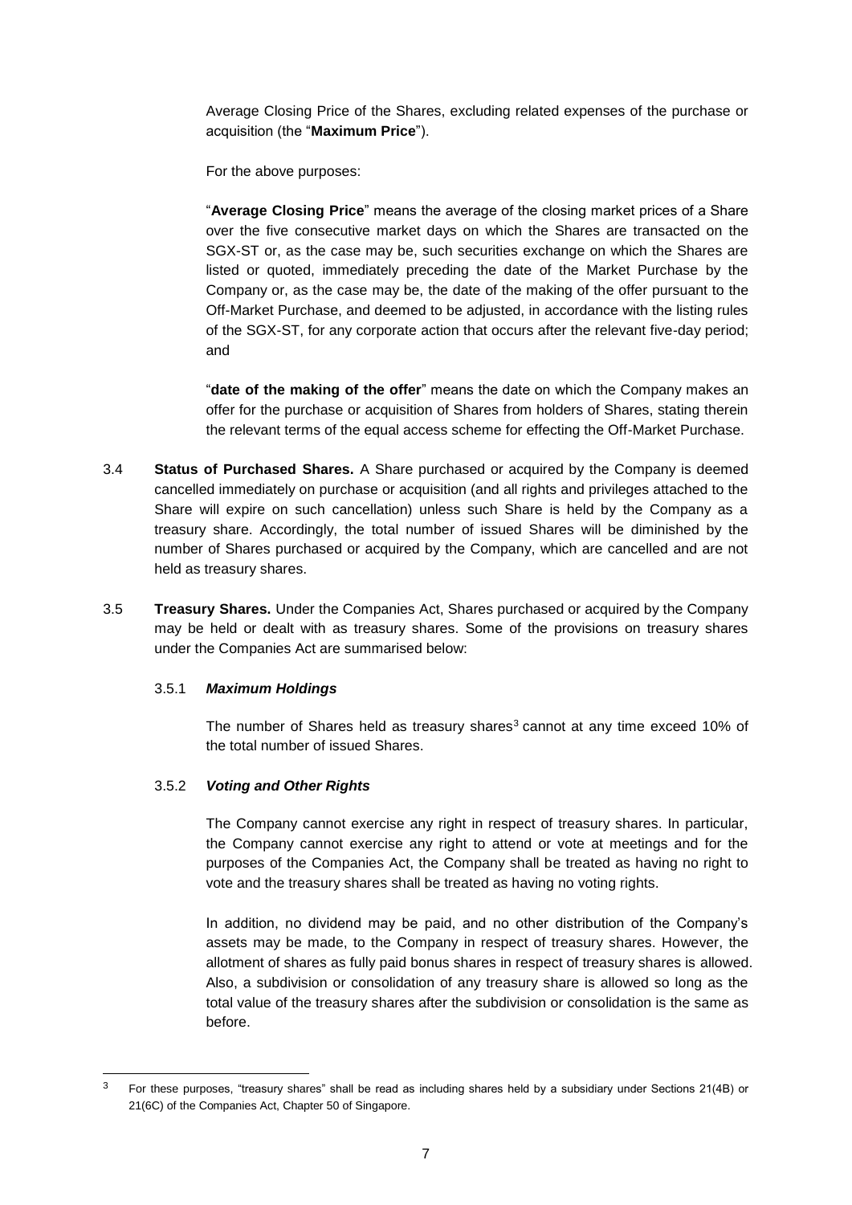Average Closing Price of the Shares, excluding related expenses of the purchase or acquisition (the "**Maximum Price**").

For the above purposes:

"**Average Closing Price**" means the average of the closing market prices of a Share over the five consecutive market days on which the Shares are transacted on the SGX-ST or, as the case may be, such securities exchange on which the Shares are listed or quoted, immediately preceding the date of the Market Purchase by the Company or, as the case may be, the date of the making of the offer pursuant to the Off-Market Purchase, and deemed to be adjusted, in accordance with the listing rules of the SGX-ST, for any corporate action that occurs after the relevant five-day period; and

"**date of the making of the offer**" means the date on which the Company makes an offer for the purchase or acquisition of Shares from holders of Shares, stating therein the relevant terms of the equal access scheme for effecting the Off-Market Purchase.

3.4 **Status of Purchased Shares.** A Share purchased or acquired by the Company is deemed cancelled immediately on purchase or acquisition (and all rights and privileges attached to the Share will expire on such cancellation) unless such Share is held by the Company as a treasury share. Accordingly, the total number of issued Shares will be diminished by the number of Shares purchased or acquired by the Company, which are cancelled and are not held as treasury shares.

3.5 **Treasury Shares.** Under the Companies Act, Shares purchased or acquired by the Company may be held or dealt with as treasury shares. Some of the provisions on treasury shares under the Companies Act are summarised below:

3.5.1 ***Maximum Holdings***

The number of Shares held as treasury shares[3] cannot at any time exceed 10% of the total number of issued Shares.

3.5.2 ***Voting and Other Rights***

The Company cannot exercise any right in respect of treasury shares. In particular, the Company cannot exercise any right to attend or vote at meetings and for the purposes of the Companies Act, the Company shall be treated as having no right to vote and the treasury shares shall be treated as having no voting rights.

In addition, no dividend may be paid, and no other distribution of the Company's assets may be made, to the Company in respect of treasury shares. However, the allotment of shares as fully paid bonus shares in respect of treasury shares is allowed. Also, a subdivision or consolidation of any treasury share is allowed so long as the total value of the treasury shares after the subdivision or consolidation is the same as before.

[3] For these purposes, "treasury shares" shall be read as including shares held by a subsidiary under Sections 21(4B) or 21(6C) of the Companies Act, Chapter 50 of Singapore.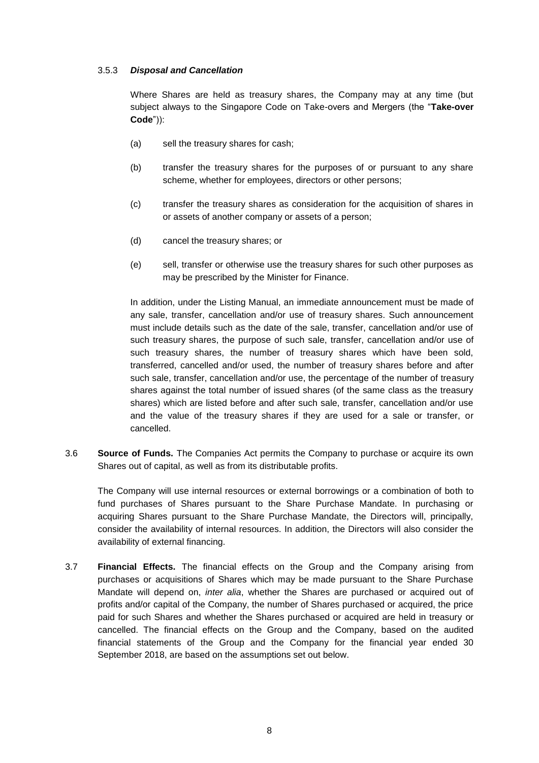#### 3.5.3 *Disposal and Cancellation*

Where Shares are held as treasury shares, the Company may at any time (but subject always to the Singapore Code on Take-overs and Mergers (the "**Take-over Code**")):

(a) sell the treasury shares for cash;

(b) transfer the treasury shares for the purposes of or pursuant to any share scheme, whether for employees, directors or other persons;

(c) transfer the treasury shares as consideration for the acquisition of shares in or assets of another company or assets of a person;

(d) cancel the treasury shares; or

(e) sell, transfer or otherwise use the treasury shares for such other purposes as may be prescribed by the Minister for Finance.

In addition, under the Listing Manual, an immediate announcement must be made of any sale, transfer, cancellation and/or use of treasury shares. Such announcement must include details such as the date of the sale, transfer, cancellation and/or use of such treasury shares, the purpose of such sale, transfer, cancellation and/or use of such treasury shares, the number of treasury shares which have been sold, transferred, cancelled and/or used, the number of treasury shares before and after such sale, transfer, cancellation and/or use, the percentage of the number of treasury shares against the total number of issued shares (of the same class as the treasury shares) which are listed before and after such sale, transfer, cancellation and/or use and the value of the treasury shares if they are used for a sale or transfer, or cancelled.

3.6 **Source of Funds.** The Companies Act permits the Company to purchase or acquire its own Shares out of capital, as well as from its distributable profits.

The Company will use internal resources or external borrowings or a combination of both to fund purchases of Shares pursuant to the Share Purchase Mandate. In purchasing or acquiring Shares pursuant to the Share Purchase Mandate, the Directors will, principally, consider the availability of internal resources. In addition, the Directors will also consider the availability of external financing.

3.7 **Financial Effects.** The financial effects on the Group and the Company arising from purchases or acquisitions of Shares which may be made pursuant to the Share Purchase Mandate will depend on, *inter alia*, whether the Shares are purchased or acquired out of profits and/or capital of the Company, the number of Shares purchased or acquired, the price paid for such Shares and whether the Shares purchased or acquired are held in treasury or cancelled. The financial effects on the Group and the Company, based on the audited financial statements of the Group and the Company for the financial year ended 30 September 2018, are based on the assumptions set out below.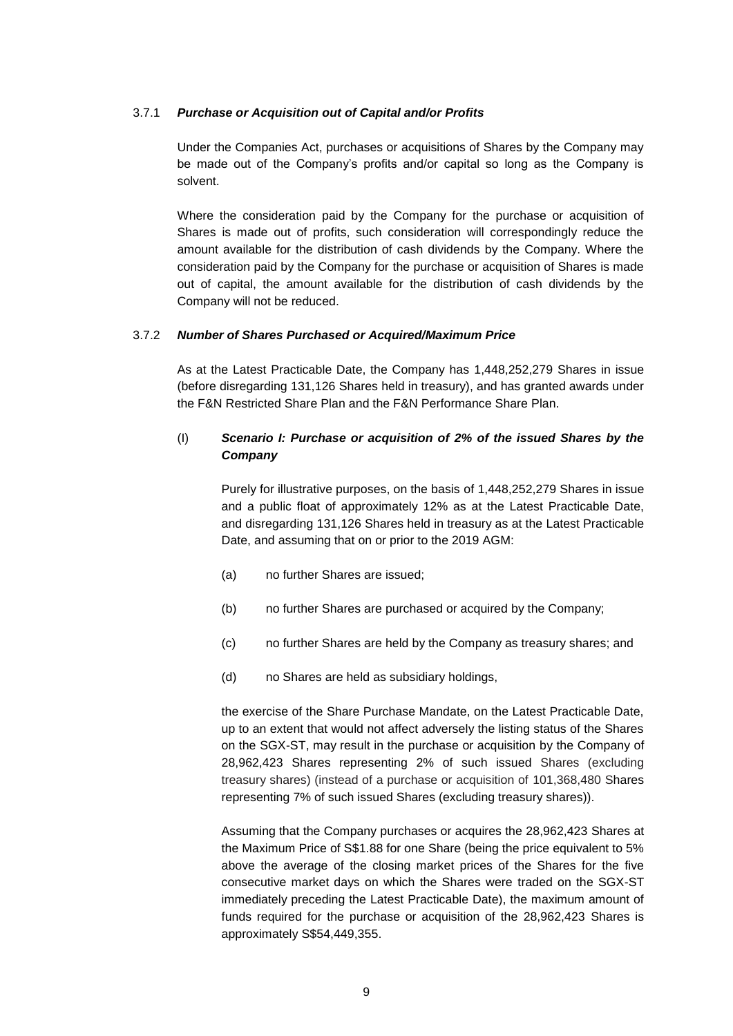#### 3.7.1 *Purchase or Acquisition out of Capital and/or Profits*

Under the Companies Act, purchases or acquisitions of Shares by the Company may be made out of the Company's profits and/or capital so long as the Company is solvent.

Where the consideration paid by the Company for the purchase or acquisition of Shares is made out of profits, such consideration will correspondingly reduce the amount available for the distribution of cash dividends by the Company. Where the consideration paid by the Company for the purchase or acquisition of Shares is made out of capital, the amount available for the distribution of cash dividends by the Company will not be reduced.

#### 3.7.2 *Number of Shares Purchased or Acquired/Maximum Price*

As at the Latest Practicable Date, the Company has 1,448,252,279 Shares in issue (before disregarding 131,126 Shares held in treasury), and has granted awards under the F&N Restricted Share Plan and the F&N Performance Share Plan.

(I) ***Scenario I: Purchase or acquisition of 2% of the issued Shares by the Company***

Purely for illustrative purposes, on the basis of 1,448,252,279 Shares in issue and a public float of approximately 12% as at the Latest Practicable Date, and disregarding 131,126 Shares held in treasury as at the Latest Practicable Date, and assuming that on or prior to the 2019 AGM:

(a) no further Shares are issued;

(b) no further Shares are purchased or acquired by the Company;

(c) no further Shares are held by the Company as treasury shares; and

(d) no Shares are held as subsidiary holdings,

the exercise of the Share Purchase Mandate, on the Latest Practicable Date, up to an extent that would not affect adversely the listing status of the Shares on the SGX-ST, may result in the purchase or acquisition by the Company of 28,962,423 Shares representing 2% of such issued Shares (excluding treasury shares) (instead of a purchase or acquisition of 101,368,480 Shares representing 7% of such issued Shares (excluding treasury shares)).

Assuming that the Company purchases or acquires the 28,962,423 Shares at the Maximum Price of S$1.88 for one Share (being the price equivalent to 5% above the average of the closing market prices of the Shares for the five consecutive market days on which the Shares were traded on the SGX-ST immediately preceding the Latest Practicable Date), the maximum amount of funds required for the purchase or acquisition of the 28,962,423 Shares is approximately S$54,449,355.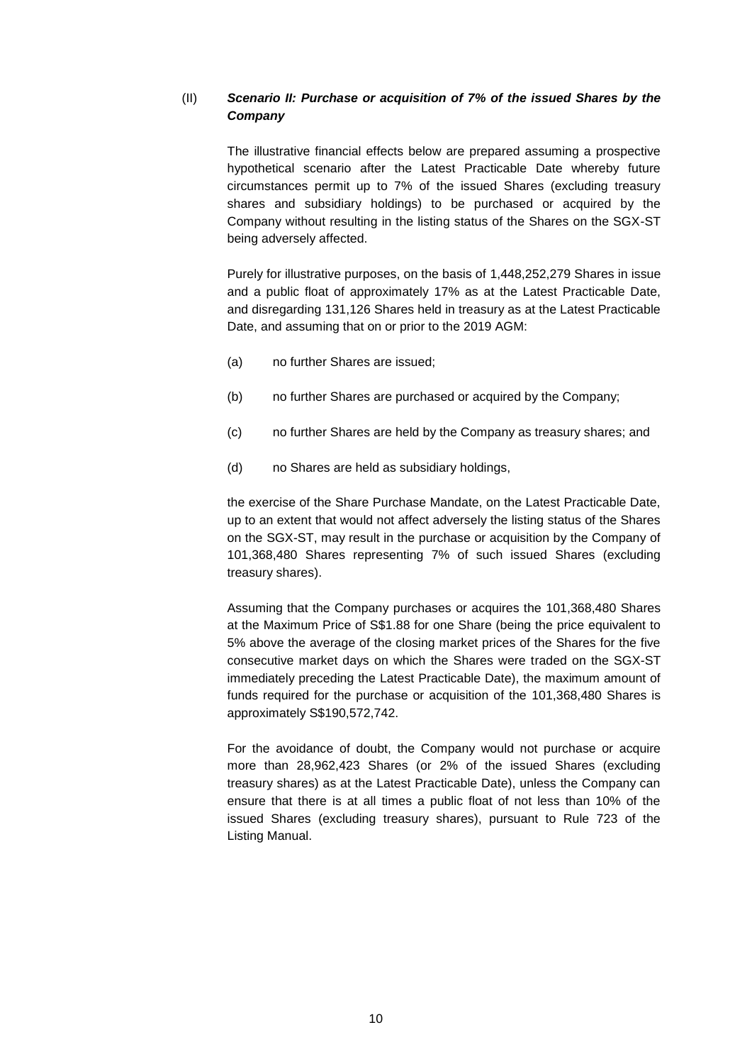(II) ***Scenario II: Purchase or acquisition of 7% of the issued Shares by the Company***

The illustrative financial effects below are prepared assuming a prospective hypothetical scenario after the Latest Practicable Date whereby future circumstances permit up to 7% of the issued Shares (excluding treasury shares and subsidiary holdings) to be purchased or acquired by the Company without resulting in the listing status of the Shares on the SGX-ST being adversely affected.

Purely for illustrative purposes, on the basis of 1,448,252,279 Shares in issue and a public float of approximately 17% as at the Latest Practicable Date, and disregarding 131,126 Shares held in treasury as at the Latest Practicable Date, and assuming that on or prior to the 2019 AGM:

(a) no further Shares are issued;

(b) no further Shares are purchased or acquired by the Company;

(c) no further Shares are held by the Company as treasury shares; and

(d) no Shares are held as subsidiary holdings,

the exercise of the Share Purchase Mandate, on the Latest Practicable Date, up to an extent that would not affect adversely the listing status of the Shares on the SGX-ST, may result in the purchase or acquisition by the Company of 101,368,480 Shares representing 7% of such issued Shares (excluding treasury shares).

Assuming that the Company purchases or acquires the 101,368,480 Shares at the Maximum Price of S$1.88 for one Share (being the price equivalent to 5% above the average of the closing market prices of the Shares for the five consecutive market days on which the Shares were traded on the SGX-ST immediately preceding the Latest Practicable Date), the maximum amount of funds required for the purchase or acquisition of the 101,368,480 Shares is approximately S$190,572,742.

For the avoidance of doubt, the Company would not purchase or acquire more than 28,962,423 Shares (or 2% of the issued Shares (excluding treasury shares) as at the Latest Practicable Date), unless the Company can ensure that there is at all times a public float of not less than 10% of the issued Shares (excluding treasury shares), pursuant to Rule 723 of the Listing Manual.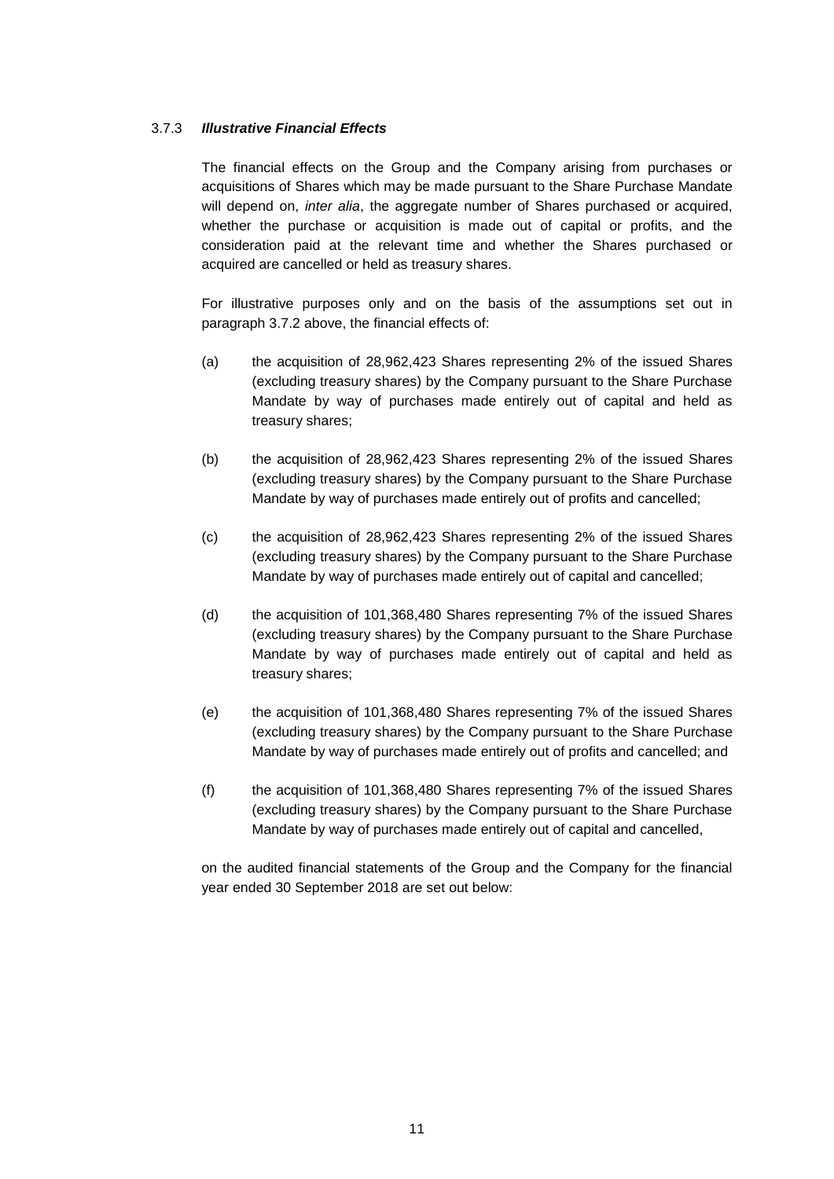### 3.7.3 ***Illustrative Financial Effects***

The financial effects on the Group and the Company arising from purchases or acquisitions of Shares which may be made pursuant to the Share Purchase Mandate will depend on, *inter alia*, the aggregate number of Shares purchased or acquired, whether the purchase or acquisition is made out of capital or profits, and the consideration paid at the relevant time and whether the Shares purchased or acquired are cancelled or held as treasury shares.

For illustrative purposes only and on the basis of the assumptions set out in paragraph 3.7.2 above, the financial effects of:

(a) the acquisition of 28,962,423 Shares representing 2% of the issued Shares (excluding treasury shares) by the Company pursuant to the Share Purchase Mandate by way of purchases made entirely out of capital and held as treasury shares;

(b) the acquisition of 28,962,423 Shares representing 2% of the issued Shares (excluding treasury shares) by the Company pursuant to the Share Purchase Mandate by way of purchases made entirely out of profits and cancelled;

(c) the acquisition of 28,962,423 Shares representing 2% of the issued Shares (excluding treasury shares) by the Company pursuant to the Share Purchase Mandate by way of purchases made entirely out of capital and cancelled;

(d) the acquisition of 101,368,480 Shares representing 7% of the issued Shares (excluding treasury shares) by the Company pursuant to the Share Purchase Mandate by way of purchases made entirely out of capital and held as treasury shares;

(e) the acquisition of 101,368,480 Shares representing 7% of the issued Shares (excluding treasury shares) by the Company pursuant to the Share Purchase Mandate by way of purchases made entirely out of profits and cancelled; and

(f) the acquisition of 101,368,480 Shares representing 7% of the issued Shares (excluding treasury shares) by the Company pursuant to the Share Purchase Mandate by way of purchases made entirely out of capital and cancelled,

on the audited financial statements of the Group and the Company for the financial year ended 30 September 2018 are set out below: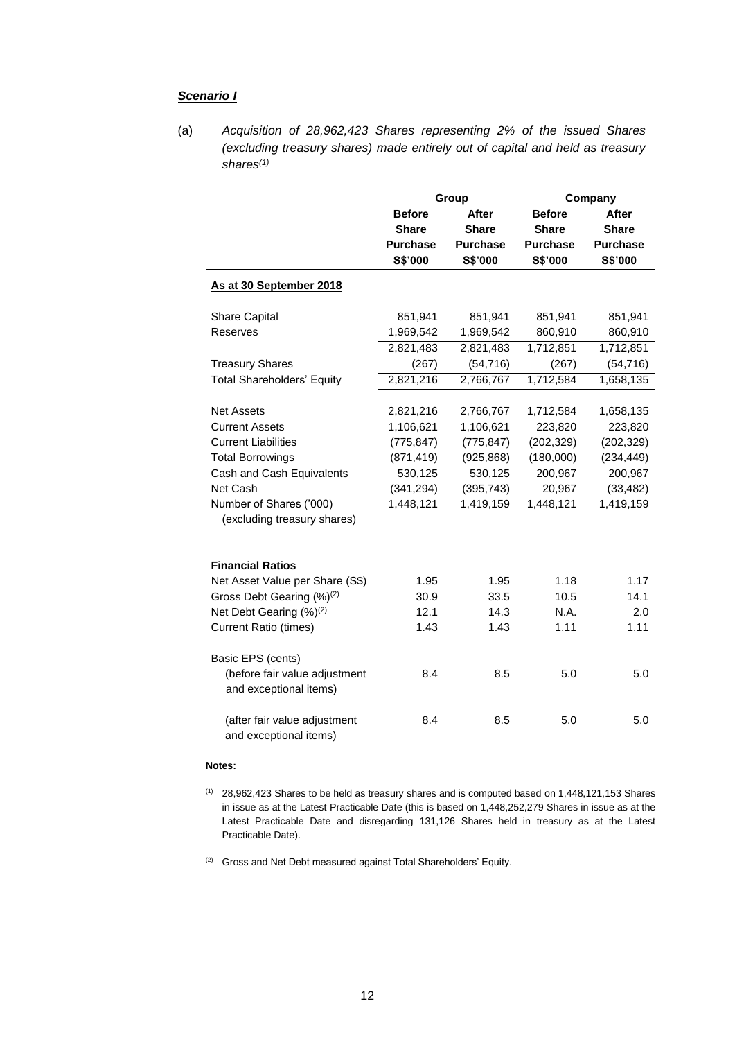***Scenario I***

(a) *Acquisition of 28,962,423 Shares representing 2% of the issued Shares (excluding treasury shares) made entirely out of capital and held as treasury shares*[(1)]

| | Group | | Company | |
|---|---|---|---|---|
| | **Before Share Purchase S$'000** | **After Share Purchase S$'000** | **Before Share Purchase S$'000** | **After Share Purchase S$'000** |
| **As at 30 September 2018** | | | | |
| Share Capital | 851,941 | 851,941 | 851,941 | 851,941 |
| Reserves | 1,969,542 | 1,969,542 | 860,910 | 860,910 |
| | 2,821,483 | 2,821,483 | 1,712,851 | 1,712,851 |
| Treasury Shares | (267) | (54,716) | (267) | (54,716) |
| Total Shareholders' Equity | 2,821,216 | 2,766,767 | 1,712,584 | 1,658,135 |
| Net Assets | 2,821,216 | 2,766,767 | 1,712,584 | 1,658,135 |
| Current Assets | 1,106,621 | 1,106,621 | 223,820 | 223,820 |
| Current Liabilities | (775,847) | (775,847) | (202,329) | (202,329) |
| Total Borrowings | (871,419) | (925,868) | (180,000) | (234,449) |
| Cash and Cash Equivalents | 530,125 | 530,125 | 200,967 | 200,967 |
| Net Cash | (341,294) | (395,743) | 20,967 | (33,482) |
| Number of Shares ('000) (excluding treasury shares) | 1,448,121 | 1,419,159 | 1,448,121 | 1,419,159 |
| **Financial Ratios** | | | | |
| Net Asset Value per Share (S$) | 1.95 | 1.95 | 1.18 | 1.17 |
| Gross Debt Gearing (%)[(2)] | 30.9 | 33.5 | 10.5 | 14.1 |
| Net Debt Gearing (%)[(2)] | 12.1 | 14.3 | N.A. | 2.0 |
| Current Ratio (times) | 1.43 | 1.43 | 1.11 | 1.11 |
| Basic EPS (cents) | | | | |
| (before fair value adjustment and exceptional items) | 8.4 | 8.5 | 5.0 | 5.0 |
| (after fair value adjustment and exceptional items) | 8.4 | 8.5 | 5.0 | 5.0 |

**Notes:**

(1) 28,962,423 Shares to be held as treasury shares and is computed based on 1,448,121,153 Shares in issue as at the Latest Practicable Date (this is based on 1,448,252,279 Shares in issue as at the Latest Practicable Date and disregarding 131,126 Shares held in treasury as at the Latest Practicable Date).

(2) Gross and Net Debt measured against Total Shareholders' Equity.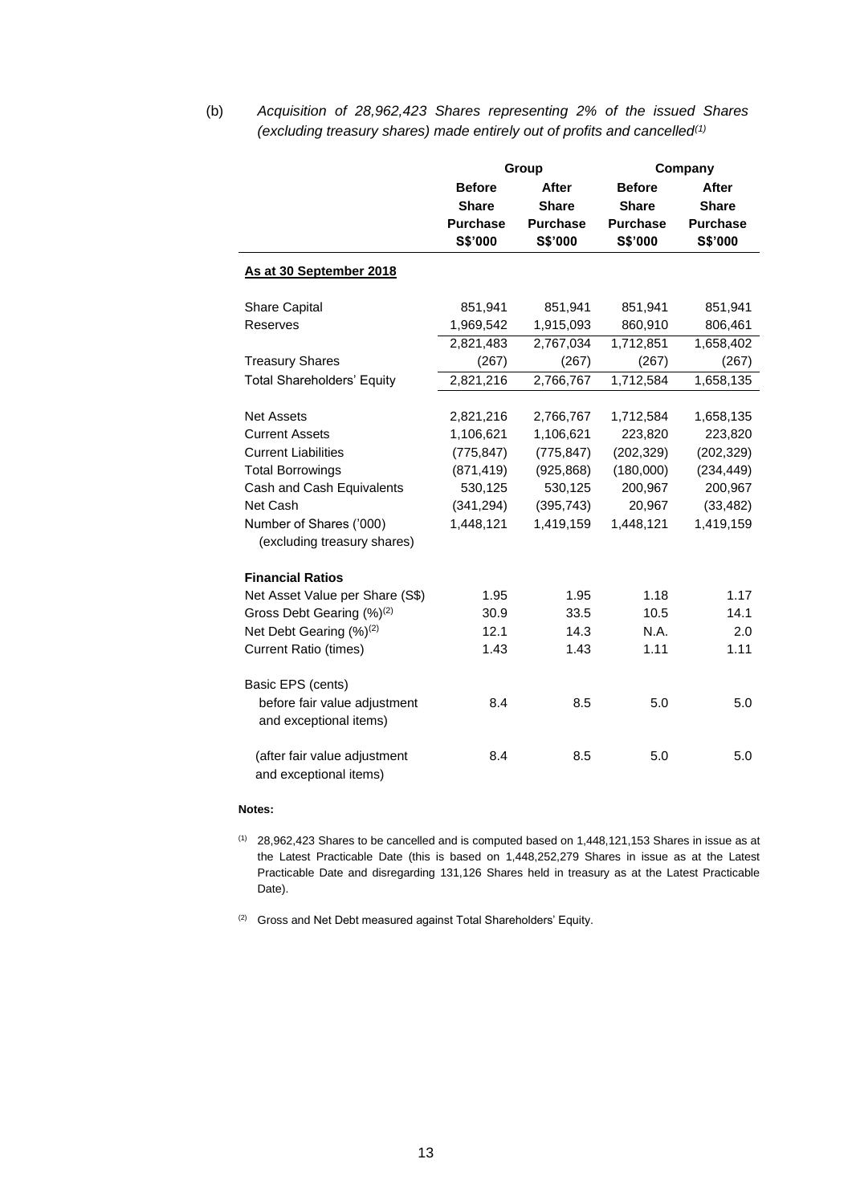(b) *Acquisition of 28,962,423 Shares representing 2% of the issued Shares (excluding treasury shares) made entirely out of profits and cancelled[(1)]*

| | Group | | Company | |
|---|---|---|---|---|
| | **Before Share Purchase S$'000** | **After Share Purchase S$'000** | **Before Share Purchase S$'000** | **After Share Purchase S$'000** |
| **As at 30 September 2018** | | | | |
| Share Capital | 851,941 | 851,941 | 851,941 | 851,941 |
| Reserves | 1,969,542 | 1,915,093 | 860,910 | 806,461 |
| | 2,821,483 | 2,767,034 | 1,712,851 | 1,658,402 |
| Treasury Shares | (267) | (267) | (267) | (267) |
| Total Shareholders' Equity | 2,821,216 | 2,766,767 | 1,712,584 | 1,658,135 |
| Net Assets | 2,821,216 | 2,766,767 | 1,712,584 | 1,658,135 |
| Current Assets | 1,106,621 | 1,106,621 | 223,820 | 223,820 |
| Current Liabilities | (775,847) | (775,847) | (202,329) | (202,329) |
| Total Borrowings | (871,419) | (925,868) | (180,000) | (234,449) |
| Cash and Cash Equivalents | 530,125 | 530,125 | 200,967 | 200,967 |
| Net Cash | (341,294) | (395,743) | 20,967 | (33,482) |
| Number of Shares ('000) (excluding treasury shares) | 1,448,121 | 1,419,159 | 1,448,121 | 1,419,159 |
| **Financial Ratios** | | | | |
| Net Asset Value per Share (S$) | 1.95 | 1.95 | 1.18 | 1.17 |
| Gross Debt Gearing (%)[(2)] | 30.9 | 33.5 | 10.5 | 14.1 |
| Net Debt Gearing (%)[(2)] | 12.1 | 14.3 | N.A. | 2.0 |
| Current Ratio (times) | 1.43 | 1.43 | 1.11 | 1.11 |
| Basic EPS (cents) | | | | |
| before fair value adjustment and exceptional items) | 8.4 | 8.5 | 5.0 | 5.0 |
| (after fair value adjustment and exceptional items) | 8.4 | 8.5 | 5.0 | 5.0 |

**Notes:**

(1) 28,962,423 Shares to be cancelled and is computed based on 1,448,121,153 Shares in issue as at the Latest Practicable Date (this is based on 1,448,252,279 Shares in issue as at the Latest Practicable Date and disregarding 131,126 Shares held in treasury as at the Latest Practicable Date).

(2) Gross and Net Debt measured against Total Shareholders' Equity.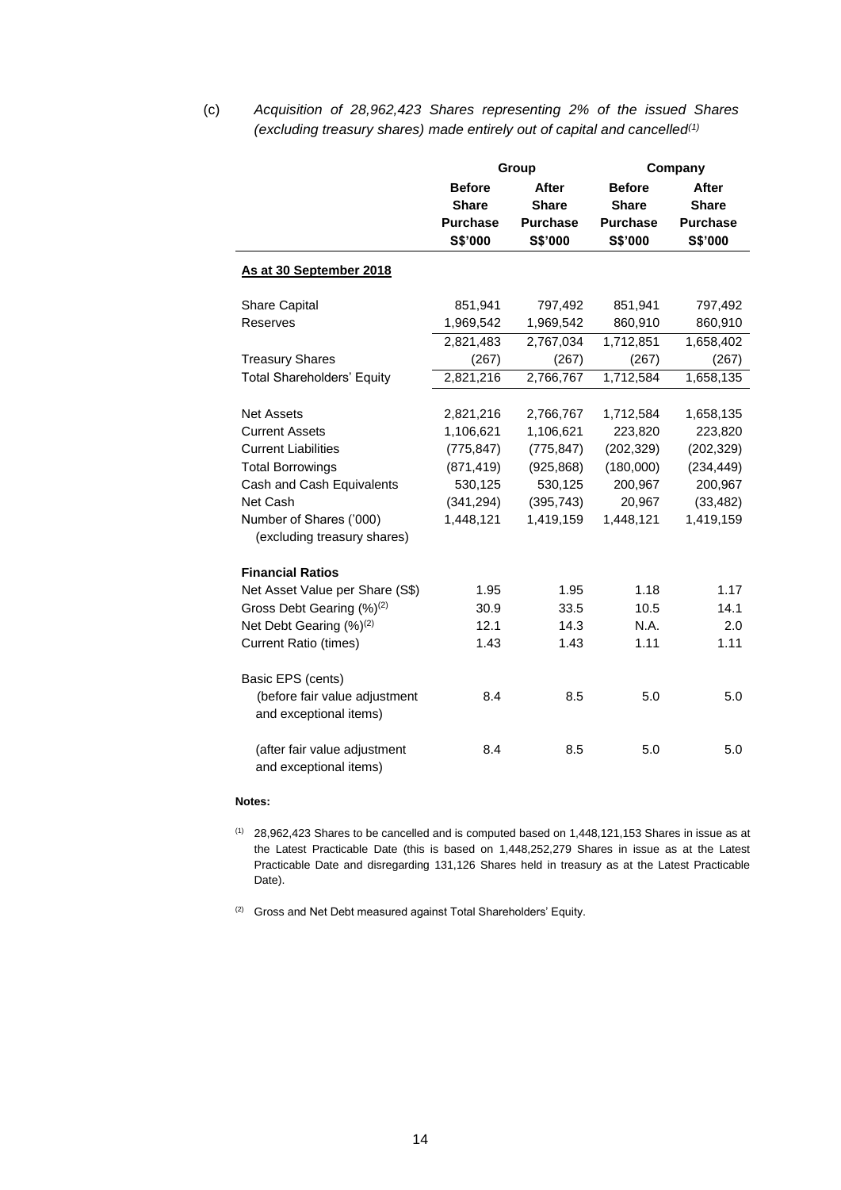(c) *Acquisition of 28,962,423 Shares representing 2% of the issued Shares (excluding treasury shares) made entirely out of capital and cancelled[(1)]*

| | Group | | Company | |
|---|---|---|---|---|
| | **Before Share Purchase S$'000** | **After Share Purchase S$'000** | **Before Share Purchase S$'000** | **After Share Purchase S$'000** |
| **As at 30 September 2018** | | | | |
| Share Capital | 851,941 | 797,492 | 851,941 | 797,492 |
| Reserves | 1,969,542 | 1,969,542 | 860,910 | 860,910 |
| | 2,821,483 | 2,767,034 | 1,712,851 | 1,658,402 |
| Treasury Shares | (267) | (267) | (267) | (267) |
| Total Shareholders' Equity | 2,821,216 | 2,766,767 | 1,712,584 | 1,658,135 |
| Net Assets | 2,821,216 | 2,766,767 | 1,712,584 | 1,658,135 |
| Current Assets | 1,106,621 | 1,106,621 | 223,820 | 223,820 |
| Current Liabilities | (775,847) | (775,847) | (202,329) | (202,329) |
| Total Borrowings | (871,419) | (925,868) | (180,000) | (234,449) |
| Cash and Cash Equivalents | 530,125 | 530,125 | 200,967 | 200,967 |
| Net Cash | (341,294) | (395,743) | 20,967 | (33,482) |
| Number of Shares ('000) (excluding treasury shares) | 1,448,121 | 1,419,159 | 1,448,121 | 1,419,159 |
| **Financial Ratios** | | | | |
| Net Asset Value per Share (S$) | 1.95 | 1.95 | 1.18 | 1.17 |
| Gross Debt Gearing (%)[(2)] | 30.9 | 33.5 | 10.5 | 14.1 |
| Net Debt Gearing (%)[(2)] | 12.1 | 14.3 | N.A. | 2.0 |
| Current Ratio (times) | 1.43 | 1.43 | 1.11 | 1.11 |
| Basic EPS (cents) | | | | |
| (before fair value adjustment and exceptional items) | 8.4 | 8.5 | 5.0 | 5.0 |
| (after fair value adjustment and exceptional items) | 8.4 | 8.5 | 5.0 | 5.0 |

**Notes:**

(1) 28,962,423 Shares to be cancelled and is computed based on 1,448,121,153 Shares in issue as at the Latest Practicable Date (this is based on 1,448,252,279 Shares in issue as at the Latest Practicable Date and disregarding 131,126 Shares held in treasury as at the Latest Practicable Date).

(2) Gross and Net Debt measured against Total Shareholders' Equity.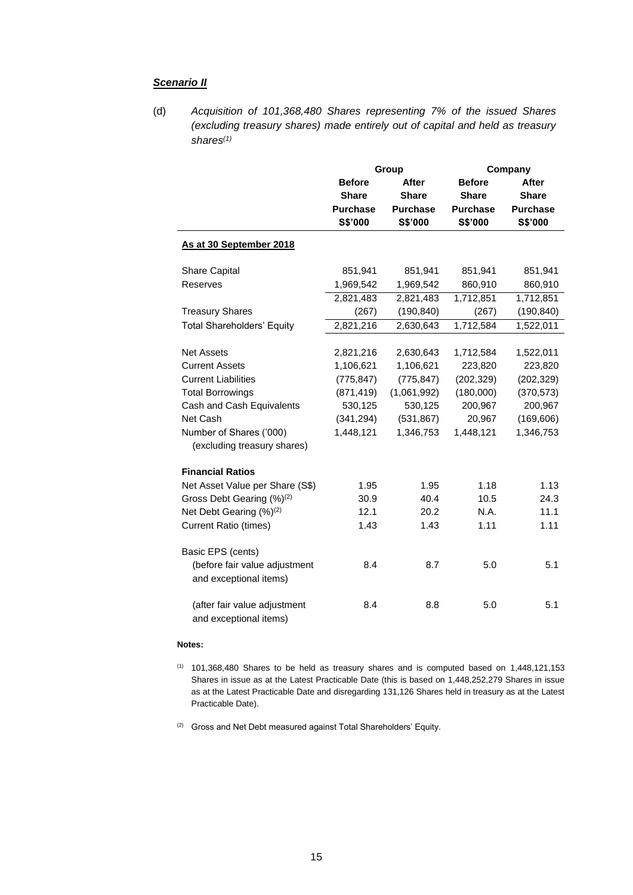***Scenario II***

(d) *Acquisition of 101,368,480 Shares representing 7% of the issued Shares (excluding treasury shares) made entirely out of capital and held as treasury shares[(1)]*

| | Group | | Company | |
|---|---|---|---|---|
| | **Before Share Purchase S$'000** | **After Share Purchase S$'000** | **Before Share Purchase S$'000** | **After Share Purchase S$'000** |
| **As at 30 September 2018** | | | | |
| Share Capital | 851,941 | 851,941 | 851,941 | 851,941 |
| Reserves | 1,969,542 | 1,969,542 | 860,910 | 860,910 |
| | 2,821,483 | 2,821,483 | 1,712,851 | 1,712,851 |
| Treasury Shares | (267) | (190,840) | (267) | (190,840) |
| Total Shareholders' Equity | 2,821,216 | 2,630,643 | 1,712,584 | 1,522,011 |
| | | | | |
| Net Assets | 2,821,216 | 2,630,643 | 1,712,584 | 1,522,011 |
| Current Assets | 1,106,621 | 1,106,621 | 223,820 | 223,820 |
| Current Liabilities | (775,847) | (775,847) | (202,329) | (202,329) |
| Total Borrowings | (871,419) | (1,061,992) | (180,000) | (370,573) |
| Cash and Cash Equivalents | 530,125 | 530,125 | 200,967 | 200,967 |
| Net Cash | (341,294) | (531,867) | 20,967 | (169,606) |
| Number of Shares ('000) (excluding treasury shares) | 1,448,121 | 1,346,753 | 1,448,121 | 1,346,753 |
| | | | | |
| **Financial Ratios** | | | | |
| Net Asset Value per Share (S$) | 1.95 | 1.95 | 1.18 | 1.13 |
| Gross Debt Gearing (%)[(2)] | 30.9 | 40.4 | 10.5 | 24.3 |
| Net Debt Gearing (%)[(2)] | 12.1 | 20.2 | N.A. | 11.1 |
| Current Ratio (times) | 1.43 | 1.43 | 1.11 | 1.11 |
| | | | | |
| Basic EPS (cents) | | | | |
| (before fair value adjustment and exceptional items) | 8.4 | 8.7 | 5.0 | 5.1 |
| (after fair value adjustment and exceptional items) | 8.4 | 8.8 | 5.0 | 5.1 |

**Notes:**

[(1)] 101,368,480 Shares to be held as treasury shares and is computed based on 1,448,121,153 Shares in issue as at the Latest Practicable Date (this is based on 1,448,252,279 Shares in issue as at the Latest Practicable Date and disregarding 131,126 Shares held in treasury as at the Latest Practicable Date).

[(2)] Gross and Net Debt measured against Total Shareholders' Equity.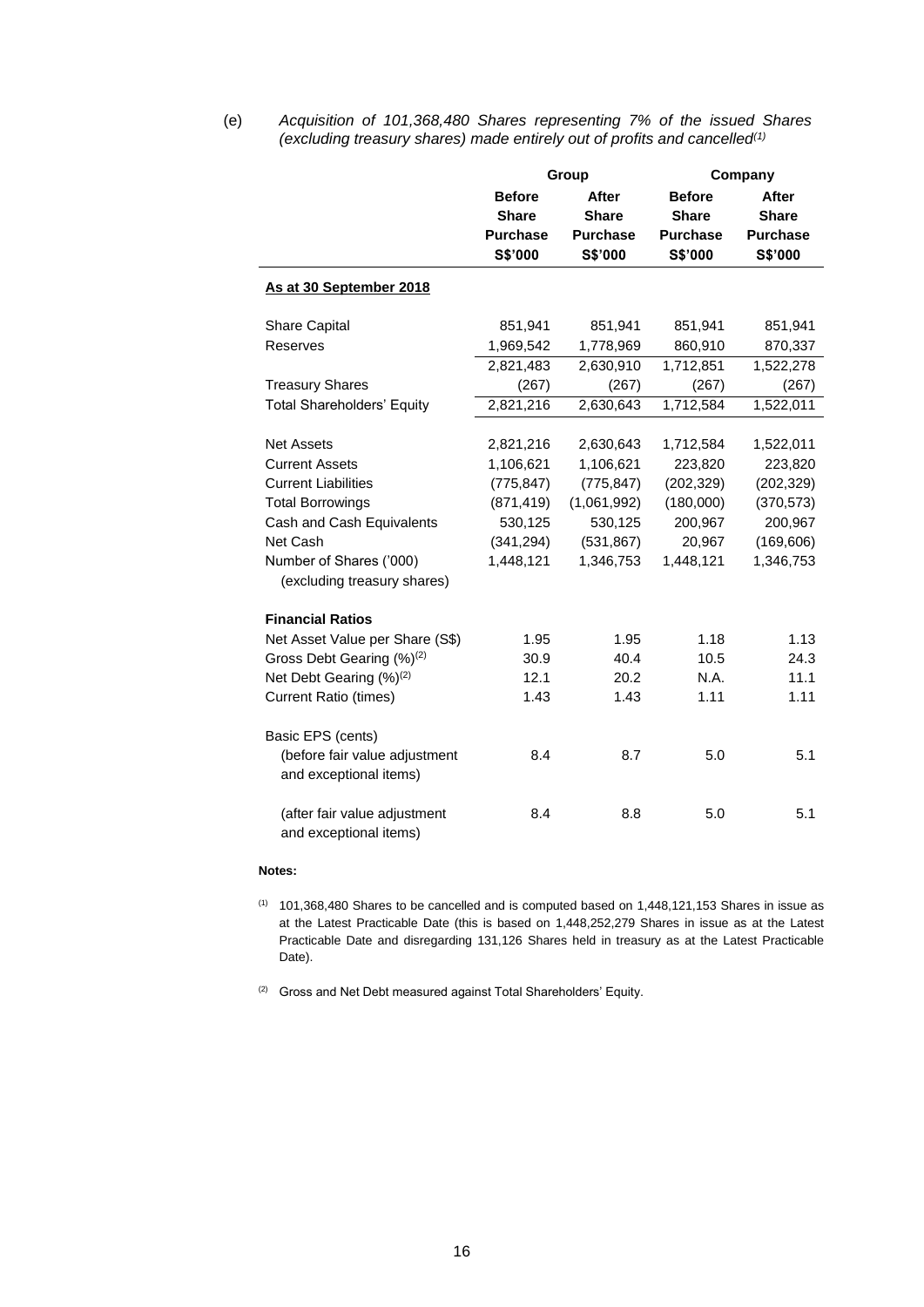(e) *Acquisition of 101,368,480 Shares representing 7% of the issued Shares (excluding treasury shares) made entirely out of profits and cancelled[(1)]*

| | Group | | Company | |
|---|---|---|---|---|
| | **Before Share Purchase S$'000** | **After Share Purchase S$'000** | **Before Share Purchase S$'000** | **After Share Purchase S$'000** |
| **As at 30 September 2018** | | | | |
| Share Capital | 851,941 | 851,941 | 851,941 | 851,941 |
| Reserves | 1,969,542 | 1,778,969 | 860,910 | 870,337 |
| | 2,821,483 | 2,630,910 | 1,712,851 | 1,522,278 |
| Treasury Shares | (267) | (267) | (267) | (267) |
| Total Shareholders' Equity | 2,821,216 | 2,630,643 | 1,712,584 | 1,522,011 |
| Net Assets | 2,821,216 | 2,630,643 | 1,712,584 | 1,522,011 |
| Current Assets | 1,106,621 | 1,106,621 | 223,820 | 223,820 |
| Current Liabilities | (775,847) | (775,847) | (202,329) | (202,329) |
| Total Borrowings | (871,419) | (1,061,992) | (180,000) | (370,573) |
| Cash and Cash Equivalents | 530,125 | 530,125 | 200,967 | 200,967 |
| Net Cash | (341,294) | (531,867) | 20,967 | (169,606) |
| Number of Shares ('000) (excluding treasury shares) | 1,448,121 | 1,346,753 | 1,448,121 | 1,346,753 |
| **Financial Ratios** | | | | |
| Net Asset Value per Share (S$) | 1.95 | 1.95 | 1.18 | 1.13 |
| Gross Debt Gearing (%)[(2)] | 30.9 | 40.4 | 10.5 | 24.3 |
| Net Debt Gearing (%)[(2)] | 12.1 | 20.2 | N.A. | 11.1 |
| Current Ratio (times) | 1.43 | 1.43 | 1.11 | 1.11 |
| Basic EPS (cents) | | | | |
| (before fair value adjustment and exceptional items) | 8.4 | 8.7 | 5.0 | 5.1 |
| (after fair value adjustment and exceptional items) | 8.4 | 8.8 | 5.0 | 5.1 |

**Notes:**

(1) 101,368,480 Shares to be cancelled and is computed based on 1,448,121,153 Shares in issue as at the Latest Practicable Date (this is based on 1,448,252,279 Shares in issue as at the Latest Practicable Date and disregarding 131,126 Shares held in treasury as at the Latest Practicable Date).

(2) Gross and Net Debt measured against Total Shareholders' Equity.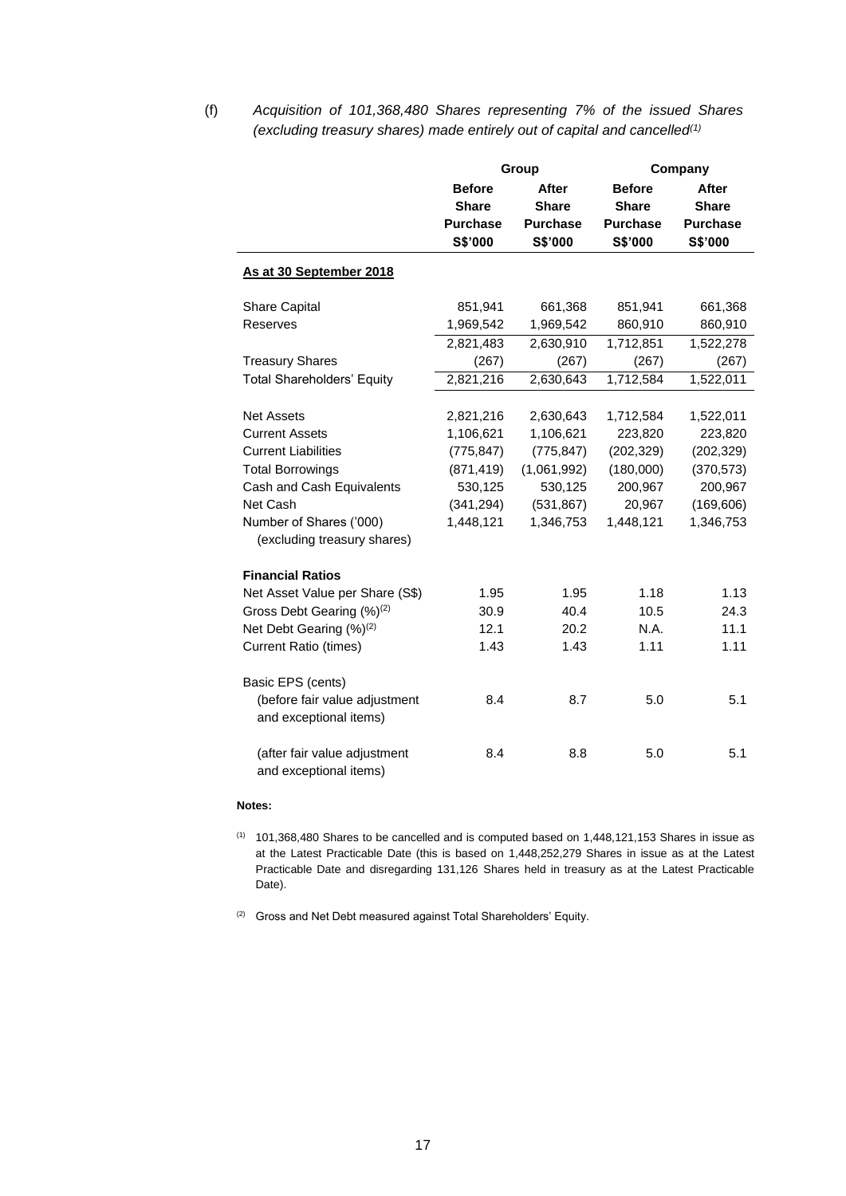(f) *Acquisition of 101,368,480 Shares representing 7% of the issued Shares (excluding treasury shares) made entirely out of capital and cancelled*[(1)]

| | Group | | Company | |
|---|---|---|---|---|
| | **Before Share Purchase S$'000** | **After Share Purchase S$'000** | **Before Share Purchase S$'000** | **After Share Purchase S$'000** |
| **As at 30 September 2018** | | | | |
| Share Capital | 851,941 | 661,368 | 851,941 | 661,368 |
| Reserves | 1,969,542 | 1,969,542 | 860,910 | 860,910 |
| | 2,821,483 | 2,630,910 | 1,712,851 | 1,522,278 |
| Treasury Shares | (267) | (267) | (267) | (267) |
| Total Shareholders' Equity | 2,821,216 | 2,630,643 | 1,712,584 | 1,522,011 |
| Net Assets | 2,821,216 | 2,630,643 | 1,712,584 | 1,522,011 |
| Current Assets | 1,106,621 | 1,106,621 | 223,820 | 223,820 |
| Current Liabilities | (775,847) | (775,847) | (202,329) | (202,329) |
| Total Borrowings | (871,419) | (1,061,992) | (180,000) | (370,573) |
| Cash and Cash Equivalents | 530,125 | 530,125 | 200,967 | 200,967 |
| Net Cash | (341,294) | (531,867) | 20,967 | (169,606) |
| Number of Shares ('000) (excluding treasury shares) | 1,448,121 | 1,346,753 | 1,448,121 | 1,346,753 |
| **Financial Ratios** | | | | |
| Net Asset Value per Share (S$) | 1.95 | 1.95 | 1.18 | 1.13 |
| Gross Debt Gearing (%)[(2)] | 30.9 | 40.4 | 10.5 | 24.3 |
| Net Debt Gearing (%)[(2)] | 12.1 | 20.2 | N.A. | 11.1 |
| Current Ratio (times) | 1.43 | 1.43 | 1.11 | 1.11 |
| Basic EPS (cents) | | | | |
| (before fair value adjustment and exceptional items) | 8.4 | 8.7 | 5.0 | 5.1 |
| (after fair value adjustment and exceptional items) | 8.4 | 8.8 | 5.0 | 5.1 |

**Notes:**

(1) 101,368,480 Shares to be cancelled and is computed based on 1,448,121,153 Shares in issue as at the Latest Practicable Date (this is based on 1,448,252,279 Shares in issue as at the Latest Practicable Date and disregarding 131,126 Shares held in treasury as at the Latest Practicable Date).

(2) Gross and Net Debt measured against Total Shareholders' Equity.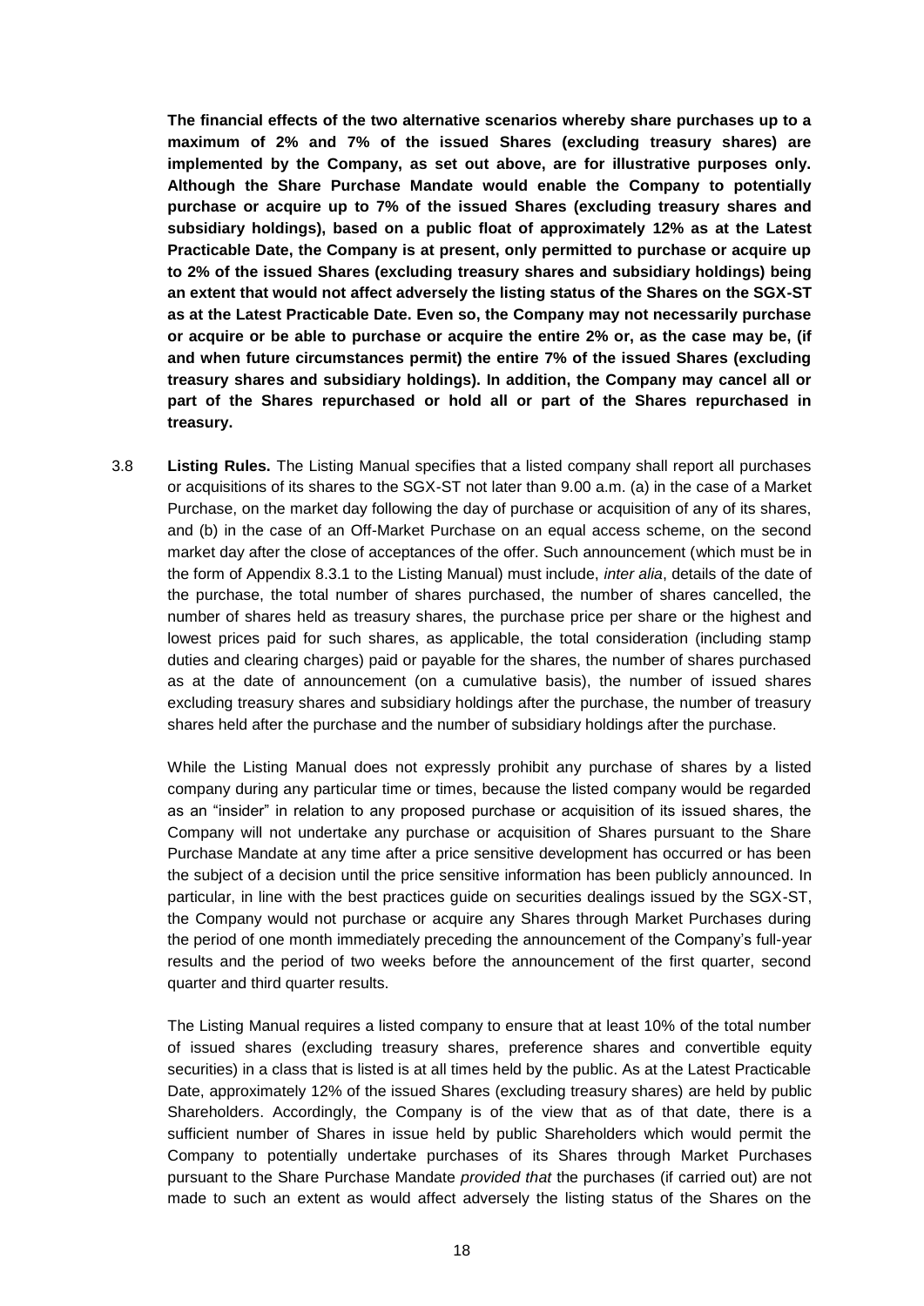**The financial effects of the two alternative scenarios whereby share purchases up to a maximum of 2% and 7% of the issued Shares (excluding treasury shares) are implemented by the Company, as set out above, are for illustrative purposes only. Although the Share Purchase Mandate would enable the Company to potentially purchase or acquire up to 7% of the issued Shares (excluding treasury shares and subsidiary holdings), based on a public float of approximately 12% as at the Latest Practicable Date, the Company is at present, only permitted to purchase or acquire up to 2% of the issued Shares (excluding treasury shares and subsidiary holdings) being an extent that would not affect adversely the listing status of the Shares on the SGX-ST as at the Latest Practicable Date. Even so, the Company may not necessarily purchase or acquire or be able to purchase or acquire the entire 2% or, as the case may be, (if and when future circumstances permit) the entire 7% of the issued Shares (excluding treasury shares and subsidiary holdings). In addition, the Company may cancel all or part of the Shares repurchased or hold all or part of the Shares repurchased in treasury.**

3.8 **Listing Rules.** The Listing Manual specifies that a listed company shall report all purchases or acquisitions of its shares to the SGX-ST not later than 9.00 a.m. (a) in the case of a Market Purchase, on the market day following the day of purchase or acquisition of any of its shares, and (b) in the case of an Off-Market Purchase on an equal access scheme, on the second market day after the close of acceptances of the offer. Such announcement (which must be in the form of Appendix 8.3.1 to the Listing Manual) must include, *inter alia*, details of the date of the purchase, the total number of shares purchased, the number of shares cancelled, the number of shares held as treasury shares, the purchase price per share or the highest and lowest prices paid for such shares, as applicable, the total consideration (including stamp duties and clearing charges) paid or payable for the shares, the number of shares purchased as at the date of announcement (on a cumulative basis), the number of issued shares excluding treasury shares and subsidiary holdings after the purchase, the number of treasury shares held after the purchase and the number of subsidiary holdings after the purchase.

While the Listing Manual does not expressly prohibit any purchase of shares by a listed company during any particular time or times, because the listed company would be regarded as an "insider" in relation to any proposed purchase or acquisition of its issued shares, the Company will not undertake any purchase or acquisition of Shares pursuant to the Share Purchase Mandate at any time after a price sensitive development has occurred or has been the subject of a decision until the price sensitive information has been publicly announced. In particular, in line with the best practices guide on securities dealings issued by the SGX-ST, the Company would not purchase or acquire any Shares through Market Purchases during the period of one month immediately preceding the announcement of the Company's full-year results and the period of two weeks before the announcement of the first quarter, second quarter and third quarter results.

The Listing Manual requires a listed company to ensure that at least 10% of the total number of issued shares (excluding treasury shares, preference shares and convertible equity securities) in a class that is listed is at all times held by the public. As at the Latest Practicable Date, approximately 12% of the issued Shares (excluding treasury shares) are held by public Shareholders. Accordingly, the Company is of the view that as of that date, there is a sufficient number of Shares in issue held by public Shareholders which would permit the Company to potentially undertake purchases of its Shares through Market Purchases pursuant to the Share Purchase Mandate *provided that* the purchases (if carried out) are not made to such an extent as would affect adversely the listing status of the Shares on the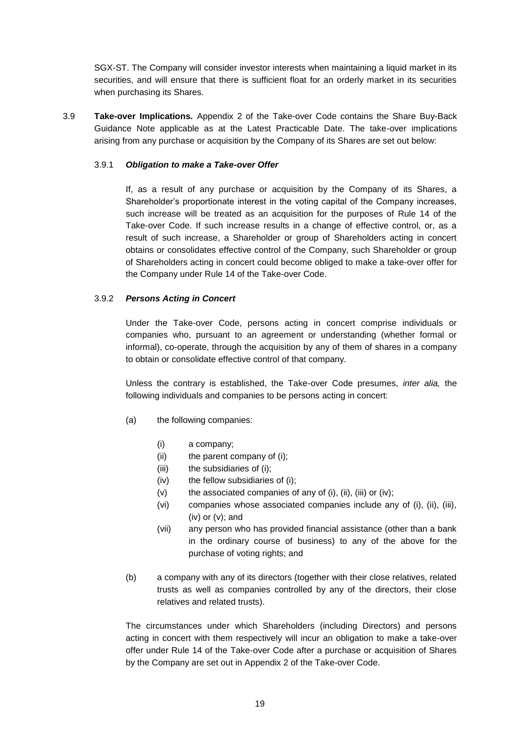SGX-ST. The Company will consider investor interests when maintaining a liquid market in its securities, and will ensure that there is sufficient float for an orderly market in its securities when purchasing its Shares.

3.9 **Take-over Implications.** Appendix 2 of the Take-over Code contains the Share Buy-Back Guidance Note applicable as at the Latest Practicable Date. The take-over implications arising from any purchase or acquisition by the Company of its Shares are set out below:

3.9.1 ***Obligation to make a Take-over Offer***

If, as a result of any purchase or acquisition by the Company of its Shares, a Shareholder's proportionate interest in the voting capital of the Company increases, such increase will be treated as an acquisition for the purposes of Rule 14 of the Take-over Code. If such increase results in a change of effective control, or, as a result of such increase, a Shareholder or group of Shareholders acting in concert obtains or consolidates effective control of the Company, such Shareholder or group of Shareholders acting in concert could become obliged to make a take-over offer for the Company under Rule 14 of the Take-over Code.

3.9.2 ***Persons Acting in Concert***

Under the Take-over Code, persons acting in concert comprise individuals or companies who, pursuant to an agreement or understanding (whether formal or informal), co-operate, through the acquisition by any of them of shares in a company to obtain or consolidate effective control of that company.

Unless the contrary is established, the Take-over Code presumes, *inter alia,* the following individuals and companies to be persons acting in concert:

(a) the following companies:

(i) a company;

(ii) the parent company of (i);

(iii) the subsidiaries of (i);

(iv) the fellow subsidiaries of (i);

(v) the associated companies of any of (i), (ii), (iii) or (iv);

(vi) companies whose associated companies include any of (i), (ii), (iii), (iv) or (v); and

(vii) any person who has provided financial assistance (other than a bank in the ordinary course of business) to any of the above for the purchase of voting rights; and

(b) a company with any of its directors (together with their close relatives, related trusts as well as companies controlled by any of the directors, their close relatives and related trusts).

The circumstances under which Shareholders (including Directors) and persons acting in concert with them respectively will incur an obligation to make a take-over offer under Rule 14 of the Take-over Code after a purchase or acquisition of Shares by the Company are set out in Appendix 2 of the Take-over Code.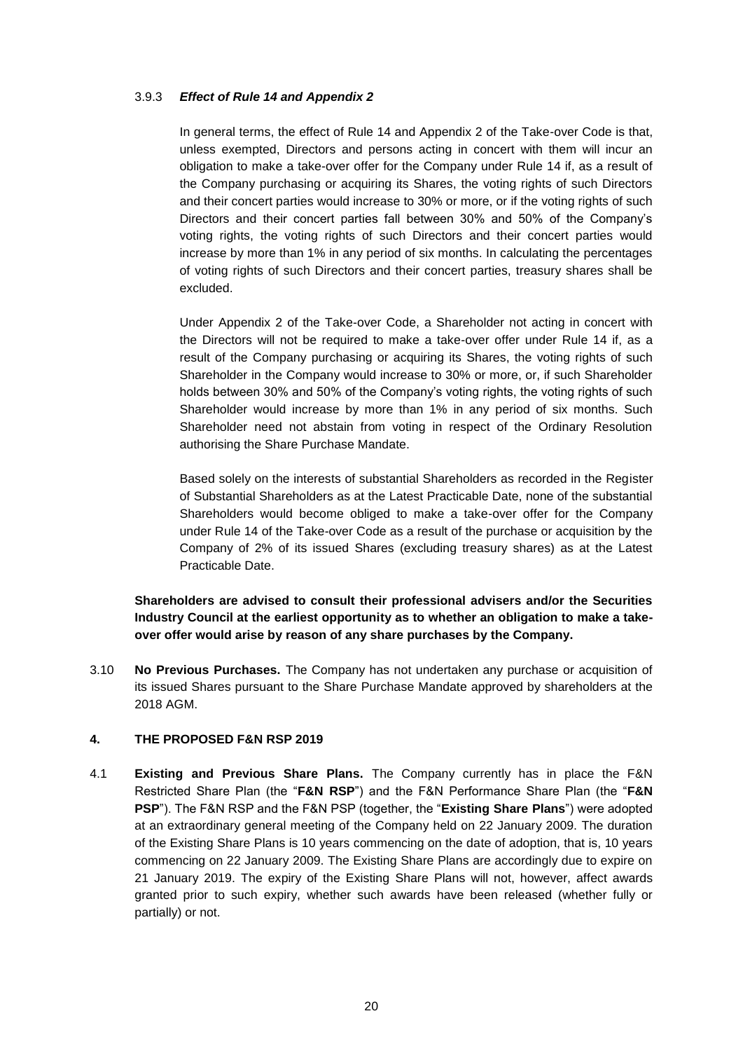3.9.3 ***Effect of Rule 14 and Appendix 2***

In general terms, the effect of Rule 14 and Appendix 2 of the Take-over Code is that, unless exempted, Directors and persons acting in concert with them will incur an obligation to make a take-over offer for the Company under Rule 14 if, as a result of the Company purchasing or acquiring its Shares, the voting rights of such Directors and their concert parties would increase to 30% or more, or if the voting rights of such Directors and their concert parties fall between 30% and 50% of the Company's voting rights, the voting rights of such Directors and their concert parties would increase by more than 1% in any period of six months. In calculating the percentages of voting rights of such Directors and their concert parties, treasury shares shall be excluded.

Under Appendix 2 of the Take-over Code, a Shareholder not acting in concert with the Directors will not be required to make a take-over offer under Rule 14 if, as a result of the Company purchasing or acquiring its Shares, the voting rights of such Shareholder in the Company would increase to 30% or more, or, if such Shareholder holds between 30% and 50% of the Company's voting rights, the voting rights of such Shareholder would increase by more than 1% in any period of six months. Such Shareholder need not abstain from voting in respect of the Ordinary Resolution authorising the Share Purchase Mandate.

Based solely on the interests of substantial Shareholders as recorded in the Register of Substantial Shareholders as at the Latest Practicable Date, none of the substantial Shareholders would become obliged to make a take-over offer for the Company under Rule 14 of the Take-over Code as a result of the purchase or acquisition by the Company of 2% of its issued Shares (excluding treasury shares) as at the Latest Practicable Date.

**Shareholders are advised to consult their professional advisers and/or the Securities Industry Council at the earliest opportunity as to whether an obligation to make a take-over offer would arise by reason of any share purchases by the Company.**

3.10 **No Previous Purchases.** The Company has not undertaken any purchase or acquisition of its issued Shares pursuant to the Share Purchase Mandate approved by shareholders at the 2018 AGM.

## 4. THE PROPOSED F&N RSP 2019

4.1 **Existing and Previous Share Plans.** The Company currently has in place the F&N Restricted Share Plan (the "**F&N RSP**") and the F&N Performance Share Plan (the "**F&N PSP**"). The F&N RSP and the F&N PSP (together, the "**Existing Share Plans**") were adopted at an extraordinary general meeting of the Company held on 22 January 2009. The duration of the Existing Share Plans is 10 years commencing on the date of adoption, that is, 10 years commencing on 22 January 2009. The Existing Share Plans are accordingly due to expire on 21 January 2019. The expiry of the Existing Share Plans will not, however, affect awards granted prior to such expiry, whether such awards have been released (whether fully or partially) or not.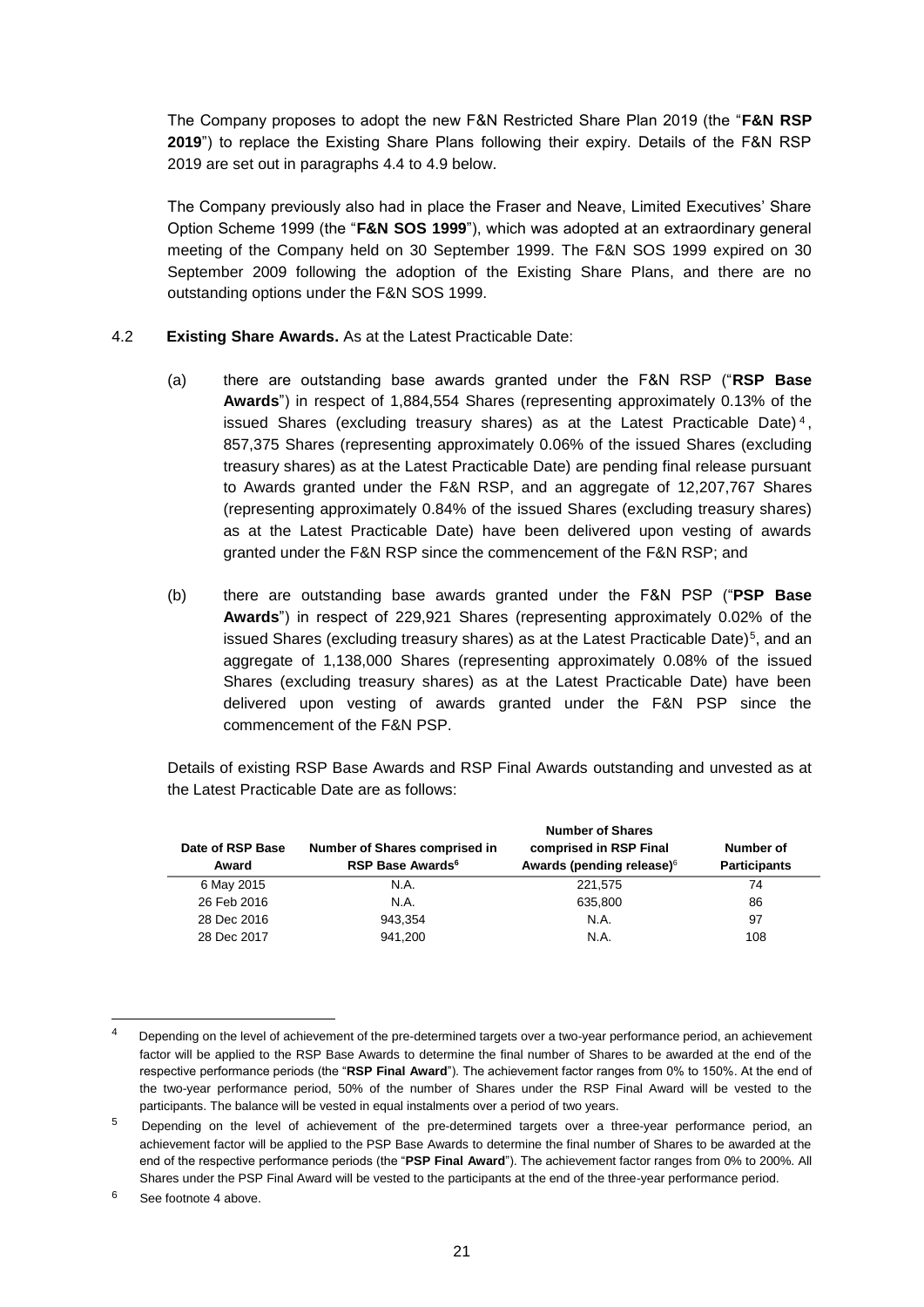The Company proposes to adopt the new F&N Restricted Share Plan 2019 (the "**F&N RSP 2019**") to replace the Existing Share Plans following their expiry. Details of the F&N RSP 2019 are set out in paragraphs 4.4 to 4.9 below.

The Company previously also had in place the Fraser and Neave, Limited Executives' Share Option Scheme 1999 (the "**F&N SOS 1999**"), which was adopted at an extraordinary general meeting of the Company held on 30 September 1999. The F&N SOS 1999 expired on 30 September 2009 following the adoption of the Existing Share Plans, and there are no outstanding options under the F&N SOS 1999.

4.2 **Existing Share Awards.** As at the Latest Practicable Date:

(a) there are outstanding base awards granted under the F&N RSP ("**RSP Base Awards**") in respect of 1,884,554 Shares (representing approximately 0.13% of the issued Shares (excluding treasury shares) as at the Latest Practicable Date)[4], 857,375 Shares (representing approximately 0.06% of the issued Shares (excluding treasury shares) as at the Latest Practicable Date) are pending final release pursuant to Awards granted under the F&N RSP, and an aggregate of 12,207,767 Shares (representing approximately 0.84% of the issued Shares (excluding treasury shares) as at the Latest Practicable Date) have been delivered upon vesting of awards granted under the F&N RSP since the commencement of the F&N RSP; and

(b) there are outstanding base awards granted under the F&N PSP ("**PSP Base Awards**") in respect of 229,921 Shares (representing approximately 0.02% of the issued Shares (excluding treasury shares) as at the Latest Practicable Date)[5], and an aggregate of 1,138,000 Shares (representing approximately 0.08% of the issued Shares (excluding treasury shares) as at the Latest Practicable Date) have been delivered upon vesting of awards granted under the F&N PSP since the commencement of the F&N PSP.

Details of existing RSP Base Awards and RSP Final Awards outstanding and unvested as at the Latest Practicable Date are as follows:

| Date of RSP Base Award | Number of Shares comprised in RSP Base Awards[6] | Number of Shares comprised in RSP Final Awards (pending release)[6] | Number of Participants |
|---|---|---|---|
| 6 May 2015 | N.A. | 221,575 | 74 |
| 26 Feb 2016 | N.A. | 635,800 | 86 |
| 28 Dec 2016 | 943,354 | N.A. | 97 |
| 28 Dec 2017 | 941,200 | N.A. | 108 |

---

[4] Depending on the level of achievement of the pre-determined targets over a two-year performance period, an achievement factor will be applied to the RSP Base Awards to determine the final number of Shares to be awarded at the end of the respective performance periods (the "**RSP Final Award**"). The achievement factor ranges from 0% to 150%. At the end of the two-year performance period, 50% of the number of Shares under the RSP Final Award will be vested to the participants. The balance will be vested in equal instalments over a period of two years.

[5] Depending on the level of achievement of the pre-determined targets over a three-year performance period, an achievement factor will be applied to the PSP Base Awards to determine the final number of Shares to be awarded at the end of the respective performance periods (the "**PSP Final Award**"). The achievement factor ranges from 0% to 200%. All Shares under the PSP Final Award will be vested to the participants at the end of the three-year performance period.

[6] See footnote 4 above.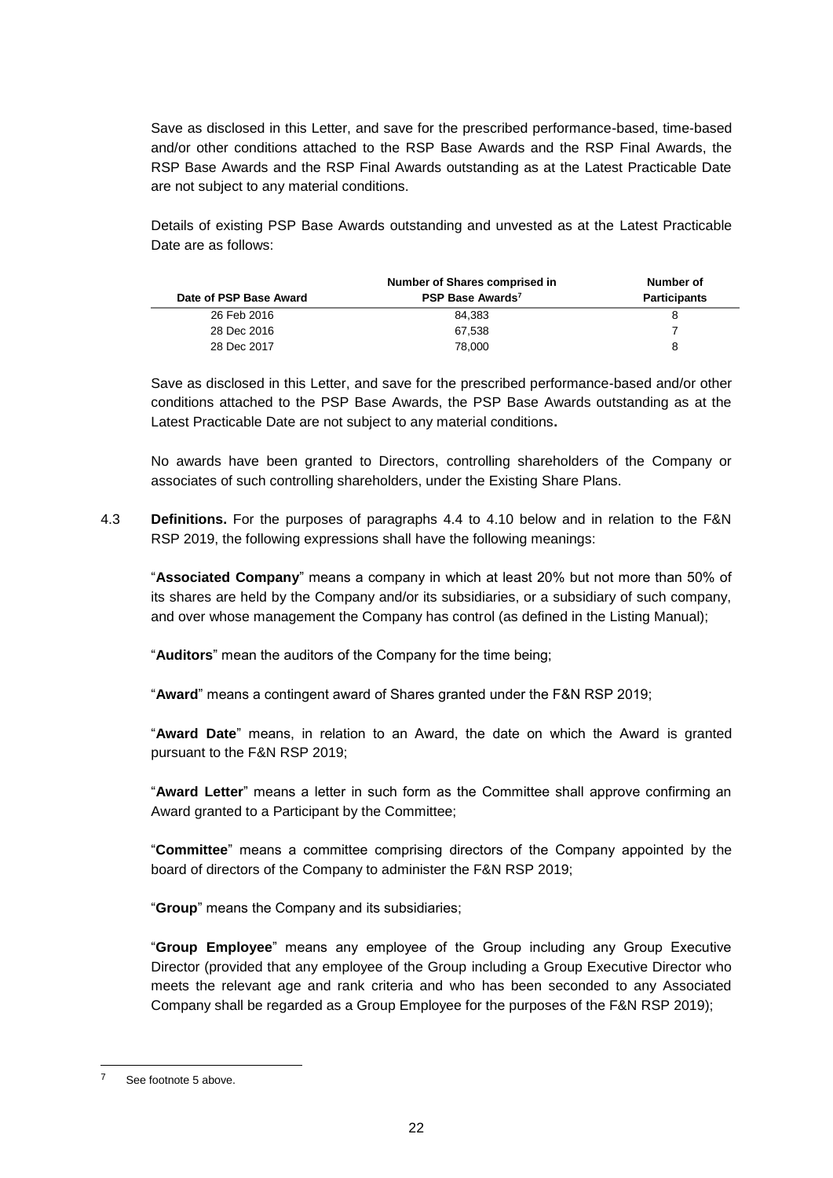Save as disclosed in this Letter, and save for the prescribed performance-based, time-based and/or other conditions attached to the RSP Base Awards and the RSP Final Awards, the RSP Base Awards and the RSP Final Awards outstanding as at the Latest Practicable Date are not subject to any material conditions.

Details of existing PSP Base Awards outstanding and unvested as at the Latest Practicable Date are as follows:

| Date of PSP Base Award | Number of Shares comprised in PSP Base Awards[7] | Number of Participants |
|---|---|---|
| 26 Feb 2016 | 84,383 | 8 |
| 28 Dec 2016 | 67,538 | 7 |
| 28 Dec 2017 | 78,000 | 8 |

Save as disclosed in this Letter, and save for the prescribed performance-based and/or other conditions attached to the PSP Base Awards, the PSP Base Awards outstanding as at the Latest Practicable Date are not subject to any material conditions**.**

No awards have been granted to Directors, controlling shareholders of the Company or associates of such controlling shareholders, under the Existing Share Plans.

4.3 **Definitions.** For the purposes of paragraphs 4.4 to 4.10 below and in relation to the F&N RSP 2019, the following expressions shall have the following meanings:

"**Associated Company**" means a company in which at least 20% but not more than 50% of its shares are held by the Company and/or its subsidiaries, or a subsidiary of such company, and over whose management the Company has control (as defined in the Listing Manual);

"**Auditors**" mean the auditors of the Company for the time being;

"**Award**" means a contingent award of Shares granted under the F&N RSP 2019;

"**Award Date**" means, in relation to an Award, the date on which the Award is granted pursuant to the F&N RSP 2019;

"**Award Letter**" means a letter in such form as the Committee shall approve confirming an Award granted to a Participant by the Committee;

"**Committee**" means a committee comprising directors of the Company appointed by the board of directors of the Company to administer the F&N RSP 2019;

"**Group**" means the Company and its subsidiaries;

"**Group Employee**" means any employee of the Group including any Group Executive Director (provided that any employee of the Group including a Group Executive Director who meets the relevant age and rank criteria and who has been seconded to any Associated Company shall be regarded as a Group Employee for the purposes of the F&N RSP 2019);

---

[7] See footnote 5 above.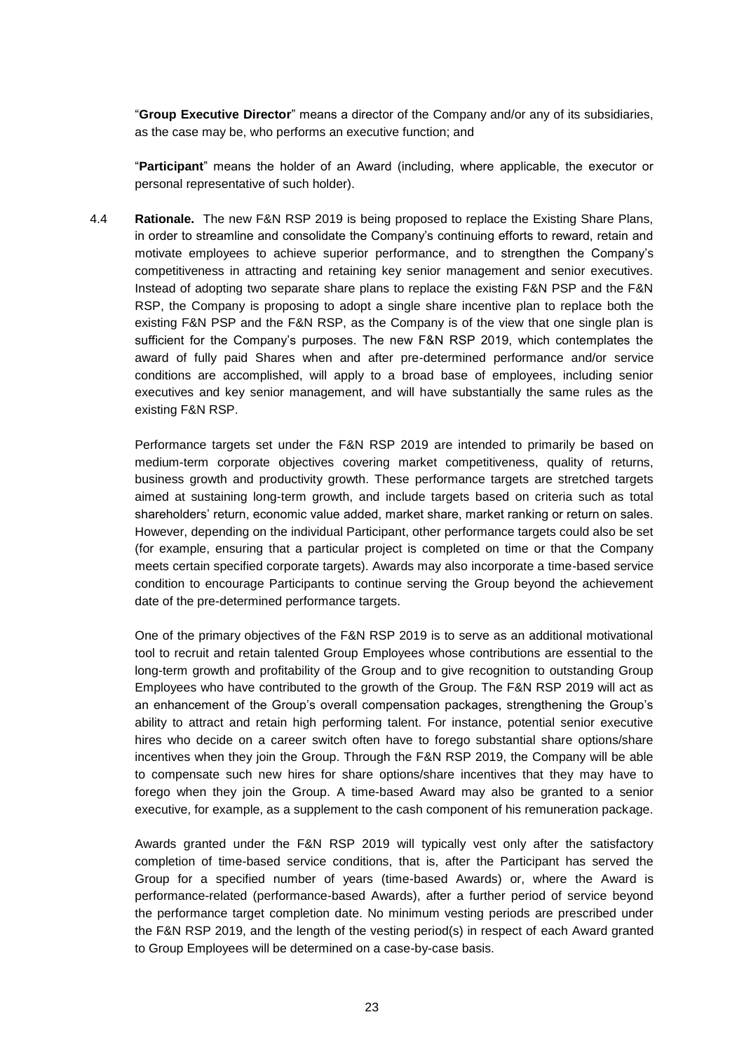"**Group Executive Director**" means a director of the Company and/or any of its subsidiaries, as the case may be, who performs an executive function; and

"**Participant**" means the holder of an Award (including, where applicable, the executor or personal representative of such holder).

4.4 **Rationale.** The new F&N RSP 2019 is being proposed to replace the Existing Share Plans, in order to streamline and consolidate the Company's continuing efforts to reward, retain and motivate employees to achieve superior performance, and to strengthen the Company's competitiveness in attracting and retaining key senior management and senior executives. Instead of adopting two separate share plans to replace the existing F&N PSP and the F&N RSP, the Company is proposing to adopt a single share incentive plan to replace both the existing F&N PSP and the F&N RSP, as the Company is of the view that one single plan is sufficient for the Company's purposes. The new F&N RSP 2019, which contemplates the award of fully paid Shares when and after pre-determined performance and/or service conditions are accomplished, will apply to a broad base of employees, including senior executives and key senior management, and will have substantially the same rules as the existing F&N RSP.

Performance targets set under the F&N RSP 2019 are intended to primarily be based on medium-term corporate objectives covering market competitiveness, quality of returns, business growth and productivity growth. These performance targets are stretched targets aimed at sustaining long-term growth, and include targets based on criteria such as total shareholders' return, economic value added, market share, market ranking or return on sales. However, depending on the individual Participant, other performance targets could also be set (for example, ensuring that a particular project is completed on time or that the Company meets certain specified corporate targets). Awards may also incorporate a time-based service condition to encourage Participants to continue serving the Group beyond the achievement date of the pre-determined performance targets.

One of the primary objectives of the F&N RSP 2019 is to serve as an additional motivational tool to recruit and retain talented Group Employees whose contributions are essential to the long-term growth and profitability of the Group and to give recognition to outstanding Group Employees who have contributed to the growth of the Group. The F&N RSP 2019 will act as an enhancement of the Group's overall compensation packages, strengthening the Group's ability to attract and retain high performing talent. For instance, potential senior executive hires who decide on a career switch often have to forego substantial share options/share incentives when they join the Group. Through the F&N RSP 2019, the Company will be able to compensate such new hires for share options/share incentives that they may have to forego when they join the Group. A time-based Award may also be granted to a senior executive, for example, as a supplement to the cash component of his remuneration package.

Awards granted under the F&N RSP 2019 will typically vest only after the satisfactory completion of time-based service conditions, that is, after the Participant has served the Group for a specified number of years (time-based Awards) or, where the Award is performance-related (performance-based Awards), after a further period of service beyond the performance target completion date. No minimum vesting periods are prescribed under the F&N RSP 2019, and the length of the vesting period(s) in respect of each Award granted to Group Employees will be determined on a case-by-case basis.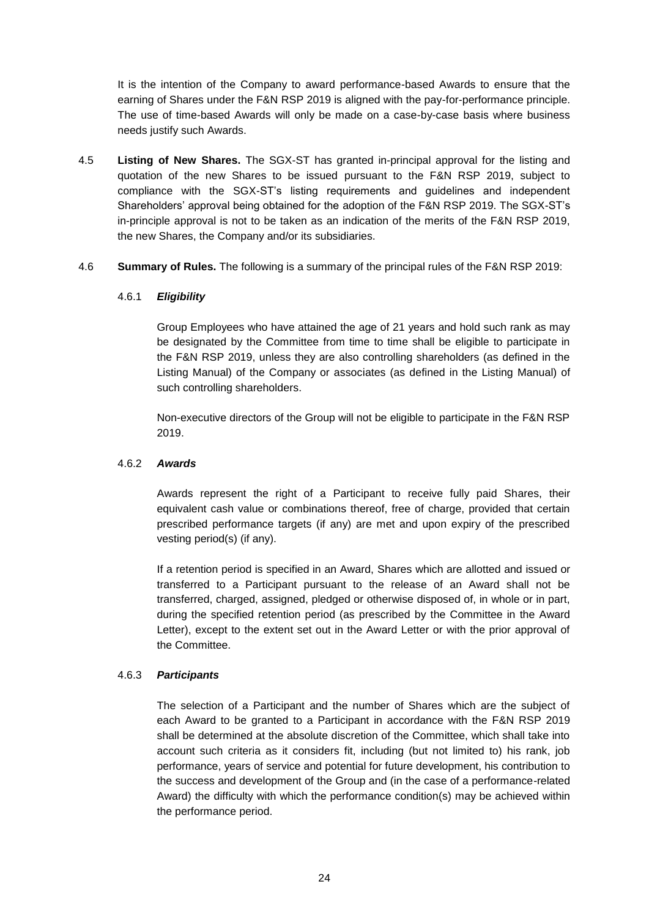It is the intention of the Company to award performance-based Awards to ensure that the earning of Shares under the F&N RSP 2019 is aligned with the pay-for-performance principle. The use of time-based Awards will only be made on a case-by-case basis where business needs justify such Awards.

4.5 **Listing of New Shares.** The SGX-ST has granted in-principal approval for the listing and quotation of the new Shares to be issued pursuant to the F&N RSP 2019, subject to compliance with the SGX-ST's listing requirements and guidelines and independent Shareholders' approval being obtained for the adoption of the F&N RSP 2019. The SGX-ST's in-principle approval is not to be taken as an indication of the merits of the F&N RSP 2019, the new Shares, the Company and/or its subsidiaries.

4.6 **Summary of Rules.** The following is a summary of the principal rules of the F&N RSP 2019:

4.6.1 ***Eligibility***

Group Employees who have attained the age of 21 years and hold such rank as may be designated by the Committee from time to time shall be eligible to participate in the F&N RSP 2019, unless they are also controlling shareholders (as defined in the Listing Manual) of the Company or associates (as defined in the Listing Manual) of such controlling shareholders.

Non-executive directors of the Group will not be eligible to participate in the F&N RSP 2019.

4.6.2 ***Awards***

Awards represent the right of a Participant to receive fully paid Shares, their equivalent cash value or combinations thereof, free of charge, provided that certain prescribed performance targets (if any) are met and upon expiry of the prescribed vesting period(s) (if any).

If a retention period is specified in an Award, Shares which are allotted and issued or transferred to a Participant pursuant to the release of an Award shall not be transferred, charged, assigned, pledged or otherwise disposed of, in whole or in part, during the specified retention period (as prescribed by the Committee in the Award Letter), except to the extent set out in the Award Letter or with the prior approval of the Committee.

4.6.3 ***Participants***

The selection of a Participant and the number of Shares which are the subject of each Award to be granted to a Participant in accordance with the F&N RSP 2019 shall be determined at the absolute discretion of the Committee, which shall take into account such criteria as it considers fit, including (but not limited to) his rank, job performance, years of service and potential for future development, his contribution to the success and development of the Group and (in the case of a performance-related Award) the difficulty with which the performance condition(s) may be achieved within the performance period.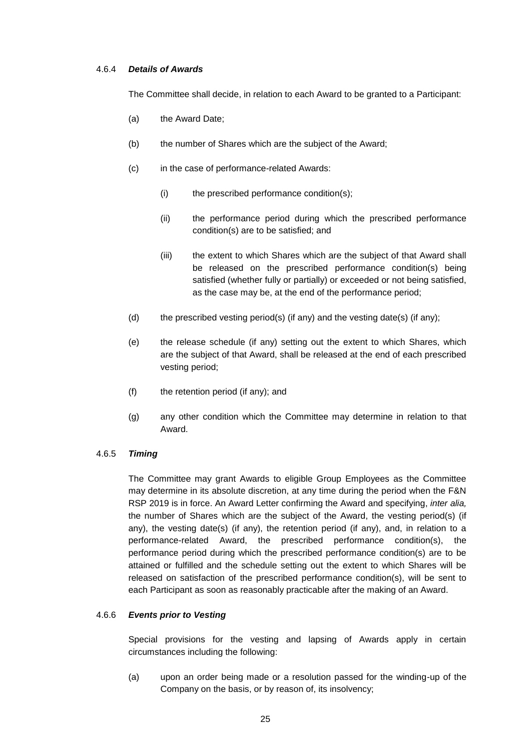#### 4.6.4 ***Details of Awards***

The Committee shall decide, in relation to each Award to be granted to a Participant:

(a) the Award Date;

(b) the number of Shares which are the subject of the Award;

(c) in the case of performance-related Awards:

  (i) the prescribed performance condition(s);

  (ii) the performance period during which the prescribed performance condition(s) are to be satisfied; and

  (iii) the extent to which Shares which are the subject of that Award shall be released on the prescribed performance condition(s) being satisfied (whether fully or partially) or exceeded or not being satisfied, as the case may be, at the end of the performance period;

(d) the prescribed vesting period(s) (if any) and the vesting date(s) (if any);

(e) the release schedule (if any) setting out the extent to which Shares, which are the subject of that Award, shall be released at the end of each prescribed vesting period;

(f) the retention period (if any); and

(g) any other condition which the Committee may determine in relation to that Award.

#### 4.6.5 ***Timing***

The Committee may grant Awards to eligible Group Employees as the Committee may determine in its absolute discretion, at any time during the period when the F&N RSP 2019 is in force. An Award Letter confirming the Award and specifying, *inter alia,* the number of Shares which are the subject of the Award, the vesting period(s) (if any), the vesting date(s) (if any), the retention period (if any), and, in relation to a performance-related Award, the prescribed performance condition(s), the performance period during which the prescribed performance condition(s) are to be attained or fulfilled and the schedule setting out the extent to which Shares will be released on satisfaction of the prescribed performance condition(s), will be sent to each Participant as soon as reasonably practicable after the making of an Award.

#### 4.6.6 ***Events prior to Vesting***

Special provisions for the vesting and lapsing of Awards apply in certain circumstances including the following:

(a) upon an order being made or a resolution passed for the winding-up of the Company on the basis, or by reason of, its insolvency;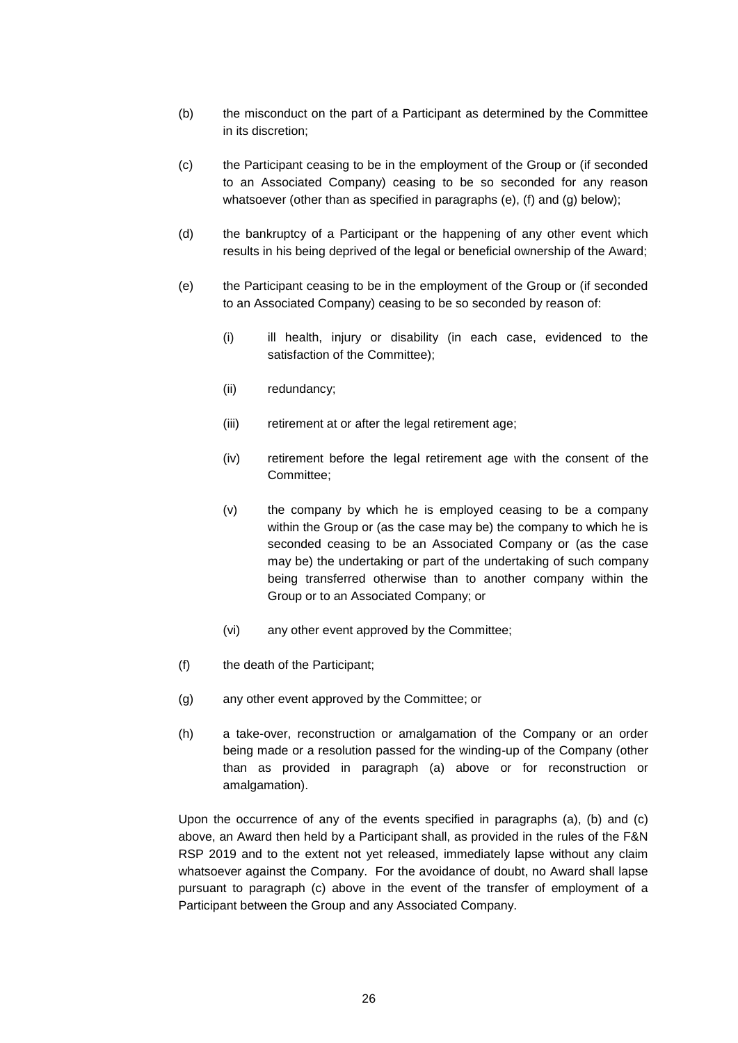(b) the misconduct on the part of a Participant as determined by the Committee in its discretion;

(c) the Participant ceasing to be in the employment of the Group or (if seconded to an Associated Company) ceasing to be so seconded for any reason whatsoever (other than as specified in paragraphs (e), (f) and (g) below);

(d) the bankruptcy of a Participant or the happening of any other event which results in his being deprived of the legal or beneficial ownership of the Award;

(e) the Participant ceasing to be in the employment of the Group or (if seconded to an Associated Company) ceasing to be so seconded by reason of:

   (i) ill health, injury or disability (in each case, evidenced to the satisfaction of the Committee);

   (ii) redundancy;

   (iii) retirement at or after the legal retirement age;

   (iv) retirement before the legal retirement age with the consent of the Committee;

   (v) the company by which he is employed ceasing to be a company within the Group or (as the case may be) the company to which he is seconded ceasing to be an Associated Company or (as the case may be) the undertaking or part of the undertaking of such company being transferred otherwise than to another company within the Group or to an Associated Company; or

   (vi) any other event approved by the Committee;

(f) the death of the Participant;

(g) any other event approved by the Committee; or

(h) a take-over, reconstruction or amalgamation of the Company or an order being made or a resolution passed for the winding-up of the Company (other than as provided in paragraph (a) above or for reconstruction or amalgamation).

Upon the occurrence of any of the events specified in paragraphs (a), (b) and (c) above, an Award then held by a Participant shall, as provided in the rules of the F&N RSP 2019 and to the extent not yet released, immediately lapse without any claim whatsoever against the Company. For the avoidance of doubt, no Award shall lapse pursuant to paragraph (c) above in the event of the transfer of employment of a Participant between the Group and any Associated Company.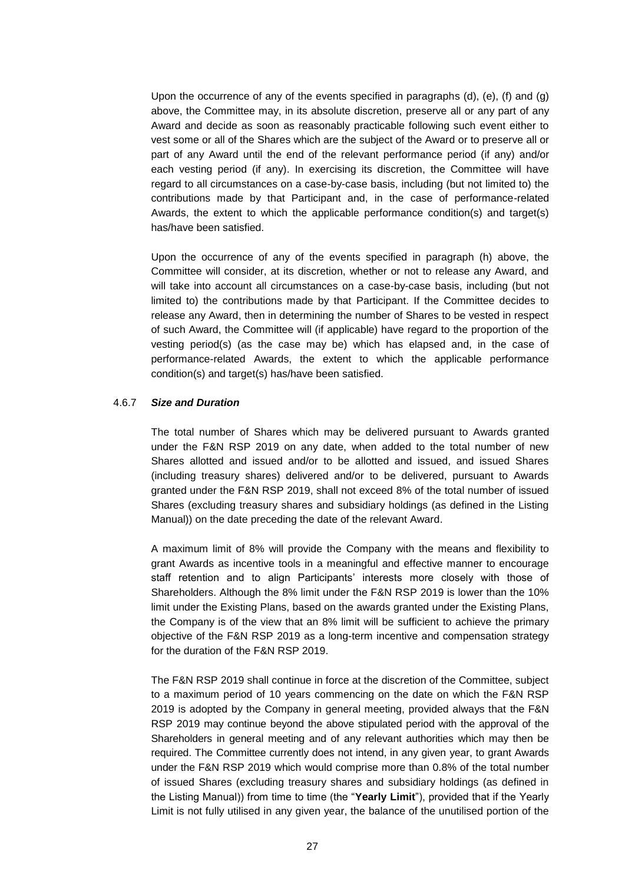Upon the occurrence of any of the events specified in paragraphs (d), (e), (f) and (g) above, the Committee may, in its absolute discretion, preserve all or any part of any Award and decide as soon as reasonably practicable following such event either to vest some or all of the Shares which are the subject of the Award or to preserve all or part of any Award until the end of the relevant performance period (if any) and/or each vesting period (if any). In exercising its discretion, the Committee will have regard to all circumstances on a case-by-case basis, including (but not limited to) the contributions made by that Participant and, in the case of performance-related Awards, the extent to which the applicable performance condition(s) and target(s) has/have been satisfied.

Upon the occurrence of any of the events specified in paragraph (h) above, the Committee will consider, at its discretion, whether or not to release any Award, and will take into account all circumstances on a case-by-case basis, including (but not limited to) the contributions made by that Participant. If the Committee decides to release any Award, then in determining the number of Shares to be vested in respect of such Award, the Committee will (if applicable) have regard to the proportion of the vesting period(s) (as the case may be) which has elapsed and, in the case of performance-related Awards, the extent to which the applicable performance condition(s) and target(s) has/have been satisfied.

#### 4.6.7 *Size and Duration*

The total number of Shares which may be delivered pursuant to Awards granted under the F&N RSP 2019 on any date, when added to the total number of new Shares allotted and issued and/or to be allotted and issued, and issued Shares (including treasury shares) delivered and/or to be delivered, pursuant to Awards granted under the F&N RSP 2019, shall not exceed 8% of the total number of issued Shares (excluding treasury shares and subsidiary holdings (as defined in the Listing Manual)) on the date preceding the date of the relevant Award.

A maximum limit of 8% will provide the Company with the means and flexibility to grant Awards as incentive tools in a meaningful and effective manner to encourage staff retention and to align Participants' interests more closely with those of Shareholders. Although the 8% limit under the F&N RSP 2019 is lower than the 10% limit under the Existing Plans, based on the awards granted under the Existing Plans, the Company is of the view that an 8% limit will be sufficient to achieve the primary objective of the F&N RSP 2019 as a long-term incentive and compensation strategy for the duration of the F&N RSP 2019.

The F&N RSP 2019 shall continue in force at the discretion of the Committee, subject to a maximum period of 10 years commencing on the date on which the F&N RSP 2019 is adopted by the Company in general meeting, provided always that the F&N RSP 2019 may continue beyond the above stipulated period with the approval of the Shareholders in general meeting and of any relevant authorities which may then be required. The Committee currently does not intend, in any given year, to grant Awards under the F&N RSP 2019 which would comprise more than 0.8% of the total number of issued Shares (excluding treasury shares and subsidiary holdings (as defined in the Listing Manual)) from time to time (the "**Yearly Limit**"), provided that if the Yearly Limit is not fully utilised in any given year, the balance of the unutilised portion of the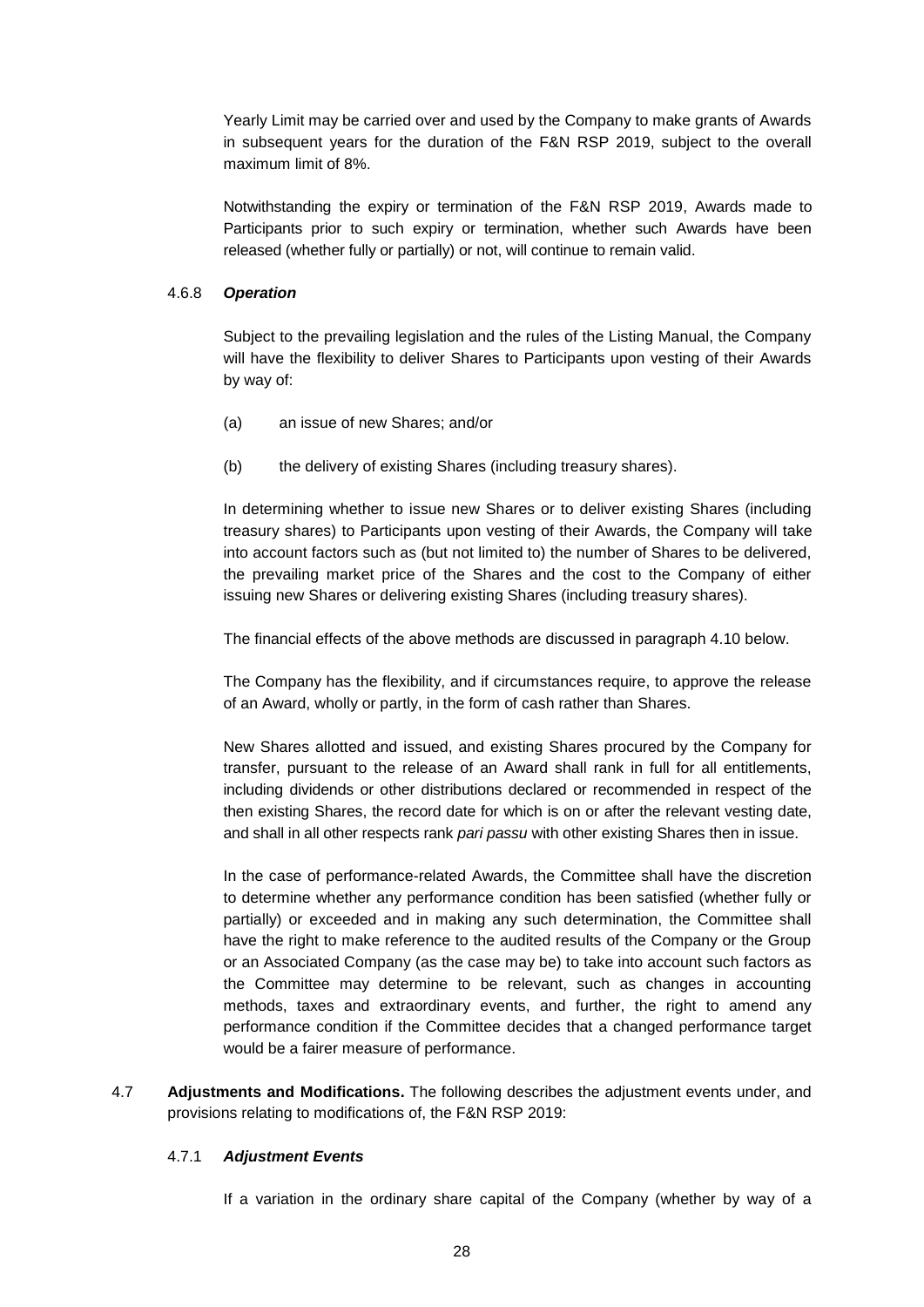Yearly Limit may be carried over and used by the Company to make grants of Awards in subsequent years for the duration of the F&N RSP 2019, subject to the overall maximum limit of 8%.

Notwithstanding the expiry or termination of the F&N RSP 2019, Awards made to Participants prior to such expiry or termination, whether such Awards have been released (whether fully or partially) or not, will continue to remain valid.

4.6.8 ***Operation***

Subject to the prevailing legislation and the rules of the Listing Manual, the Company will have the flexibility to deliver Shares to Participants upon vesting of their Awards by way of:

(a) an issue of new Shares; and/or

(b) the delivery of existing Shares (including treasury shares).

In determining whether to issue new Shares or to deliver existing Shares (including treasury shares) to Participants upon vesting of their Awards, the Company will take into account factors such as (but not limited to) the number of Shares to be delivered, the prevailing market price of the Shares and the cost to the Company of either issuing new Shares or delivering existing Shares (including treasury shares).

The financial effects of the above methods are discussed in paragraph 4.10 below.

The Company has the flexibility, and if circumstances require, to approve the release of an Award, wholly or partly, in the form of cash rather than Shares.

New Shares allotted and issued, and existing Shares procured by the Company for transfer, pursuant to the release of an Award shall rank in full for all entitlements, including dividends or other distributions declared or recommended in respect of the then existing Shares, the record date for which is on or after the relevant vesting date, and shall in all other respects rank *pari passu* with other existing Shares then in issue.

In the case of performance-related Awards, the Committee shall have the discretion to determine whether any performance condition has been satisfied (whether fully or partially) or exceeded and in making any such determination, the Committee shall have the right to make reference to the audited results of the Company or the Group or an Associated Company (as the case may be) to take into account such factors as the Committee may determine to be relevant, such as changes in accounting methods, taxes and extraordinary events, and further, the right to amend any performance condition if the Committee decides that a changed performance target would be a fairer measure of performance.

4.7 **Adjustments and Modifications.** The following describes the adjustment events under, and provisions relating to modifications of, the F&N RSP 2019:

4.7.1 ***Adjustment Events***

If a variation in the ordinary share capital of the Company (whether by way of a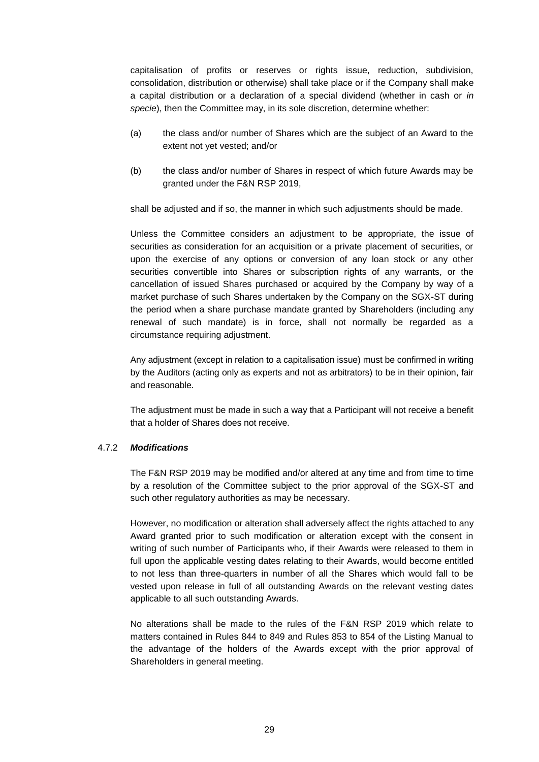capitalisation of profits or reserves or rights issue, reduction, subdivision, consolidation, distribution or otherwise) shall take place or if the Company shall make a capital distribution or a declaration of a special dividend (whether in cash or *in specie*), then the Committee may, in its sole discretion, determine whether:

(a) the class and/or number of Shares which are the subject of an Award to the extent not yet vested; and/or

(b) the class and/or number of Shares in respect of which future Awards may be granted under the F&N RSP 2019,

shall be adjusted and if so, the manner in which such adjustments should be made.

Unless the Committee considers an adjustment to be appropriate, the issue of securities as consideration for an acquisition or a private placement of securities, or upon the exercise of any options or conversion of any loan stock or any other securities convertible into Shares or subscription rights of any warrants, or the cancellation of issued Shares purchased or acquired by the Company by way of a market purchase of such Shares undertaken by the Company on the SGX-ST during the period when a share purchase mandate granted by Shareholders (including any renewal of such mandate) is in force, shall not normally be regarded as a circumstance requiring adjustment.

Any adjustment (except in relation to a capitalisation issue) must be confirmed in writing by the Auditors (acting only as experts and not as arbitrators) to be in their opinion, fair and reasonable.

The adjustment must be made in such a way that a Participant will not receive a benefit that a holder of Shares does not receive.

#### 4.7.2 ***Modifications***

The F&N RSP 2019 may be modified and/or altered at any time and from time to time by a resolution of the Committee subject to the prior approval of the SGX-ST and such other regulatory authorities as may be necessary.

However, no modification or alteration shall adversely affect the rights attached to any Award granted prior to such modification or alteration except with the consent in writing of such number of Participants who, if their Awards were released to them in full upon the applicable vesting dates relating to their Awards, would become entitled to not less than three-quarters in number of all the Shares which would fall to be vested upon release in full of all outstanding Awards on the relevant vesting dates applicable to all such outstanding Awards.

No alterations shall be made to the rules of the F&N RSP 2019 which relate to matters contained in Rules 844 to 849 and Rules 853 to 854 of the Listing Manual to the advantage of the holders of the Awards except with the prior approval of Shareholders in general meeting.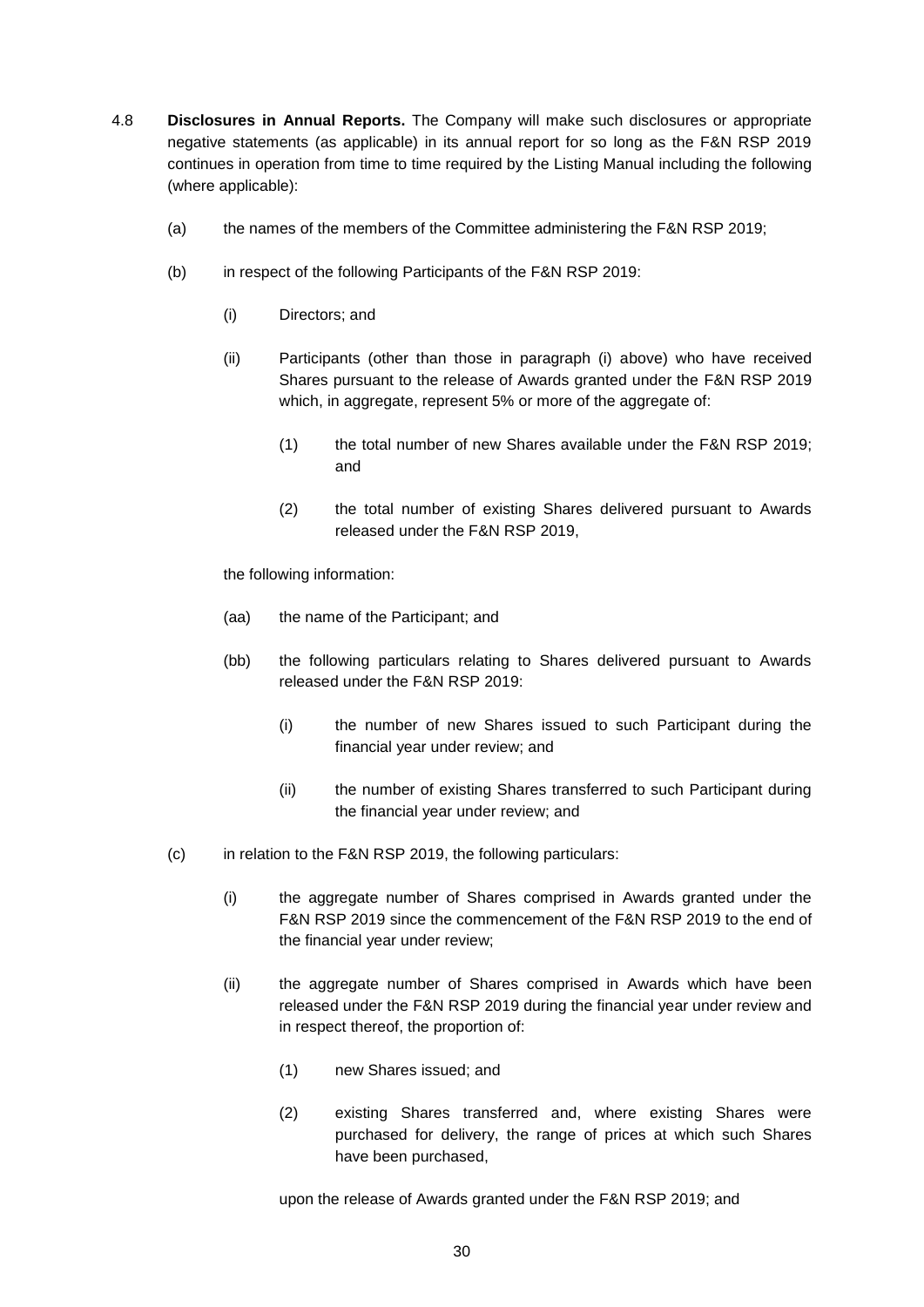4.8 **Disclosures in Annual Reports.** The Company will make such disclosures or appropriate negative statements (as applicable) in its annual report for so long as the F&N RSP 2019 continues in operation from time to time required by the Listing Manual including the following (where applicable):

(a) the names of the members of the Committee administering the F&N RSP 2019;

(b) in respect of the following Participants of the F&N RSP 2019:

(i) Directors; and

(ii) Participants (other than those in paragraph (i) above) who have received Shares pursuant to the release of Awards granted under the F&N RSP 2019 which, in aggregate, represent 5% or more of the aggregate of:

(1) the total number of new Shares available under the F&N RSP 2019; and

(2) the total number of existing Shares delivered pursuant to Awards released under the F&N RSP 2019,

the following information:

(aa) the name of the Participant; and

(bb) the following particulars relating to Shares delivered pursuant to Awards released under the F&N RSP 2019:

(i) the number of new Shares issued to such Participant during the financial year under review; and

(ii) the number of existing Shares transferred to such Participant during the financial year under review; and

(c) in relation to the F&N RSP 2019, the following particulars:

(i) the aggregate number of Shares comprised in Awards granted under the F&N RSP 2019 since the commencement of the F&N RSP 2019 to the end of the financial year under review;

(ii) the aggregate number of Shares comprised in Awards which have been released under the F&N RSP 2019 during the financial year under review and in respect thereof, the proportion of:

(1) new Shares issued; and

(2) existing Shares transferred and, where existing Shares were purchased for delivery, the range of prices at which such Shares have been purchased,

upon the release of Awards granted under the F&N RSP 2019; and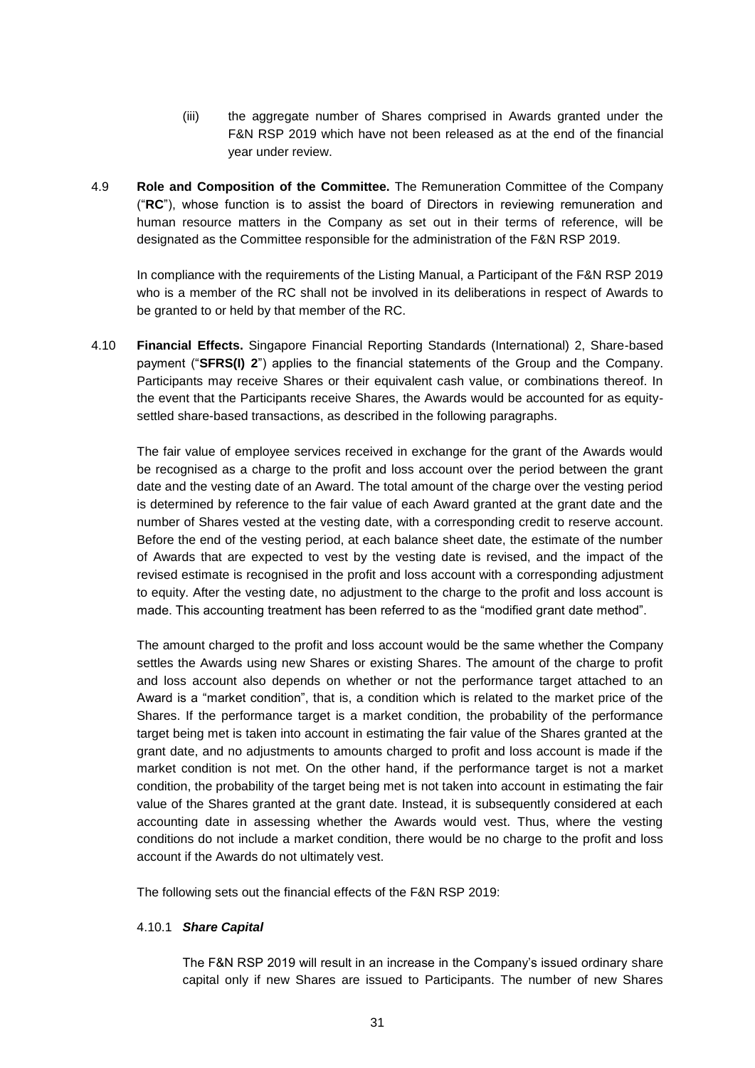(iii) the aggregate number of Shares comprised in Awards granted under the F&N RSP 2019 which have not been released as at the end of the financial year under review.

4.9 **Role and Composition of the Committee.** The Remuneration Committee of the Company ("**RC**"), whose function is to assist the board of Directors in reviewing remuneration and human resource matters in the Company as set out in their terms of reference, will be designated as the Committee responsible for the administration of the F&N RSP 2019.

In compliance with the requirements of the Listing Manual, a Participant of the F&N RSP 2019 who is a member of the RC shall not be involved in its deliberations in respect of Awards to be granted to or held by that member of the RC.

4.10 **Financial Effects.** Singapore Financial Reporting Standards (International) 2, Share-based payment ("**SFRS(I) 2**") applies to the financial statements of the Group and the Company. Participants may receive Shares or their equivalent cash value, or combinations thereof. In the event that the Participants receive Shares, the Awards would be accounted for as equity-settled share-based transactions, as described in the following paragraphs.

The fair value of employee services received in exchange for the grant of the Awards would be recognised as a charge to the profit and loss account over the period between the grant date and the vesting date of an Award. The total amount of the charge over the vesting period is determined by reference to the fair value of each Award granted at the grant date and the number of Shares vested at the vesting date, with a corresponding credit to reserve account. Before the end of the vesting period, at each balance sheet date, the estimate of the number of Awards that are expected to vest by the vesting date is revised, and the impact of the revised estimate is recognised in the profit and loss account with a corresponding adjustment to equity. After the vesting date, no adjustment to the charge to the profit and loss account is made. This accounting treatment has been referred to as the "modified grant date method".

The amount charged to the profit and loss account would be the same whether the Company settles the Awards using new Shares or existing Shares. The amount of the charge to profit and loss account also depends on whether or not the performance target attached to an Award is a "market condition", that is, a condition which is related to the market price of the Shares. If the performance target is a market condition, the probability of the performance target being met is taken into account in estimating the fair value of the Shares granted at the grant date, and no adjustments to amounts charged to profit and loss account is made if the market condition is not met. On the other hand, if the performance target is not a market condition, the probability of the target being met is not taken into account in estimating the fair value of the Shares granted at the grant date. Instead, it is subsequently considered at each accounting date in assessing whether the Awards would vest. Thus, where the vesting conditions do not include a market condition, there would be no charge to the profit and loss account if the Awards do not ultimately vest.

The following sets out the financial effects of the F&N RSP 2019:

4.10.1 ***Share Capital***

The F&N RSP 2019 will result in an increase in the Company's issued ordinary share capital only if new Shares are issued to Participants. The number of new Shares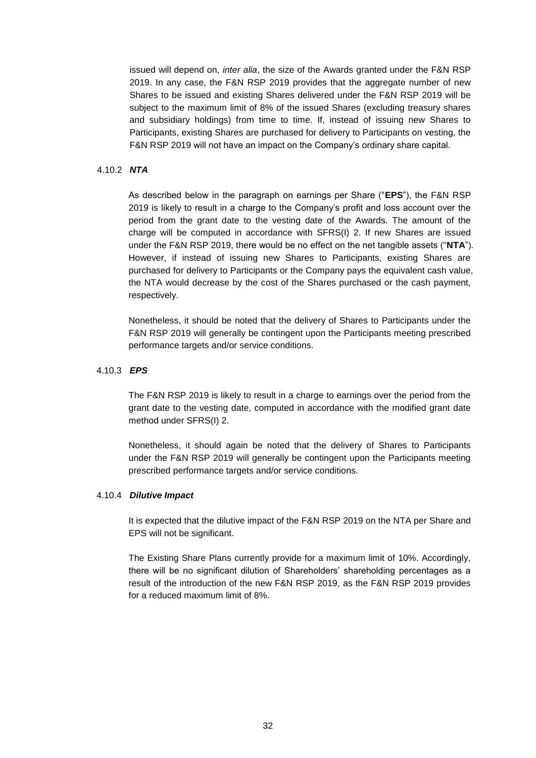issued will depend on, *inter alia*, the size of the Awards granted under the F&N RSP 2019. In any case, the F&N RSP 2019 provides that the aggregate number of new Shares to be issued and existing Shares delivered under the F&N RSP 2019 will be subject to the maximum limit of 8% of the issued Shares (excluding treasury shares and subsidiary holdings) from time to time. If, instead of issuing new Shares to Participants, existing Shares are purchased for delivery to Participants on vesting, the F&N RSP 2019 will not have an impact on the Company's ordinary share capital.

4.10.2 ***NTA***

As described below in the paragraph on earnings per Share ("**EPS**"), the F&N RSP 2019 is likely to result in a charge to the Company's profit and loss account over the period from the grant date to the vesting date of the Awards. The amount of the charge will be computed in accordance with SFRS(I) 2. If new Shares are issued under the F&N RSP 2019, there would be no effect on the net tangible assets ("**NTA**"). However, if instead of issuing new Shares to Participants, existing Shares are purchased for delivery to Participants or the Company pays the equivalent cash value, the NTA would decrease by the cost of the Shares purchased or the cash payment, respectively.

Nonetheless, it should be noted that the delivery of Shares to Participants under the F&N RSP 2019 will generally be contingent upon the Participants meeting prescribed performance targets and/or service conditions.

4.10.3 ***EPS***

The F&N RSP 2019 is likely to result in a charge to earnings over the period from the grant date to the vesting date, computed in accordance with the modified grant date method under SFRS(I) 2.

Nonetheless, it should again be noted that the delivery of Shares to Participants under the F&N RSP 2019 will generally be contingent upon the Participants meeting prescribed performance targets and/or service conditions.

4.10.4 ***Dilutive Impact***

It is expected that the dilutive impact of the F&N RSP 2019 on the NTA per Share and EPS will not be significant.

The Existing Share Plans currently provide for a maximum limit of 10%. Accordingly, there will be no significant dilution of Shareholders' shareholding percentages as a result of the introduction of the new F&N RSP 2019, as the F&N RSP 2019 provides for a reduced maximum limit of 8%.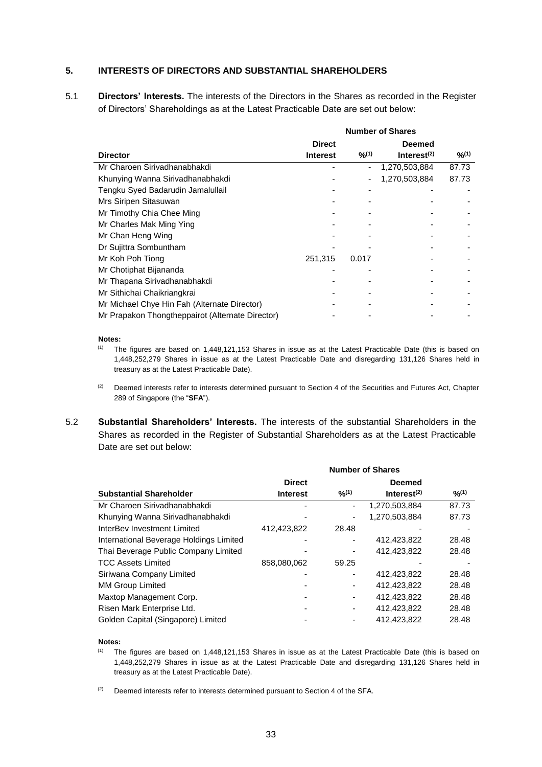## 5. INTERESTS OF DIRECTORS AND SUBSTANTIAL SHAREHOLDERS

5.1 **Directors' Interests.** The interests of the Directors in the Shares as recorded in the Register of Directors' Shareholdings as at the Latest Practicable Date are set out below:

| | Number of Shares | | | |
|---|---|---|---|---|
| **Director** | **Direct Interest** | **%[(1)]** | **Deemed Interest[(2)]** | **%[(1)]** |
| Mr Charoen Sirivadhanabhakdi | - | - | 1,270,503,884 | 87.73 |
| Khunying Wanna Sirivadhanabhakdi | - | - | 1,270,503,884 | 87.73 |
| Tengku Syed Badarudin Jamalullail | - | - | - | - |
| Mrs Siripen Sitasuwan | - | - | - | - |
| Mr Timothy Chia Chee Ming | - | - | - | - |
| Mr Charles Mak Ming Ying | - | - | - | - |
| Mr Chan Heng Wing | - | - | - | - |
| Dr Sujittra Sombuntham | - | - | - | - |
| Mr Koh Poh Tiong | 251,315 | 0.017 | - | - |
| Mr Chotiphat Bijananda | - | - | - | - |
| Mr Thapana Sirivadhanabhakdi | - | - | - | - |
| Mr Sithichai Chaikriangkrai | - | - | - | - |
| Mr Michael Chye Hin Fah (Alternate Director) | - | - | - | - |
| Mr Prapakon Thongtheppairot (Alternate Director) | - | - | - | - |

**Notes:**

(1) The figures are based on 1,448,121,153 Shares in issue as at the Latest Practicable Date (this is based on 1,448,252,279 Shares in issue as at the Latest Practicable Date and disregarding 131,126 Shares held in treasury as at the Latest Practicable Date).

(2) Deemed interests refer to interests determined pursuant to Section 4 of the Securities and Futures Act, Chapter 289 of Singapore (the "**SFA**").

5.2 **Substantial Shareholders' Interests.** The interests of the substantial Shareholders in the Shares as recorded in the Register of Substantial Shareholders as at the Latest Practicable Date are set out below:

| | Number of Shares | | | |
|---|---|---|---|---|
| **Substantial Shareholder** | **Direct Interest** | **%[(1)]** | **Deemed Interest[(2)]** | **%[(1)]** |
| Mr Charoen Sirivadhanabhakdi | - | - | 1,270,503,884 | 87.73 |
| Khunying Wanna Sirivadhanabhakdi | - | - | 1,270,503,884 | 87.73 |
| InterBev Investment Limited | 412,423,822 | 28.48 | - | - |
| International Beverage Holdings Limited | - | - | 412,423,822 | 28.48 |
| Thai Beverage Public Company Limited | - | - | 412,423,822 | 28.48 |
| TCC Assets Limited | 858,080,062 | 59.25 | - | - |
| Siriwana Company Limited | - | - | 412,423,822 | 28.48 |
| MM Group Limited | - | - | 412,423,822 | 28.48 |
| Maxtop Management Corp. | - | - | 412,423,822 | 28.48 |
| Risen Mark Enterprise Ltd. | - | - | 412,423,822 | 28.48 |
| Golden Capital (Singapore) Limited | - | - | 412,423,822 | 28.48 |

**Notes:**

(1) The figures are based on 1,448,121,153 Shares in issue as at the Latest Practicable Date (this is based on 1,448,252,279 Shares in issue as at the Latest Practicable Date and disregarding 131,126 Shares held in treasury as at the Latest Practicable Date).

(2) Deemed interests refer to interests determined pursuant to Section 4 of the SFA.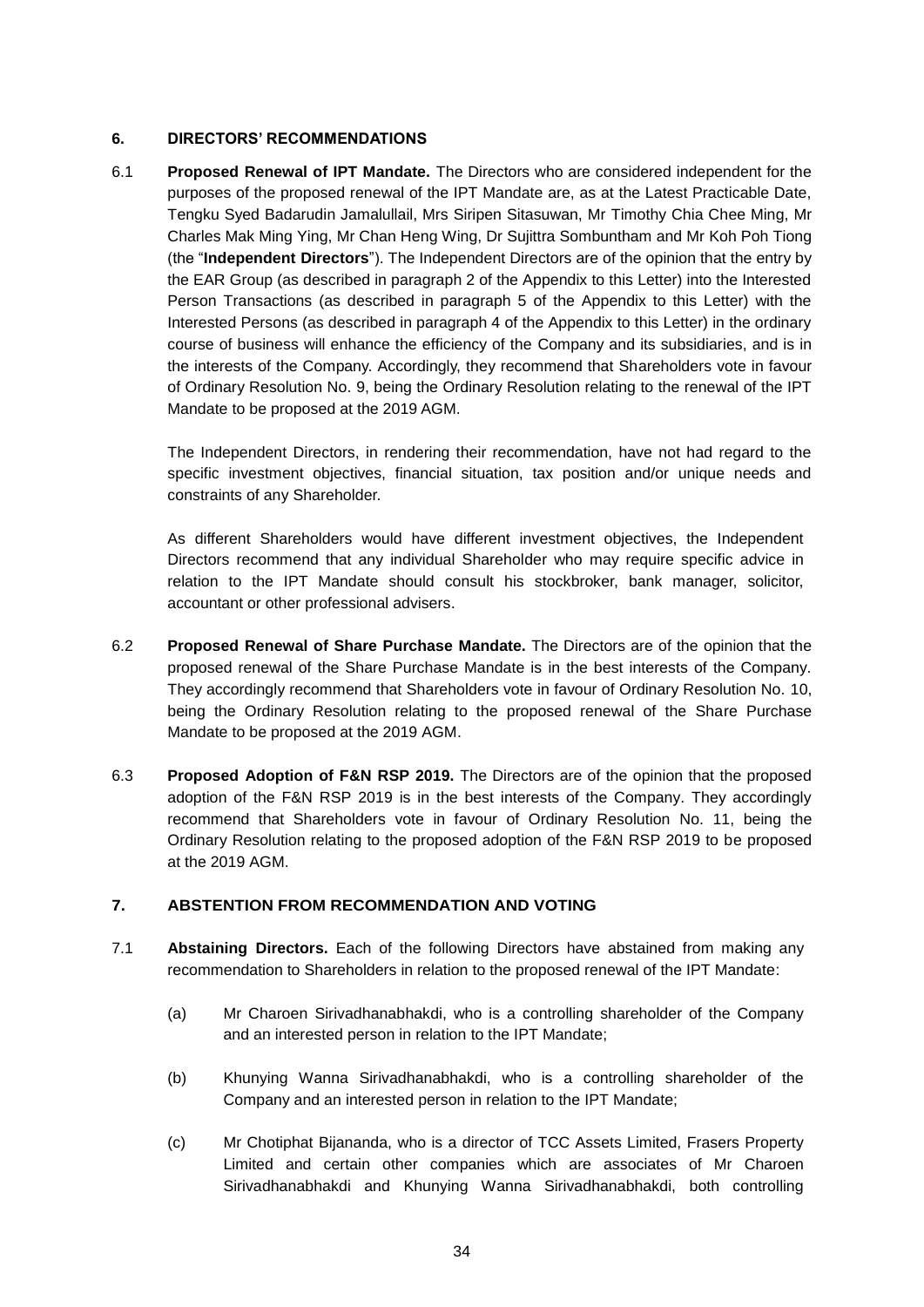## 6. DIRECTORS' RECOMMENDATIONS

6.1 **Proposed Renewal of IPT Mandate.** The Directors who are considered independent for the purposes of the proposed renewal of the IPT Mandate are, as at the Latest Practicable Date, Tengku Syed Badarudin Jamalullail, Mrs Siripen Sitasuwan, Mr Timothy Chia Chee Ming, Mr Charles Mak Ming Ying, Mr Chan Heng Wing, Dr Sujittra Sombuntham and Mr Koh Poh Tiong (the "**Independent Directors**"). The Independent Directors are of the opinion that the entry by the EAR Group (as described in paragraph 2 of the Appendix to this Letter) into the Interested Person Transactions (as described in paragraph 5 of the Appendix to this Letter) with the Interested Persons (as described in paragraph 4 of the Appendix to this Letter) in the ordinary course of business will enhance the efficiency of the Company and its subsidiaries, and is in the interests of the Company. Accordingly, they recommend that Shareholders vote in favour of Ordinary Resolution No. 9, being the Ordinary Resolution relating to the renewal of the IPT Mandate to be proposed at the 2019 AGM.

The Independent Directors, in rendering their recommendation, have not had regard to the specific investment objectives, financial situation, tax position and/or unique needs and constraints of any Shareholder.

As different Shareholders would have different investment objectives, the Independent Directors recommend that any individual Shareholder who may require specific advice in relation to the IPT Mandate should consult his stockbroker, bank manager, solicitor, accountant or other professional advisers.

6.2 **Proposed Renewal of Share Purchase Mandate.** The Directors are of the opinion that the proposed renewal of the Share Purchase Mandate is in the best interests of the Company. They accordingly recommend that Shareholders vote in favour of Ordinary Resolution No. 10, being the Ordinary Resolution relating to the proposed renewal of the Share Purchase Mandate to be proposed at the 2019 AGM.

6.3 **Proposed Adoption of F&N RSP 2019.** The Directors are of the opinion that the proposed adoption of the F&N RSP 2019 is in the best interests of the Company. They accordingly recommend that Shareholders vote in favour of Ordinary Resolution No. 11, being the Ordinary Resolution relating to the proposed adoption of the F&N RSP 2019 to be proposed at the 2019 AGM.

## 7. ABSTENTION FROM RECOMMENDATION AND VOTING

7.1 **Abstaining Directors.** Each of the following Directors have abstained from making any recommendation to Shareholders in relation to the proposed renewal of the IPT Mandate:

(a) Mr Charoen Sirivadhanabhakdi, who is a controlling shareholder of the Company and an interested person in relation to the IPT Mandate;

(b) Khunying Wanna Sirivadhanabhakdi, who is a controlling shareholder of the Company and an interested person in relation to the IPT Mandate;

(c) Mr Chotiphat Bijananda, who is a director of TCC Assets Limited, Frasers Property Limited and certain other companies which are associates of Mr Charoen Sirivadhanabhakdi and Khunying Wanna Sirivadhanabhakdi, both controlling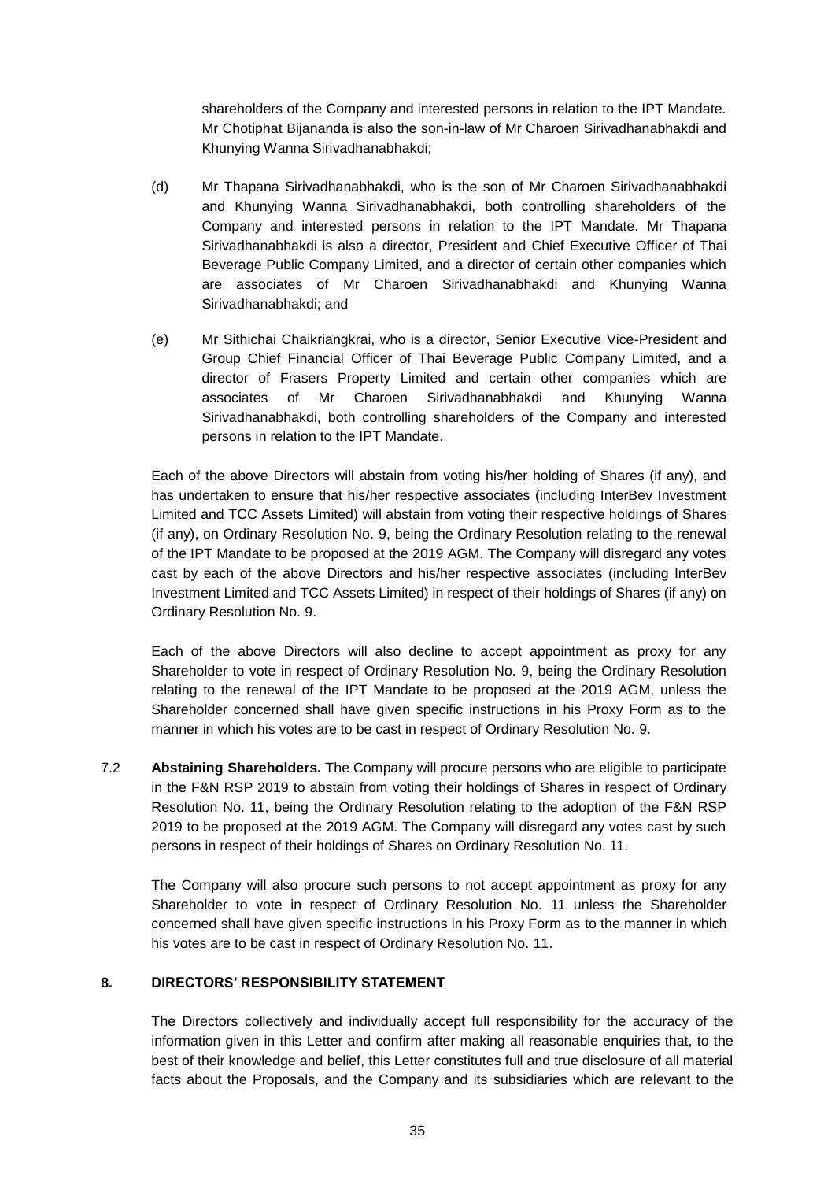shareholders of the Company and interested persons in relation to the IPT Mandate. Mr Chotiphat Bijananda is also the son-in-law of Mr Charoen Sirivadhanabhakdi and Khunying Wanna Sirivadhanabhakdi;

(d) Mr Thapana Sirivadhanabhakdi, who is the son of Mr Charoen Sirivadhanabhakdi and Khunying Wanna Sirivadhanabhakdi, both controlling shareholders of the Company and interested persons in relation to the IPT Mandate. Mr Thapana Sirivadhanabhakdi is also a director, President and Chief Executive Officer of Thai Beverage Public Company Limited, and a director of certain other companies which are associates of Mr Charoen Sirivadhanabhakdi and Khunying Wanna Sirivadhanabhakdi; and

(e) Mr Sithichai Chaikriangkrai, who is a director, Senior Executive Vice-President and Group Chief Financial Officer of Thai Beverage Public Company Limited, and a director of Frasers Property Limited and certain other companies which are associates of Mr Charoen Sirivadhanabhakdi and Khunying Wanna Sirivadhanabhakdi, both controlling shareholders of the Company and interested persons in relation to the IPT Mandate.

Each of the above Directors will abstain from voting his/her holding of Shares (if any), and has undertaken to ensure that his/her respective associates (including InterBev Investment Limited and TCC Assets Limited) will abstain from voting their respective holdings of Shares (if any), on Ordinary Resolution No. 9, being the Ordinary Resolution relating to the renewal of the IPT Mandate to be proposed at the 2019 AGM. The Company will disregard any votes cast by each of the above Directors and his/her respective associates (including InterBev Investment Limited and TCC Assets Limited) in respect of their holdings of Shares (if any) on Ordinary Resolution No. 9.

Each of the above Directors will also decline to accept appointment as proxy for any Shareholder to vote in respect of Ordinary Resolution No. 9, being the Ordinary Resolution relating to the renewal of the IPT Mandate to be proposed at the 2019 AGM, unless the Shareholder concerned shall have given specific instructions in his Proxy Form as to the manner in which his votes are to be cast in respect of Ordinary Resolution No. 9.

7.2 **Abstaining Shareholders.** The Company will procure persons who are eligible to participate in the F&N RSP 2019 to abstain from voting their holdings of Shares in respect of Ordinary Resolution No. 11, being the Ordinary Resolution relating to the adoption of the F&N RSP 2019 to be proposed at the 2019 AGM. The Company will disregard any votes cast by such persons in respect of their holdings of Shares on Ordinary Resolution No. 11.

The Company will also procure such persons to not accept appointment as proxy for any Shareholder to vote in respect of Ordinary Resolution No. 11 unless the Shareholder concerned shall have given specific instructions in his Proxy Form as to the manner in which his votes are to be cast in respect of Ordinary Resolution No. 11.

## 8. DIRECTORS' RESPONSIBILITY STATEMENT

The Directors collectively and individually accept full responsibility for the accuracy of the information given in this Letter and confirm after making all reasonable enquiries that, to the best of their knowledge and belief, this Letter constitutes full and true disclosure of all material facts about the Proposals, and the Company and its subsidiaries which are relevant to the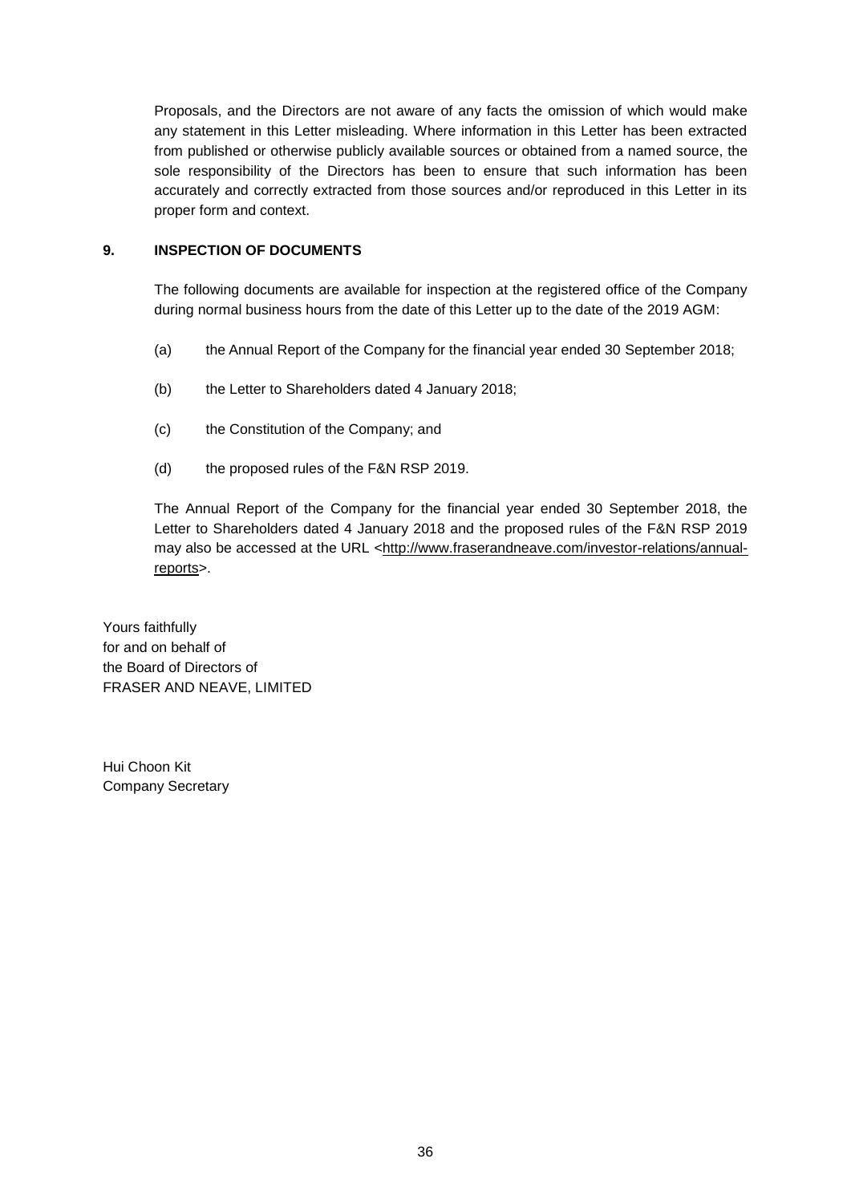Proposals, and the Directors are not aware of any facts the omission of which would make any statement in this Letter misleading. Where information in this Letter has been extracted from published or otherwise publicly available sources or obtained from a named source, the sole responsibility of the Directors has been to ensure that such information has been accurately and correctly extracted from those sources and/or reproduced in this Letter in its proper form and context.

## 9. INSPECTION OF DOCUMENTS

The following documents are available for inspection at the registered office of the Company during normal business hours from the date of this Letter up to the date of the 2019 AGM:

(a) the Annual Report of the Company for the financial year ended 30 September 2018;

(b) the Letter to Shareholders dated 4 January 2018;

(c) the Constitution of the Company; and

(d) the proposed rules of the F&N RSP 2019.

The Annual Report of the Company for the financial year ended 30 September 2018, the Letter to Shareholders dated 4 January 2018 and the proposed rules of the F&N RSP 2019 may also be accessed at the URL <http://www.fraserandneave.com/investor-relations/annual-reports>.

Yours faithfully
for and on behalf of
the Board of Directors of
FRASER AND NEAVE, LIMITED

Hui Choon Kit
Company Secretary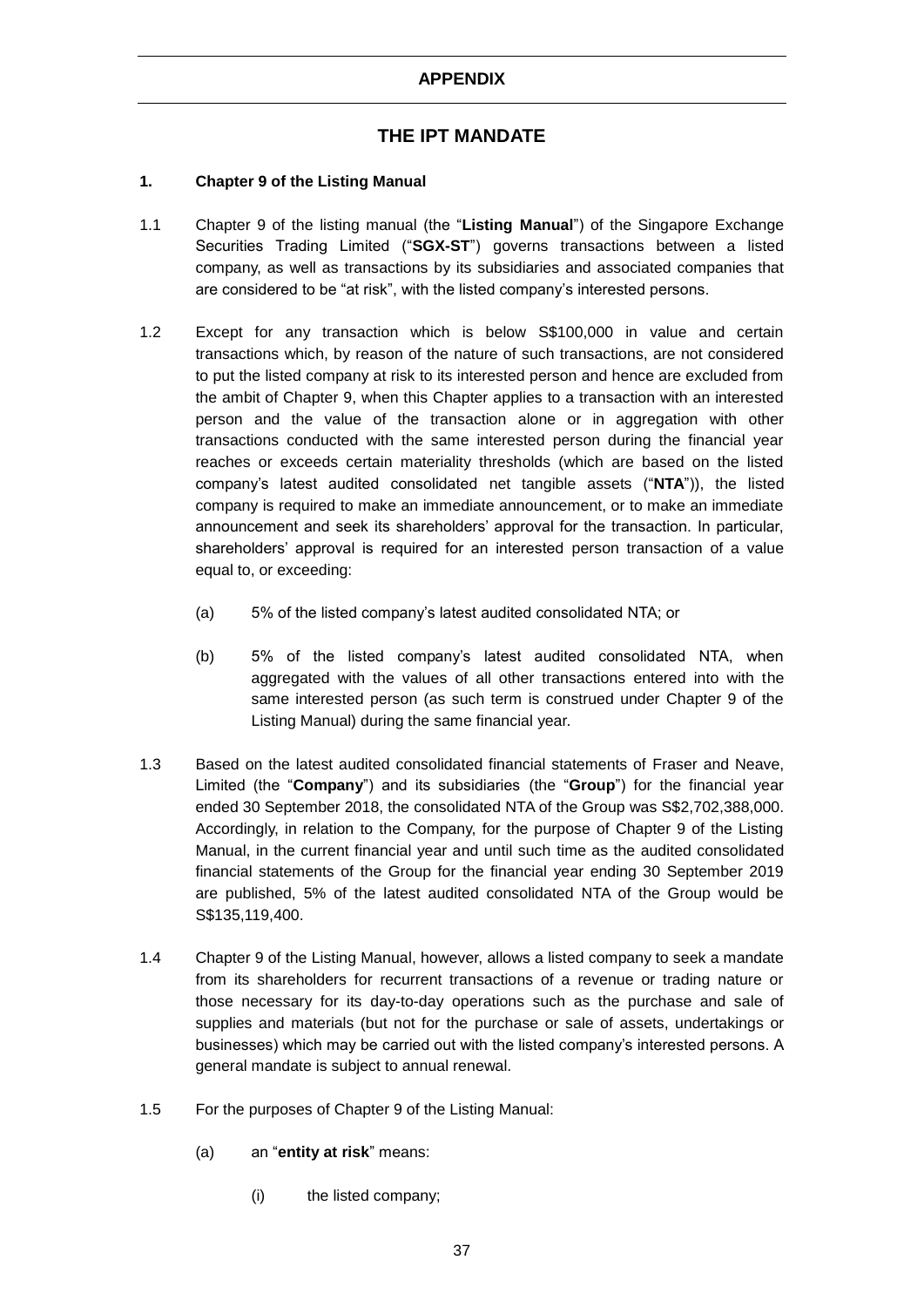## APPENDIX

# THE IPT MANDATE

### 1. Chapter 9 of the Listing Manual

1.1 Chapter 9 of the listing manual (the "**Listing Manual**") of the Singapore Exchange Securities Trading Limited ("**SGX-ST**") governs transactions between a listed company, as well as transactions by its subsidiaries and associated companies that are considered to be "at risk", with the listed company's interested persons.

1.2 Except for any transaction which is below S$100,000 in value and certain transactions which, by reason of the nature of such transactions, are not considered to put the listed company at risk to its interested person and hence are excluded from the ambit of Chapter 9, when this Chapter applies to a transaction with an interested person and the value of the transaction alone or in aggregation with other transactions conducted with the same interested person during the financial year reaches or exceeds certain materiality thresholds (which are based on the listed company's latest audited consolidated net tangible assets ("**NTA**")), the listed company is required to make an immediate announcement, or to make an immediate announcement and seek its shareholders' approval for the transaction. In particular, shareholders' approval is required for an interested person transaction of a value equal to, or exceeding:

(a) 5% of the listed company's latest audited consolidated NTA; or

(b) 5% of the listed company's latest audited consolidated NTA, when aggregated with the values of all other transactions entered into with the same interested person (as such term is construed under Chapter 9 of the Listing Manual) during the same financial year.

1.3 Based on the latest audited consolidated financial statements of Fraser and Neave, Limited (the "**Company**") and its subsidiaries (the "**Group**") for the financial year ended 30 September 2018, the consolidated NTA of the Group was S$2,702,388,000. Accordingly, in relation to the Company, for the purpose of Chapter 9 of the Listing Manual, in the current financial year and until such time as the audited consolidated financial statements of the Group for the financial year ending 30 September 2019 are published, 5% of the latest audited consolidated NTA of the Group would be S$135,119,400.

1.4 Chapter 9 of the Listing Manual, however, allows a listed company to seek a mandate from its shareholders for recurrent transactions of a revenue or trading nature or those necessary for its day-to-day operations such as the purchase and sale of supplies and materials (but not for the purchase or sale of assets, undertakings or businesses) which may be carried out with the listed company's interested persons. A general mandate is subject to annual renewal.

1.5 For the purposes of Chapter 9 of the Listing Manual:

(a) an "**entity at risk**" means:

(i) the listed company;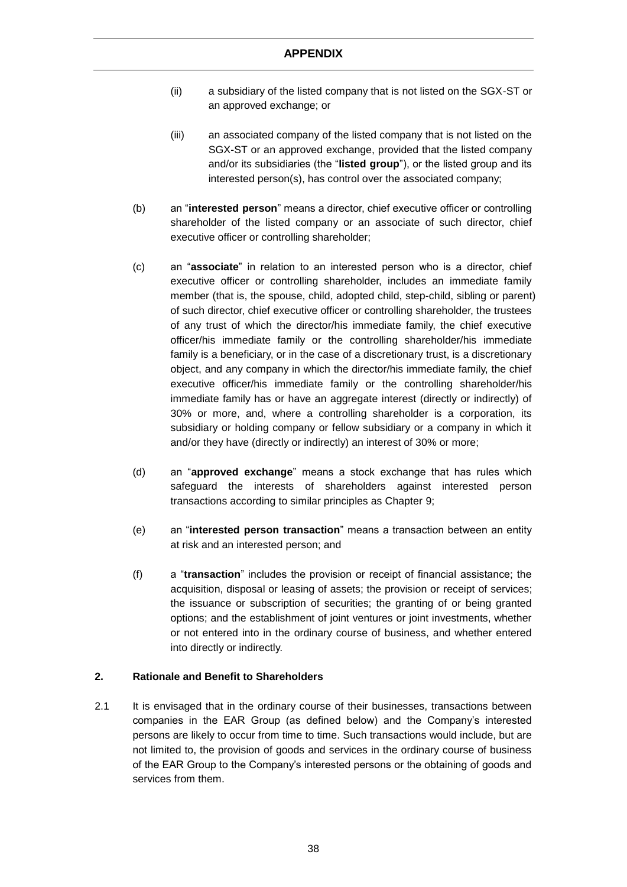(ii) a subsidiary of the listed company that is not listed on the SGX-ST or an approved exchange; or

(iii) an associated company of the listed company that is not listed on the SGX-ST or an approved exchange, provided that the listed company and/or its subsidiaries (the "**listed group**"), or the listed group and its interested person(s), has control over the associated company;

(b) an "**interested person**" means a director, chief executive officer or controlling shareholder of the listed company or an associate of such director, chief executive officer or controlling shareholder;

(c) an "**associate**" in relation to an interested person who is a director, chief executive officer or controlling shareholder, includes an immediate family member (that is, the spouse, child, adopted child, step-child, sibling or parent) of such director, chief executive officer or controlling shareholder, the trustees of any trust of which the director/his immediate family, the chief executive officer/his immediate family or the controlling shareholder/his immediate family is a beneficiary, or in the case of a discretionary trust, is a discretionary object, and any company in which the director/his immediate family, the chief executive officer/his immediate family or the controlling shareholder/his immediate family has or have an aggregate interest (directly or indirectly) of 30% or more, and, where a controlling shareholder is a corporation, its subsidiary or holding company or fellow subsidiary or a company in which it and/or they have (directly or indirectly) an interest of 30% or more;

(d) an "**approved exchange**" means a stock exchange that has rules which safeguard the interests of shareholders against interested person transactions according to similar principles as Chapter 9;

(e) an "**interested person transaction**" means a transaction between an entity at risk and an interested person; and

(f) a "**transaction**" includes the provision or receipt of financial assistance; the acquisition, disposal or leasing of assets; the provision or receipt of services; the issuance or subscription of securities; the granting of or being granted options; and the establishment of joint ventures or joint investments, whether or not entered into in the ordinary course of business, and whether entered into directly or indirectly.

## 2. Rationale and Benefit to Shareholders

2.1 It is envisaged that in the ordinary course of their businesses, transactions between companies in the EAR Group (as defined below) and the Company's interested persons are likely to occur from time to time. Such transactions would include, but are not limited to, the provision of goods and services in the ordinary course of business of the EAR Group to the Company's interested persons or the obtaining of goods and services from them.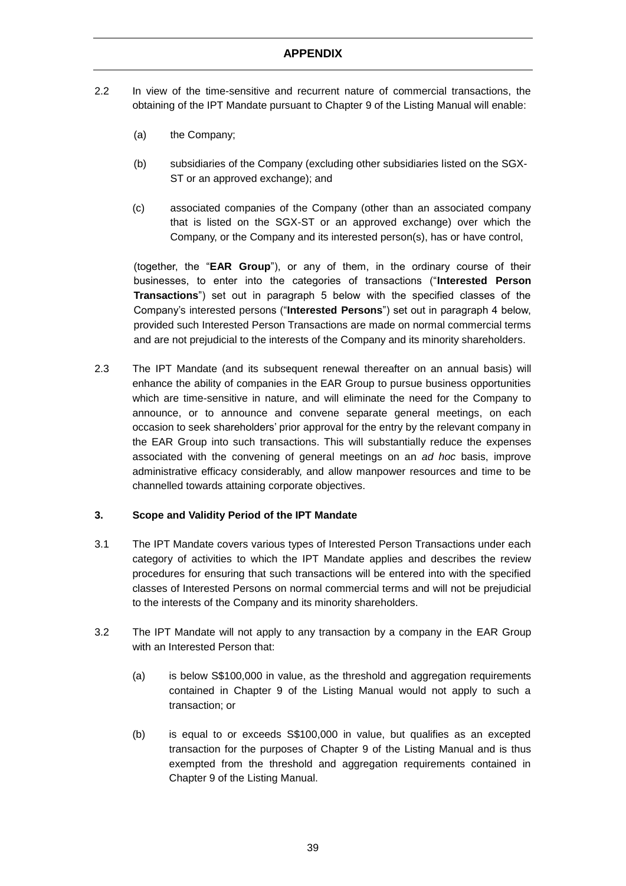## APPENDIX

2.2 In view of the time-sensitive and recurrent nature of commercial transactions, the obtaining of the IPT Mandate pursuant to Chapter 9 of the Listing Manual will enable:

(a) the Company;

(b) subsidiaries of the Company (excluding other subsidiaries listed on the SGX-ST or an approved exchange); and

(c) associated companies of the Company (other than an associated company that is listed on the SGX-ST or an approved exchange) over which the Company, or the Company and its interested person(s), has or have control,

(together, the "**EAR Group**"), or any of them, in the ordinary course of their businesses, to enter into the categories of transactions ("**Interested Person Transactions**") set out in paragraph 5 below with the specified classes of the Company's interested persons ("**Interested Persons**") set out in paragraph 4 below, provided such Interested Person Transactions are made on normal commercial terms and are not prejudicial to the interests of the Company and its minority shareholders.

2.3 The IPT Mandate (and its subsequent renewal thereafter on an annual basis) will enhance the ability of companies in the EAR Group to pursue business opportunities which are time-sensitive in nature, and will eliminate the need for the Company to announce, or to announce and convene separate general meetings, on each occasion to seek shareholders' prior approval for the entry by the relevant company in the EAR Group into such transactions. This will substantially reduce the expenses associated with the convening of general meetings on an *ad hoc* basis, improve administrative efficacy considerably, and allow manpower resources and time to be channelled towards attaining corporate objectives.

### 3. Scope and Validity Period of the IPT Mandate

3.1 The IPT Mandate covers various types of Interested Person Transactions under each category of activities to which the IPT Mandate applies and describes the review procedures for ensuring that such transactions will be entered into with the specified classes of Interested Persons on normal commercial terms and will not be prejudicial to the interests of the Company and its minority shareholders.

3.2 The IPT Mandate will not apply to any transaction by a company in the EAR Group with an Interested Person that:

(a) is below S$100,000 in value, as the threshold and aggregation requirements contained in Chapter 9 of the Listing Manual would not apply to such a transaction; or

(b) is equal to or exceeds S$100,000 in value, but qualifies as an excepted transaction for the purposes of Chapter 9 of the Listing Manual and is thus exempted from the threshold and aggregation requirements contained in Chapter 9 of the Listing Manual.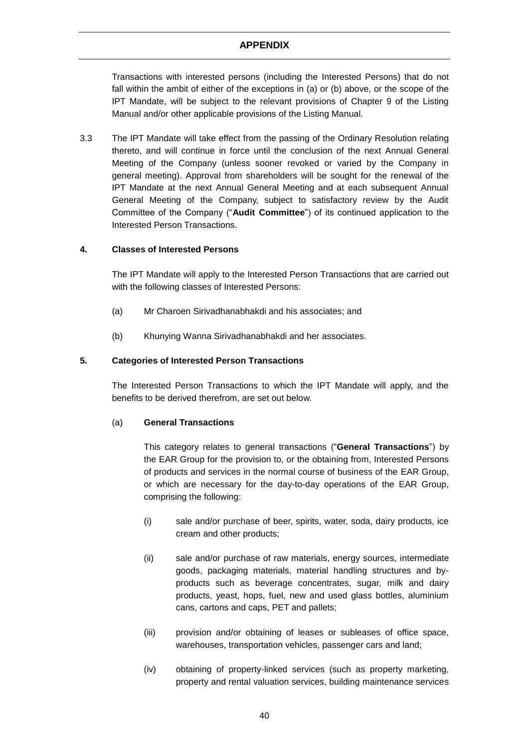Transactions with interested persons (including the Interested Persons) that do not fall within the ambit of either of the exceptions in (a) or (b) above, or the scope of the IPT Mandate, will be subject to the relevant provisions of Chapter 9 of the Listing Manual and/or other applicable provisions of the Listing Manual.

3.3 The IPT Mandate will take effect from the passing of the Ordinary Resolution relating thereto, and will continue in force until the conclusion of the next Annual General Meeting of the Company (unless sooner revoked or varied by the Company in general meeting). Approval from shareholders will be sought for the renewal of the IPT Mandate at the next Annual General Meeting and at each subsequent Annual General Meeting of the Company, subject to satisfactory review by the Audit Committee of the Company ("**Audit Committee**") of its continued application to the Interested Person Transactions.

**4. Classes of Interested Persons**

The IPT Mandate will apply to the Interested Person Transactions that are carried out with the following classes of Interested Persons:

(a) Mr Charoen Sirivadhanabhakdi and his associates; and

(b) Khunying Wanna Sirivadhanabhakdi and her associates.

**5. Categories of Interested Person Transactions**

The Interested Person Transactions to which the IPT Mandate will apply, and the benefits to be derived therefrom, are set out below.

(a) **General Transactions**

This category relates to general transactions ("**General Transactions**") by the EAR Group for the provision to, or the obtaining from, Interested Persons of products and services in the normal course of business of the EAR Group, or which are necessary for the day-to-day operations of the EAR Group, comprising the following:

(i) sale and/or purchase of beer, spirits, water, soda, dairy products, ice cream and other products;

(ii) sale and/or purchase of raw materials, energy sources, intermediate goods, packaging materials, material handling structures and by-products such as beverage concentrates, sugar, milk and dairy products, yeast, hops, fuel, new and used glass bottles, aluminium cans, cartons and caps, PET and pallets;

(iii) provision and/or obtaining of leases or subleases of office space, warehouses, transportation vehicles, passenger cars and land;

(iv) obtaining of property-linked services (such as property marketing, property and rental valuation services, building maintenance services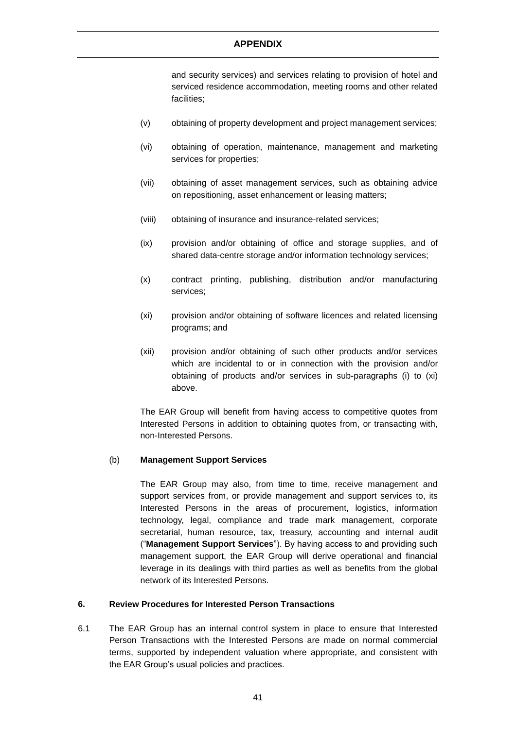and security services) and services relating to provision of hotel and serviced residence accommodation, meeting rooms and other related facilities;

(v) obtaining of property development and project management services;

(vi) obtaining of operation, maintenance, management and marketing services for properties;

(vii) obtaining of asset management services, such as obtaining advice on repositioning, asset enhancement or leasing matters;

(viii) obtaining of insurance and insurance-related services;

(ix) provision and/or obtaining of office and storage supplies, and of shared data-centre storage and/or information technology services;

(x) contract printing, publishing, distribution and/or manufacturing services;

(xi) provision and/or obtaining of software licences and related licensing programs; and

(xii) provision and/or obtaining of such other products and/or services which are incidental to or in connection with the provision and/or obtaining of products and/or services in sub-paragraphs (i) to (xi) above.

The EAR Group will benefit from having access to competitive quotes from Interested Persons in addition to obtaining quotes from, or transacting with, non-Interested Persons.

(b) **Management Support Services**

The EAR Group may also, from time to time, receive management and support services from, or provide management and support services to, its Interested Persons in the areas of procurement, logistics, information technology, legal, compliance and trade mark management, corporate secretarial, human resource, tax, treasury, accounting and internal audit ("**Management Support Services**"). By having access to and providing such management support, the EAR Group will derive operational and financial leverage in its dealings with third parties as well as benefits from the global network of its Interested Persons.

## 6. Review Procedures for Interested Person Transactions

6.1 The EAR Group has an internal control system in place to ensure that Interested Person Transactions with the Interested Persons are made on normal commercial terms, supported by independent valuation where appropriate, and consistent with the EAR Group's usual policies and practices.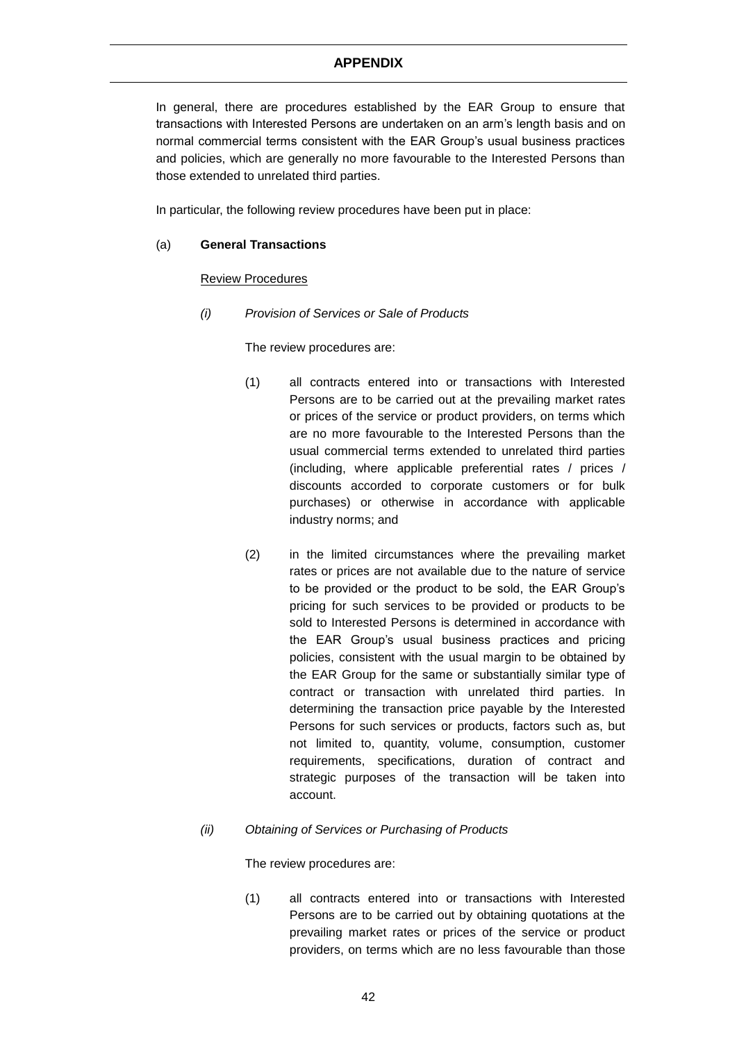# APPENDIX

In general, there are procedures established by the EAR Group to ensure that transactions with Interested Persons are undertaken on an arm's length basis and on normal commercial terms consistent with the EAR Group's usual business practices and policies, which are generally no more favourable to the Interested Persons than those extended to unrelated third parties.

In particular, the following review procedures have been put in place:

(a) **General Transactions**

<u>Review Procedures</u>

*(i) Provision of Services or Sale of Products*

The review procedures are:

(1) all contracts entered into or transactions with Interested Persons are to be carried out at the prevailing market rates or prices of the service or product providers, on terms which are no more favourable to the Interested Persons than the usual commercial terms extended to unrelated third parties (including, where applicable preferential rates / prices / discounts accorded to corporate customers or for bulk purchases) or otherwise in accordance with applicable industry norms; and

(2) in the limited circumstances where the prevailing market rates or prices are not available due to the nature of service to be provided or the product to be sold, the EAR Group's pricing for such services to be provided or products to be sold to Interested Persons is determined in accordance with the EAR Group's usual business practices and pricing policies, consistent with the usual margin to be obtained by the EAR Group for the same or substantially similar type of contract or transaction with unrelated third parties. In determining the transaction price payable by the Interested Persons for such services or products, factors such as, but not limited to, quantity, volume, consumption, customer requirements, specifications, duration of contract and strategic purposes of the transaction will be taken into account.

*(ii) Obtaining of Services or Purchasing of Products*

The review procedures are:

(1) all contracts entered into or transactions with Interested Persons are to be carried out by obtaining quotations at the prevailing market rates or prices of the service or product providers, on terms which are no less favourable than those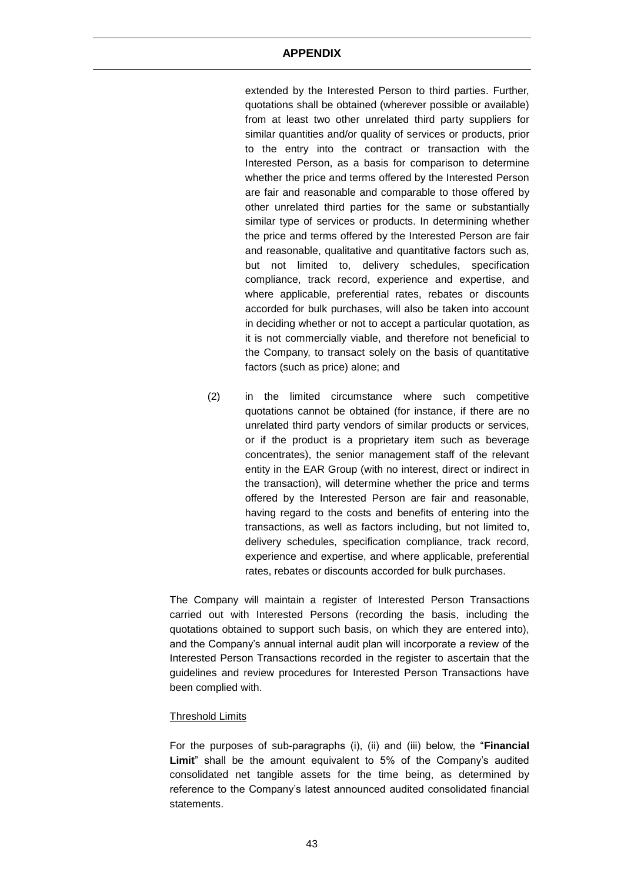extended by the Interested Person to third parties. Further, quotations shall be obtained (wherever possible or available) from at least two other unrelated third party suppliers for similar quantities and/or quality of services or products, prior to the entry into the contract or transaction with the Interested Person, as a basis for comparison to determine whether the price and terms offered by the Interested Person are fair and reasonable and comparable to those offered by other unrelated third parties for the same or substantially similar type of services or products. In determining whether the price and terms offered by the Interested Person are fair and reasonable, qualitative and quantitative factors such as, but not limited to, delivery schedules, specification compliance, track record, experience and expertise, and where applicable, preferential rates, rebates or discounts accorded for bulk purchases, will also be taken into account in deciding whether or not to accept a particular quotation, as it is not commercially viable, and therefore not beneficial to the Company, to transact solely on the basis of quantitative factors (such as price) alone; and

(2) in the limited circumstance where such competitive quotations cannot be obtained (for instance, if there are no unrelated third party vendors of similar products or services, or if the product is a proprietary item such as beverage concentrates), the senior management staff of the relevant entity in the EAR Group (with no interest, direct or indirect in the transaction), will determine whether the price and terms offered by the Interested Person are fair and reasonable, having regard to the costs and benefits of entering into the transactions, as well as factors including, but not limited to, delivery schedules, specification compliance, track record, experience and expertise, and where applicable, preferential rates, rebates or discounts accorded for bulk purchases.

The Company will maintain a register of Interested Person Transactions carried out with Interested Persons (recording the basis, including the quotations obtained to support such basis, on which they are entered into), and the Company's annual internal audit plan will incorporate a review of the Interested Person Transactions recorded in the register to ascertain that the guidelines and review procedures for Interested Person Transactions have been complied with.

Threshold Limits

For the purposes of sub-paragraphs (i), (ii) and (iii) below, the "**Financial Limit**" shall be the amount equivalent to 5% of the Company's audited consolidated net tangible assets for the time being, as determined by reference to the Company's latest announced audited consolidated financial statements.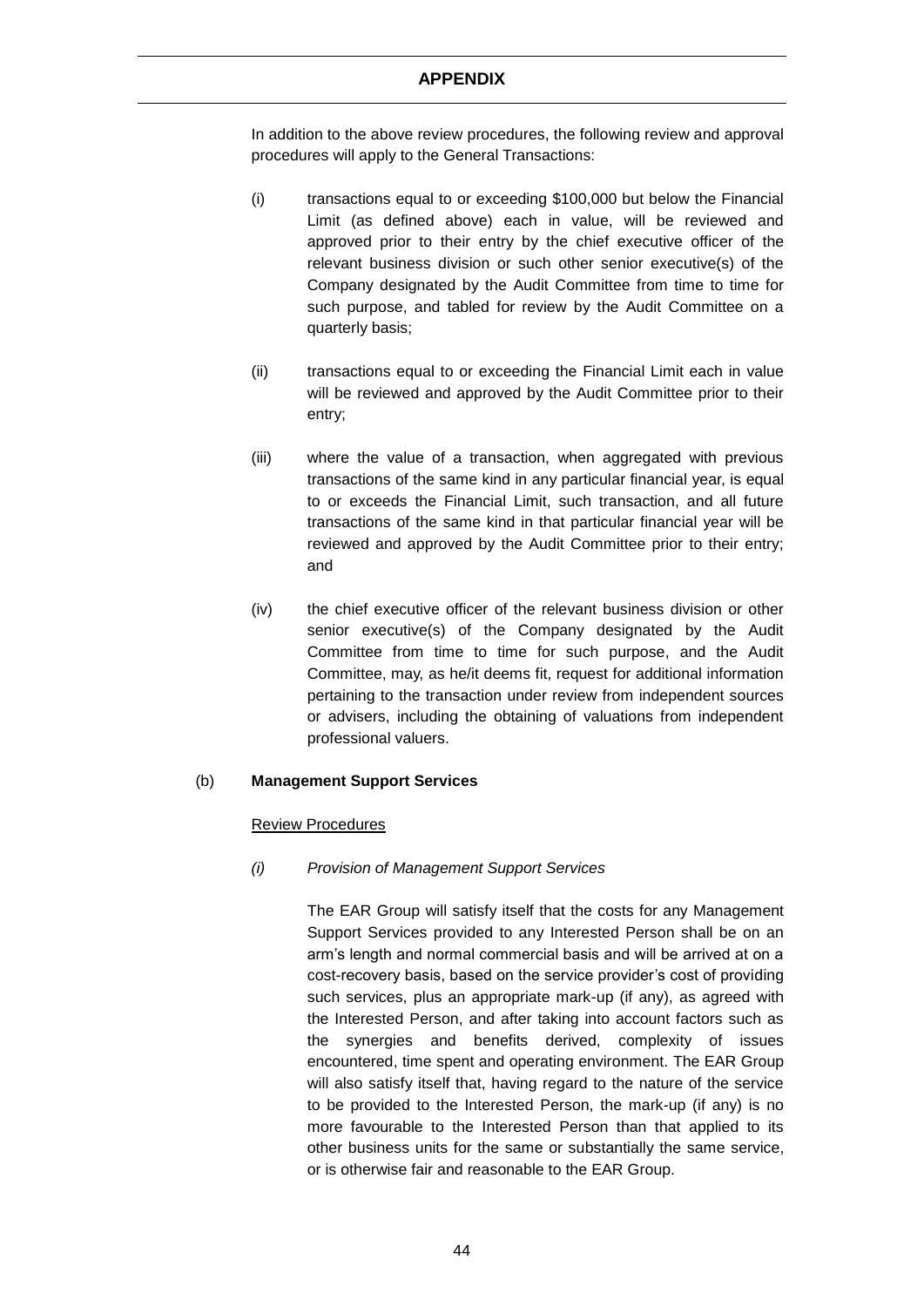In addition to the above review procedures, the following review and approval procedures will apply to the General Transactions:

(i) transactions equal to or exceeding $100,000 but below the Financial Limit (as defined above) each in value, will be reviewed and approved prior to their entry by the chief executive officer of the relevant business division or such other senior executive(s) of the Company designated by the Audit Committee from time to time for such purpose, and tabled for review by the Audit Committee on a quarterly basis;

(ii) transactions equal to or exceeding the Financial Limit each in value will be reviewed and approved by the Audit Committee prior to their entry;

(iii) where the value of a transaction, when aggregated with previous transactions of the same kind in any particular financial year, is equal to or exceeds the Financial Limit, such transaction, and all future transactions of the same kind in that particular financial year will be reviewed and approved by the Audit Committee prior to their entry; and

(iv) the chief executive officer of the relevant business division or other senior executive(s) of the Company designated by the Audit Committee from time to time for such purpose, and the Audit Committee, may, as he/it deems fit, request for additional information pertaining to the transaction under review from independent sources or advisers, including the obtaining of valuations from independent professional valuers.

(b) **Management Support Services**

Review Procedures

*(i) Provision of Management Support Services*

The EAR Group will satisfy itself that the costs for any Management Support Services provided to any Interested Person shall be on an arm's length and normal commercial basis and will be arrived at on a cost-recovery basis, based on the service provider's cost of providing such services, plus an appropriate mark-up (if any), as agreed with the Interested Person, and after taking into account factors such as the synergies and benefits derived, complexity of issues encountered, time spent and operating environment. The EAR Group will also satisfy itself that, having regard to the nature of the service to be provided to the Interested Person, the mark-up (if any) is no more favourable to the Interested Person than that applied to its other business units for the same or substantially the same service, or is otherwise fair and reasonable to the EAR Group.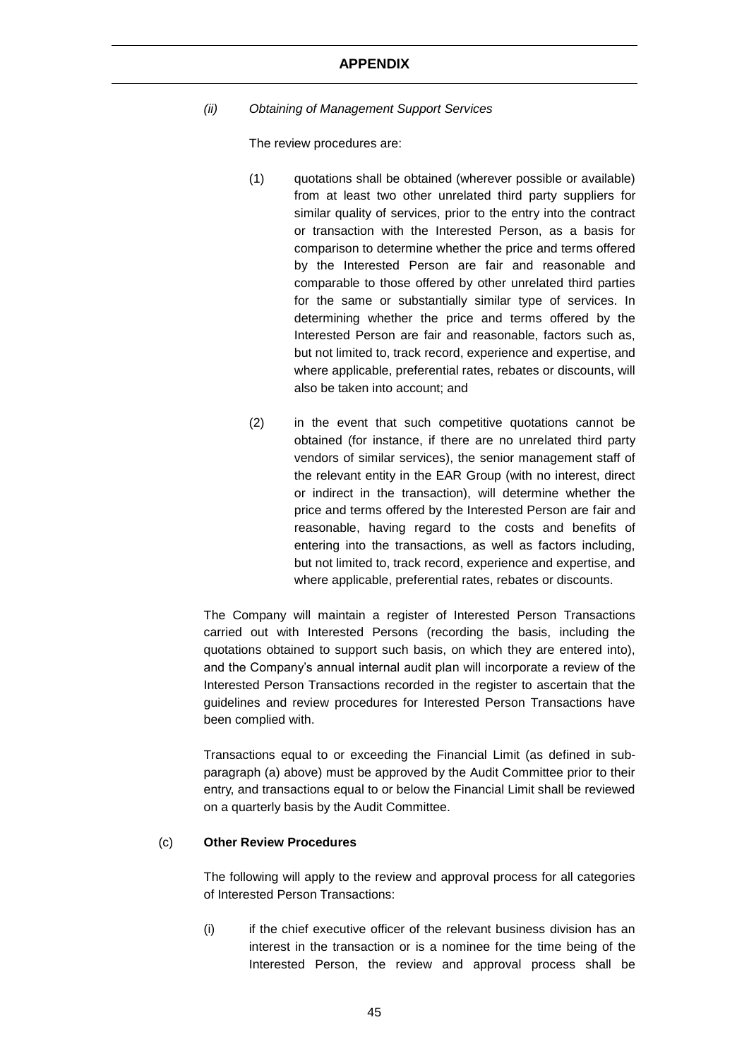*(ii) Obtaining of Management Support Services*

The review procedures are:

(1) quotations shall be obtained (wherever possible or available) from at least two other unrelated third party suppliers for similar quality of services, prior to the entry into the contract or transaction with the Interested Person, as a basis for comparison to determine whether the price and terms offered by the Interested Person are fair and reasonable and comparable to those offered by other unrelated third parties for the same or substantially similar type of services. In determining whether the price and terms offered by the Interested Person are fair and reasonable, factors such as, but not limited to, track record, experience and expertise, and where applicable, preferential rates, rebates or discounts, will also be taken into account; and

(2) in the event that such competitive quotations cannot be obtained (for instance, if there are no unrelated third party vendors of similar services), the senior management staff of the relevant entity in the EAR Group (with no interest, direct or indirect in the transaction), will determine whether the price and terms offered by the Interested Person are fair and reasonable, having regard to the costs and benefits of entering into the transactions, as well as factors including, but not limited to, track record, experience and expertise, and where applicable, preferential rates, rebates or discounts.

The Company will maintain a register of Interested Person Transactions carried out with Interested Persons (recording the basis, including the quotations obtained to support such basis, on which they are entered into), and the Company's annual internal audit plan will incorporate a review of the Interested Person Transactions recorded in the register to ascertain that the guidelines and review procedures for Interested Person Transactions have been complied with.

Transactions equal to or exceeding the Financial Limit (as defined in sub-paragraph (a) above) must be approved by the Audit Committee prior to their entry, and transactions equal to or below the Financial Limit shall be reviewed on a quarterly basis by the Audit Committee.

(c) **Other Review Procedures**

The following will apply to the review and approval process for all categories of Interested Person Transactions:

(i) if the chief executive officer of the relevant business division has an interest in the transaction or is a nominee for the time being of the Interested Person, the review and approval process shall be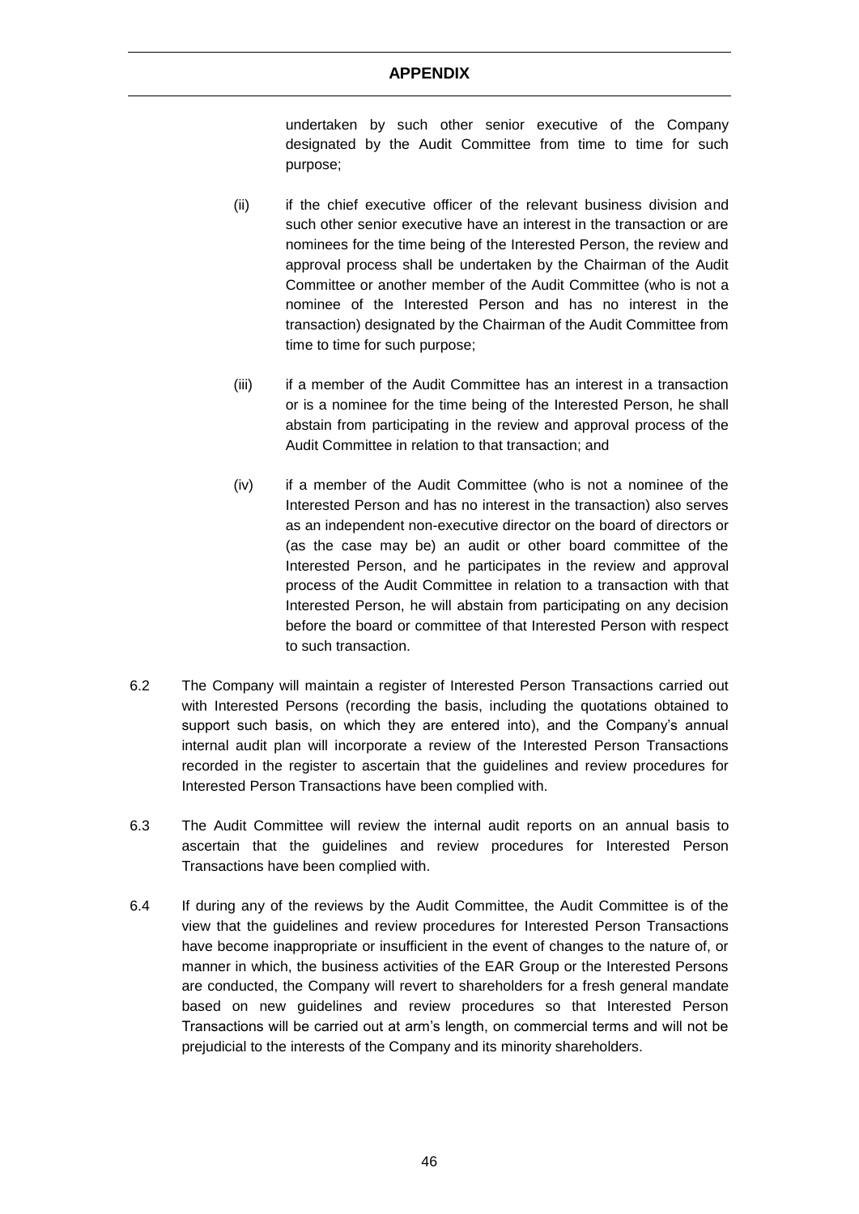undertaken by such other senior executive of the Company designated by the Audit Committee from time to time for such purpose;

(ii) if the chief executive officer of the relevant business division and such other senior executive have an interest in the transaction or are nominees for the time being of the Interested Person, the review and approval process shall be undertaken by the Chairman of the Audit Committee or another member of the Audit Committee (who is not a nominee of the Interested Person and has no interest in the transaction) designated by the Chairman of the Audit Committee from time to time for such purpose;

(iii) if a member of the Audit Committee has an interest in a transaction or is a nominee for the time being of the Interested Person, he shall abstain from participating in the review and approval process of the Audit Committee in relation to that transaction; and

(iv) if a member of the Audit Committee (who is not a nominee of the Interested Person and has no interest in the transaction) also serves as an independent non-executive director on the board of directors or (as the case may be) an audit or other board committee of the Interested Person, and he participates in the review and approval process of the Audit Committee in relation to a transaction with that Interested Person, he will abstain from participating on any decision before the board or committee of that Interested Person with respect to such transaction.

6.2 The Company will maintain a register of Interested Person Transactions carried out with Interested Persons (recording the basis, including the quotations obtained to support such basis, on which they are entered into), and the Company's annual internal audit plan will incorporate a review of the Interested Person Transactions recorded in the register to ascertain that the guidelines and review procedures for Interested Person Transactions have been complied with.

6.3 The Audit Committee will review the internal audit reports on an annual basis to ascertain that the guidelines and review procedures for Interested Person Transactions have been complied with.

6.4 If during any of the reviews by the Audit Committee, the Audit Committee is of the view that the guidelines and review procedures for Interested Person Transactions have become inappropriate or insufficient in the event of changes to the nature of, or manner in which, the business activities of the EAR Group or the Interested Persons are conducted, the Company will revert to shareholders for a fresh general mandate based on new guidelines and review procedures so that Interested Person Transactions will be carried out at arm's length, on commercial terms and will not be prejudicial to the interests of the Company and its minority shareholders.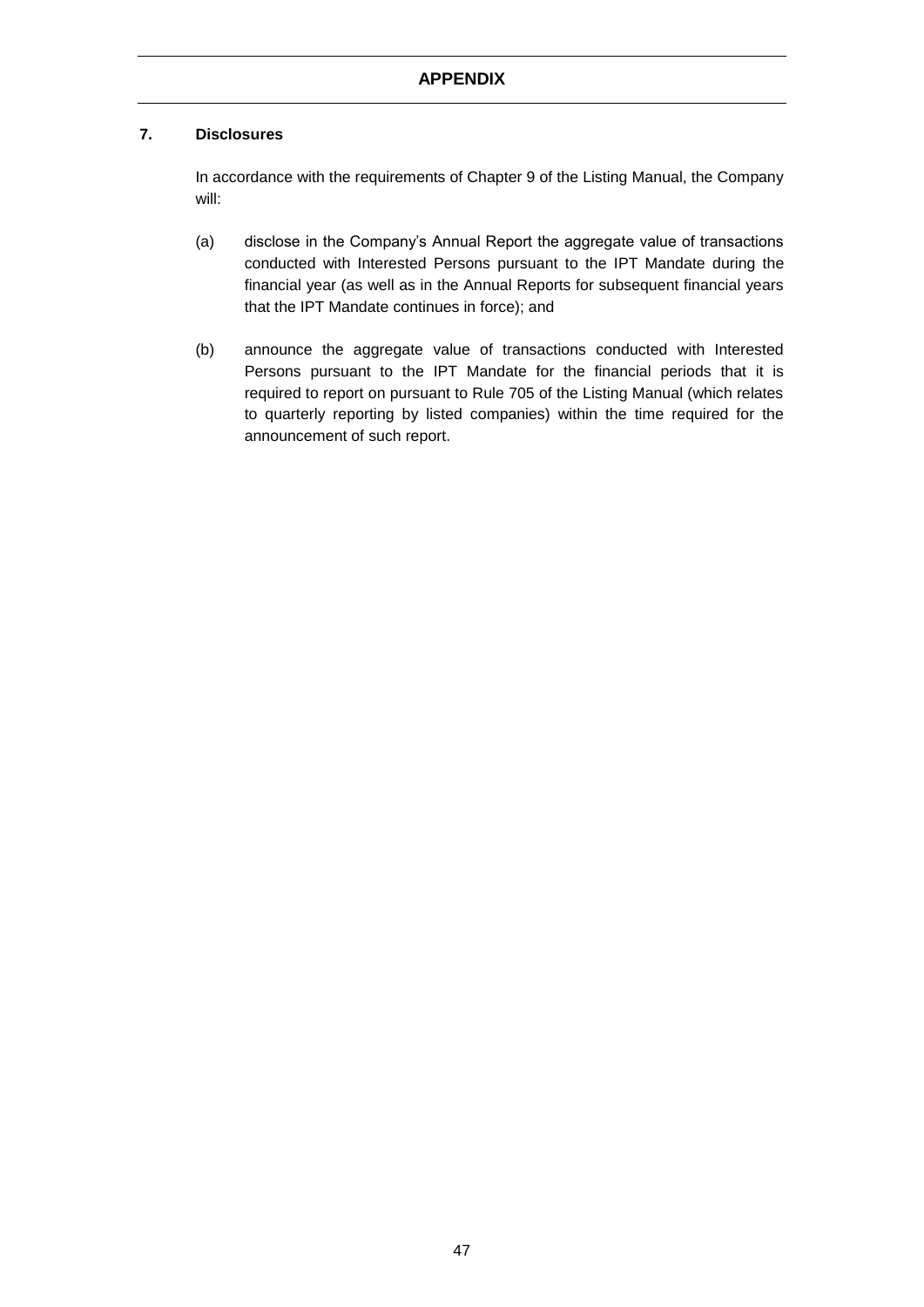## APPENDIX

### 7. Disclosures

In accordance with the requirements of Chapter 9 of the Listing Manual, the Company will:

(a) disclose in the Company's Annual Report the aggregate value of transactions conducted with Interested Persons pursuant to the IPT Mandate during the financial year (as well as in the Annual Reports for subsequent financial years that the IPT Mandate continues in force); and

(b) announce the aggregate value of transactions conducted with Interested Persons pursuant to the IPT Mandate for the financial periods that it is required to report on pursuant to Rule 705 of the Listing Manual (which relates to quarterly reporting by listed companies) within the time required for the announcement of such report.